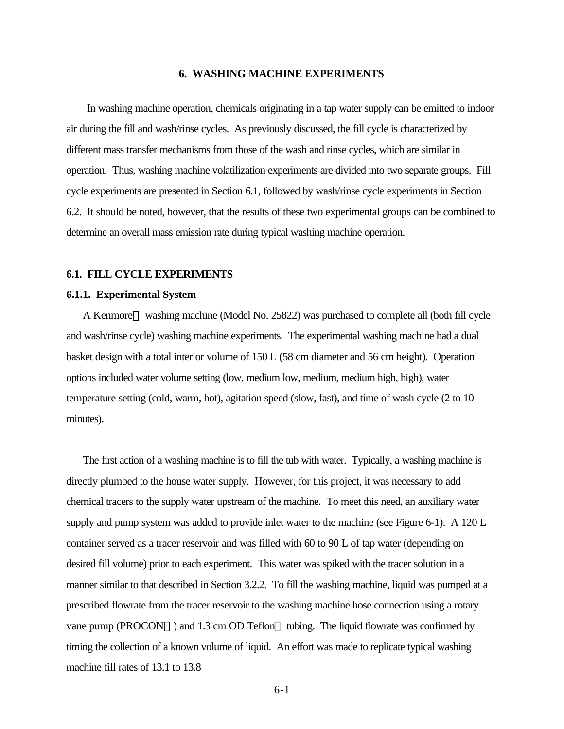# 6. WASHING MACHINE EXPERIMENTS

In washing machine operation, chemicals originating in a tap water supply can be emitted to indoor air during the fill and wash/rinse cycles. As previously discussed, the fill cycle is characterized by different mass transfer mechanisms from those of the wash and rinse cycles, which are similar in operation. Thus, washing machine volatilization experiments are divided into two separate groups. Fill cycle experiments are presented in Section 6.1, followed by wash/rinse cycle experiments in Section 6.2. It should be noted, however, that the results of these two experimental groups can be combined to determine an overall mass emission rate during typical washing machine operation.

## 6.1. FILL CYCLE EXPERIMENTS

### 6.1.1. Experimental System

A Kenmore® washing machine (Model No. 25822) was purchased to complete all (both fill cycle and wash/rinse cycle) washing machine experiments. The experimental washing machine had a dual basket design with a total interior volume of 150 L (58 cm diameter and 56 cm height). Operation options included water volume setting (low, medium low, medium, medium high, high), water temperature setting (cold, warm, hot), agitation speed (slow, fast), and time of wash cycle (2 to 10 minutes).

The first action of a washing machine is to fill the tub with water. Typically, a washing machine is directly plumbed to the house water supply. However, for this project, it was necessary to add chemical tracers to the supply water upstream of the machine. To meet this need, an auxiliary water supply and pump system was added to provide inlet water to the machine (see Figure 6-1). A 120 L container served as a tracer reservoir and was filled with 60 to 90 L of tap water (depending on desired fill volume) prior to each experiment. This water was spiked with the tracer solution in a manner similar to that described in Section 3.2.2. To fill the washing machine, liquid was pumped at a prescribed flowrate from the tracer reservoir to the washing machine hose connection using a rotary vane pump (PROCON®) and 1.3 cm OD Teflon® tubing. The liquid flowrate was confirmed by timing the collection of a known volume of liquid. An effort was made to replicate typical washing machine fill rates of 13.1 to 13.8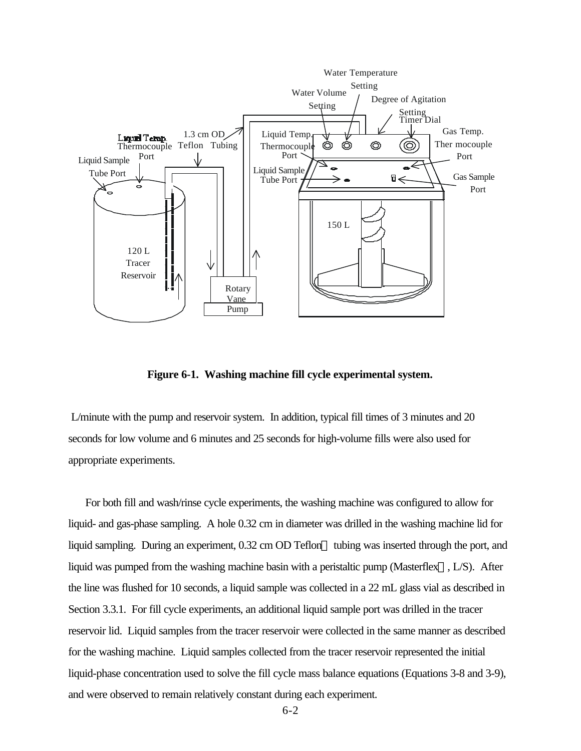**Figure 6-1. Washing machine fill cycle experimental system.**

L/minute with the pump and reservoir system. In addition, typical fill times of 3 minutes and 20 seconds for low volume and 6 minutes and 25 seconds for high-volume fills were also used for appropriate experiments.

For both fill and wash/rinse cycle experiments, the washing machine was configured to allow for liquid- and gas-phase sampling. A hole 0.32 cm in diameter was drilled in the washing machine lid for liquid sampling. During an experiment, 0.32 cm OD Teflon tubing was inserted through the port, and liquid was pumped from the washing machine basin with a peristaltic pump (Masterflex, L/S). After the line was flushed for 10 seconds, a liquid sample was collected in a 22 mL glass vial as described in Section 3.3.1. For fill cycle experiments, an additional liquid sample port was drilled in the tracer reservoir lid. Liquid samples from the tracer reservoir were collected in the same manner as described for the washing machine. Liquid samples collected from the tracer reservoir represented the initial liquid-phase concentration used to solve the fill cycle mass balance equations (Equations 3-8 and 3-9), and were observed to remain relatively constant during each experiment.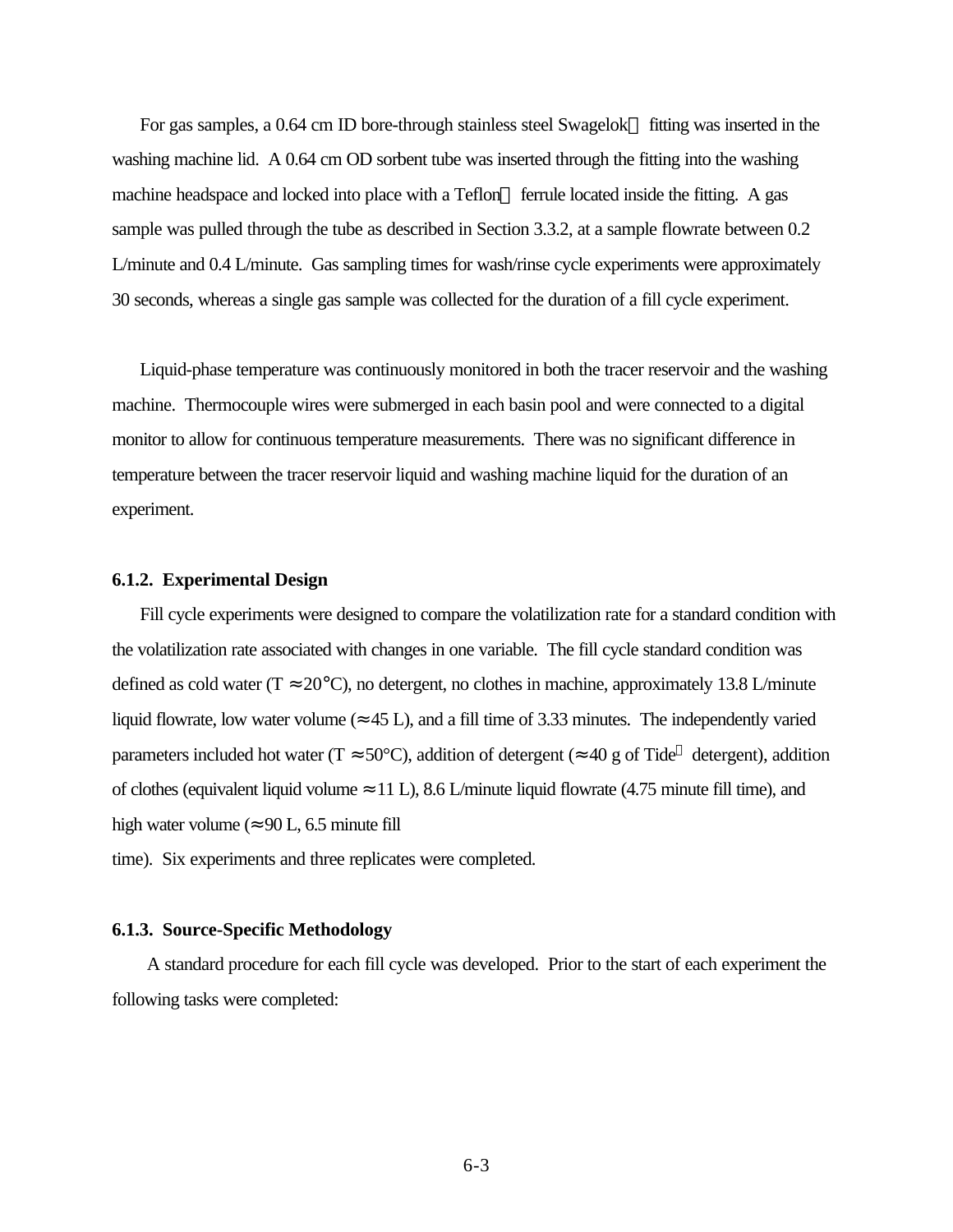For gas samples, a 0.64 cm ID bore-through stainless steel Swagelok® fitting was inserted in the washing machine lid. A 0.64 cm OD sorbent tube was inserted through the fitting into the washing machine headspace and locked into place with a Teflon® ferrule located inside the fitting. A gas sample was pulled through the tube as described in Section 3.3.2, at a sample flowrate between 0.2 L/minute and 0.4 L/minute. Gas sampling times for wash/rinse cycle experiments were approximately 30 seconds, whereas a single gas sample was collected for the duration of a fill cycle experiment.

Liquid-phase temperature was continuously monitored in both the tracer reservoir and the washing machine. Thermocouple wires were submerged in each basin pool and were connected to a digital monitor to allow for continuous temperature measurements. There was no significant difference in temperature between the tracer reservoir liquid and washing machine liquid for the duration of an experiment.

### 6.1.2. Experimental Design

Fill cycle experiments were designed to compare the volatilization rate for a standard condition with the volatilization rate associated with changes in one variable. The fill cycle standard condition was defined as cold water ($T \approx 20°C$), no detergent, no clothes in machine, approximately 13.8 L/minute liquid flowrate, low water volume ($\approx 45$ L), and a fill time of 3.33 minutes. The independently varied parameters included hot water ($T \approx 50°C$), addition of detergent ($\approx 40$ g of Tide® detergent), addition of clothes (equivalent liquid volume $\approx 11$ L), 8.6 L/minute liquid flowrate (4.75 minute fill time), and high water volume ($\approx 90$ L, 6.5 minute fill time). Six experiments and three replicates were completed.

### 6.1.3. Source-Specific Methodology

A standard procedure for each fill cycle was developed. Prior to the start of each experiment the following tasks were completed: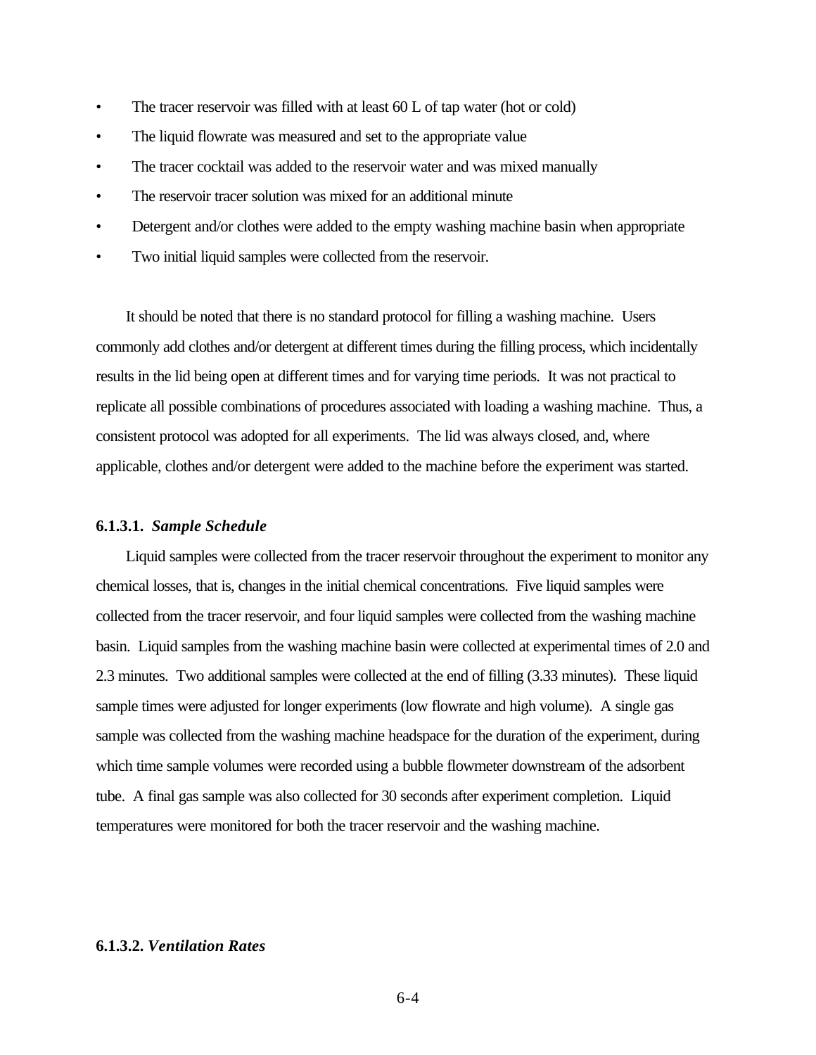- The tracer reservoir was filled with at least 60 L of tap water (hot or cold)
- The liquid flowrate was measured and set to the appropriate value
- The tracer cocktail was added to the reservoir water and was mixed manually
- The reservoir tracer solution was mixed for an additional minute
- Detergent and/or clothes were added to the empty washing machine basin when appropriate
- Two initial liquid samples were collected from the reservoir.

It should be noted that there is no standard protocol for filling a washing machine. Users commonly add clothes and/or detergent at different times during the filling process, which incidentally results in the lid being open at different times and for varying time periods. It was not practical to replicate all possible combinations of procedures associated with loading a washing machine. Thus, a consistent protocol was adopted for all experiments. The lid was always closed, and, where applicable, clothes and/or detergent were added to the machine before the experiment was started.

#### 6.1.3.1. *Sample Schedule*

Liquid samples were collected from the tracer reservoir throughout the experiment to monitor any chemical losses, that is, changes in the initial chemical concentrations. Five liquid samples were collected from the tracer reservoir, and four liquid samples were collected from the washing machine basin. Liquid samples from the washing machine basin were collected at experimental times of 2.0 and 2.3 minutes. Two additional samples were collected at the end of filling (3.33 minutes). These liquid sample times were adjusted for longer experiments (low flowrate and high volume). A single gas sample was collected from the washing machine headspace for the duration of the experiment, during which time sample volumes were recorded using a bubble flowmeter downstream of the adsorbent tube. A final gas sample was also collected for 30 seconds after experiment completion. Liquid temperatures were monitored for both the tracer reservoir and the washing machine.

#### 6.1.3.2. *Ventilation Rates*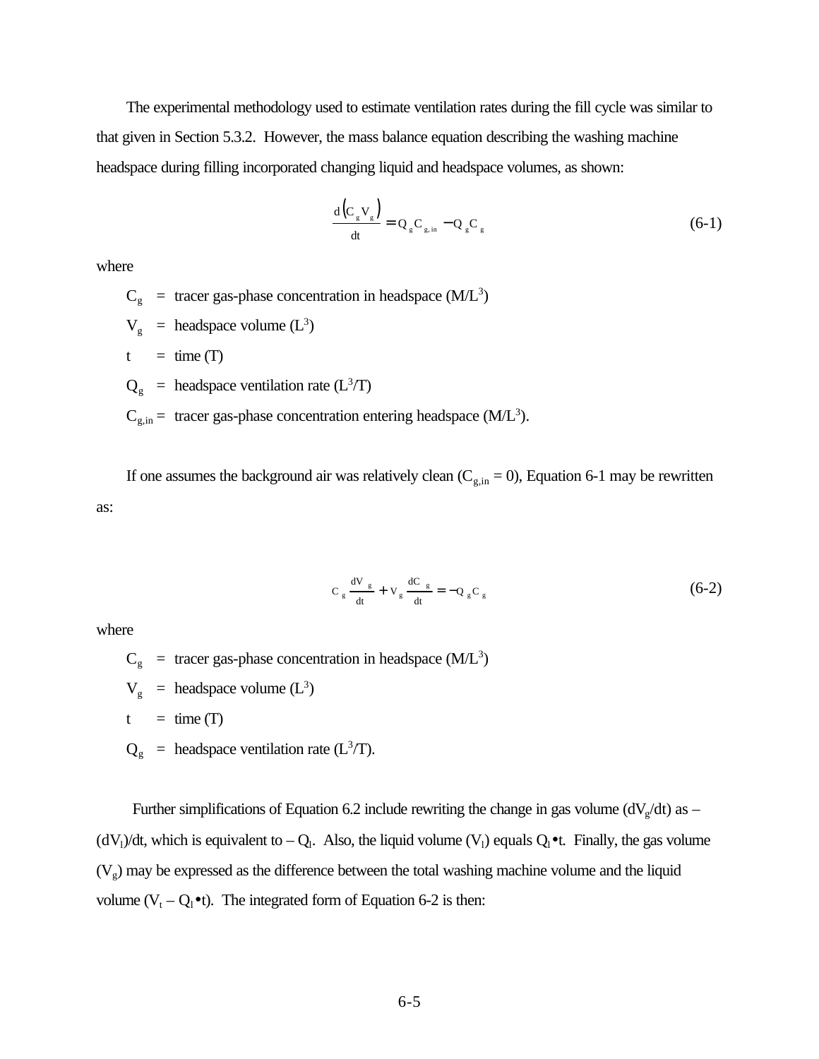The experimental methodology used to estimate ventilation rates during the fill cycle was similar to that given in Section 5.3.2. However, the mass balance equation describing the washing machine headspace during filling incorporated changing liquid and headspace volumes, as shown:

$$\frac{d\left(C_g V_g\right)}{dt} = Q_g C_{g,in} - Q_g C_g \tag{6-1}$$

where

$C_g$ = tracer gas-phase concentration in headspace ($M/L^3$)

$V_g$ = headspace volume ($L^3$)

$t$ = time (T)

$Q_g$ = headspace ventilation rate ($L^3/T$)

$C_{g,in}$ = tracer gas-phase concentration entering headspace ($M/L^3$).

If one assumes the background air was relatively clean ($C_{g,in} = 0$), Equation 6-1 may be rewritten as:

$$C_g \frac{dV_g}{dt} + V_g \frac{dC_g}{dt} = -Q_g C_g \tag{6-2}$$

where

$C_g$ = tracer gas-phase concentration in headspace ($M/L^3$)

$V_g$ = headspace volume ($L^3$)

$t$ = time (T)

$Q_g$ = headspace ventilation rate ($L^3/T$).

Further simplifications of Equation 6.2 include rewriting the change in gas volume ($dV_g/dt$) as $-(dV_l)/dt$, which is equivalent to $-Q_l$. Also, the liquid volume ($V_l$) equals $Q_l \bullet t$. Finally, the gas volume ($V_g$) may be expressed as the difference between the total washing machine volume and the liquid volume ($V_t - Q_l \bullet t$). The integrated form of Equation 6-2 is then: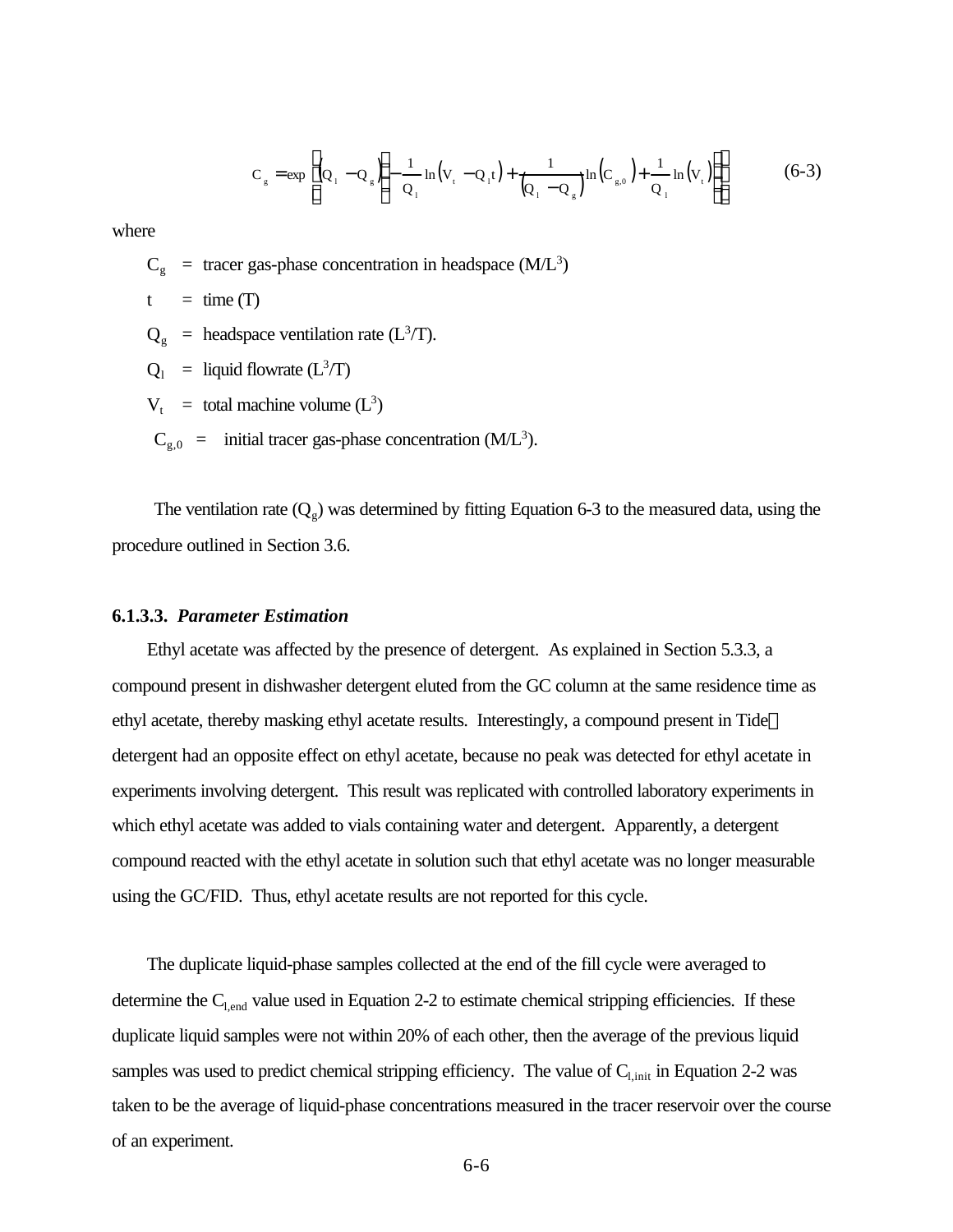$$C_g = \exp\left[(Q_l - Q_g)\left(-\frac{1}{Q_l}\ln(V_t - Q_l t) + \frac{1}{(Q_l - Q_g)}\ln(C_{g,0}) + \frac{1}{Q_l}\ln(V_t)\right)\right] \qquad (6\text{-}3)$$

where

$C_g$ = tracer gas-phase concentration in headspace ($M/L^3$)

$t$ = time (T)

$Q_g$ = headspace ventilation rate ($L^3/T$).

$Q_l$ = liquid flowrate ($L^3/T$)

$V_t$ = total machine volume ($L^3$)

$C_{g,0}$ = initial tracer gas-phase concentration ($M/L^3$).

The ventilation rate ($Q_g$) was determined by fitting Equation 6-3 to the measured data, using the procedure outlined in Section 3.6.

#### 6.1.3.3. *Parameter Estimation*

Ethyl acetate was affected by the presence of detergent. As explained in Section 5.3.3, a compound present in dishwasher detergent eluted from the GC column at the same residence time as ethyl acetate, thereby masking ethyl acetate results. Interestingly, a compound present in Tide detergent had an opposite effect on ethyl acetate, because no peak was detected for ethyl acetate in experiments involving detergent. This result was replicated with controlled laboratory experiments in which ethyl acetate was added to vials containing water and detergent. Apparently, a detergent compound reacted with the ethyl acetate in solution such that ethyl acetate was no longer measurable using the GC/FID. Thus, ethyl acetate results are not reported for this cycle.

The duplicate liquid-phase samples collected at the end of the fill cycle were averaged to determine the $C_{l,end}$ value used in Equation 2-2 to estimate chemical stripping efficiencies. If these duplicate liquid samples were not within 20% of each other, then the average of the previous liquid samples was used to predict chemical stripping efficiency. The value of $C_{l,init}$ in Equation 2-2 was taken to be the average of liquid-phase concentrations measured in the tracer reservoir over the course of an experiment.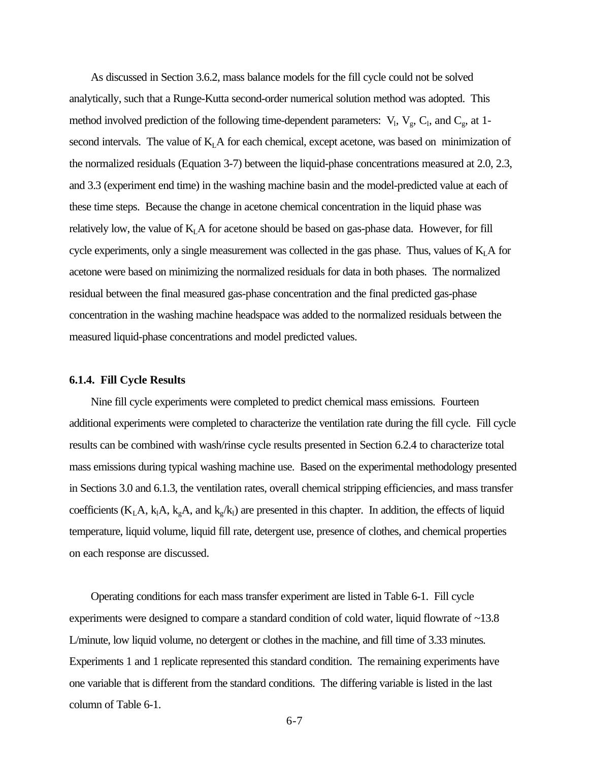As discussed in Section 3.6.2, mass balance models for the fill cycle could not be solved analytically, such that a Runge-Kutta second-order numerical solution method was adopted. This method involved prediction of the following time-dependent parameters: $V_l$, $V_g$, $C_l$, and $C_g$, at 1-second intervals. The value of $K_LA$ for each chemical, except acetone, was based on minimization of the normalized residuals (Equation 3-7) between the liquid-phase concentrations measured at 2.0, 2.3, and 3.3 (experiment end time) in the washing machine basin and the model-predicted value at each of these time steps. Because the change in acetone chemical concentration in the liquid phase was relatively low, the value of $K_LA$ for acetone should be based on gas-phase data. However, for fill cycle experiments, only a single measurement was collected in the gas phase. Thus, values of $K_LA$ for acetone were based on minimizing the normalized residuals for data in both phases. The normalized residual between the final measured gas-phase concentration and the final predicted gas-phase concentration in the washing machine headspace was added to the normalized residuals between the measured liquid-phase concentrations and model predicted values.

### 6.1.4. Fill Cycle Results

Nine fill cycle experiments were completed to predict chemical mass emissions. Fourteen additional experiments were completed to characterize the ventilation rate during the fill cycle. Fill cycle results can be combined with wash/rinse cycle results presented in Section 6.2.4 to characterize total mass emissions during typical washing machine use. Based on the experimental methodology presented in Sections 3.0 and 6.1.3, the ventilation rates, overall chemical stripping efficiencies, and mass transfer coefficients ($K_LA$, $k_lA$, $k_gA$, and $k_g/k_l$) are presented in this chapter. In addition, the effects of liquid temperature, liquid volume, liquid fill rate, detergent use, presence of clothes, and chemical properties on each response are discussed.

Operating conditions for each mass transfer experiment are listed in Table 6-1. Fill cycle experiments were designed to compare a standard condition of cold water, liquid flowrate of ~13.8 L/minute, low liquid volume, no detergent or clothes in the machine, and fill time of 3.33 minutes. Experiments 1 and 1 replicate represented this standard condition. The remaining experiments have one variable that is different from the standard conditions. The differing variable is listed in the last column of Table 6-1.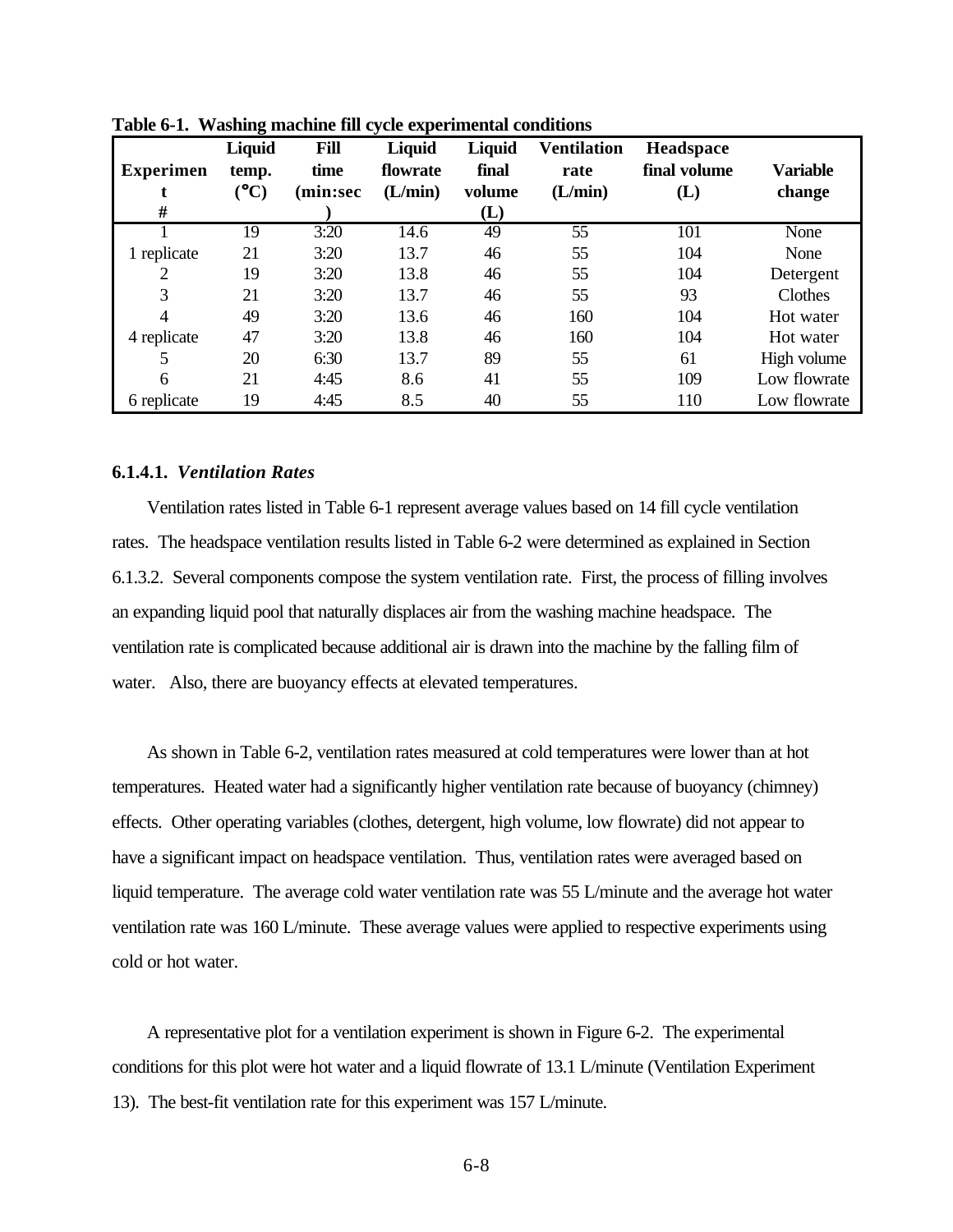**Table 6-1. Washing machine fill cycle experimental conditions**

| Experiment # | Liquid temp. (°C) | Fill time (min:sec) | Liquid flowrate (L/min) | Liquid final volume (L) | Ventilation rate (L/min) | Headspace final volume (L) | Variable change |
|---|---|---|---|---|---|---|---|
| 1 | 19 | 3:20 | 14.6 | 49 | 55 | 101 | None |
| 1 replicate | 21 | 3:20 | 13.7 | 46 | 55 | 104 | None |
| 2 | 19 | 3:20 | 13.8 | 46 | 55 | 104 | Detergent |
| 3 | 21 | 3:20 | 13.7 | 46 | 55 | 93 | Clothes |
| 4 | 49 | 3:20 | 13.6 | 46 | 160 | 104 | Hot water |
| 4 replicate | 47 | 3:20 | 13.8 | 46 | 160 | 104 | Hot water |
| 5 | 20 | 6:30 | 13.7 | 89 | 55 | 61 | High volume |
| 6 | 21 | 4:45 | 8.6 | 41 | 55 | 109 | Low flowrate |
| 6 replicate | 19 | 4:45 | 8.5 | 40 | 55 | 110 | Low flowrate |

#### 6.1.4.1. *Ventilation Rates*

Ventilation rates listed in Table 6-1 represent average values based on 14 fill cycle ventilation rates. The headspace ventilation results listed in Table 6-2 were determined as explained in Section 6.1.3.2. Several components compose the system ventilation rate. First, the process of filling involves an expanding liquid pool that naturally displaces air from the washing machine headspace. The ventilation rate is complicated because additional air is drawn into the machine by the falling film of water. Also, there are buoyancy effects at elevated temperatures.

As shown in Table 6-2, ventilation rates measured at cold temperatures were lower than at hot temperatures. Heated water had a significantly higher ventilation rate because of buoyancy (chimney) effects. Other operating variables (clothes, detergent, high volume, low flowrate) did not appear to have a significant impact on headspace ventilation. Thus, ventilation rates were averaged based on liquid temperature. The average cold water ventilation rate was 55 L/minute and the average hot water ventilation rate was 160 L/minute. These average values were applied to respective experiments using cold or hot water.

A representative plot for a ventilation experiment is shown in Figure 6-2. The experimental conditions for this plot were hot water and a liquid flowrate of 13.1 L/minute (Ventilation Experiment 13). The best-fit ventilation rate for this experiment was 157 L/minute.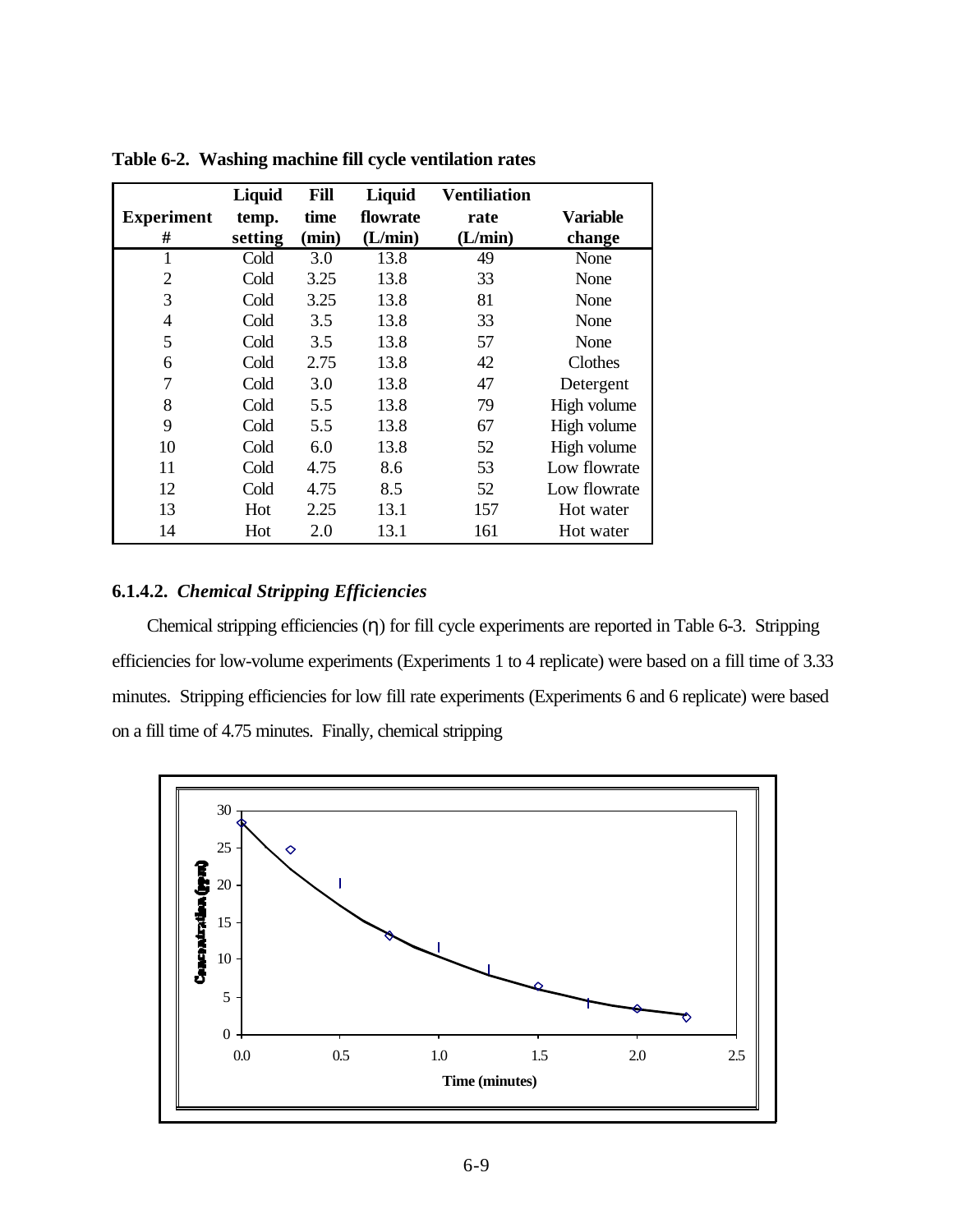**Table 6-2. Washing machine fill cycle ventilation rates**

| Experiment # | Liquid temp. setting | Fill time (min) | Liquid flowrate (L/min) | Ventilation rate (L/min) | Variable change |
|---|---|---|---|---|---|
| 1 | Cold | 3.0 | 13.8 | 49 | None |
| 2 | Cold | 3.25 | 13.8 | 33 | None |
| 3 | Cold | 3.25 | 13.8 | 81 | None |
| 4 | Cold | 3.5 | 13.8 | 33 | None |
| 5 | Cold | 3.5 | 13.8 | 57 | None |
| 6 | Cold | 2.75 | 13.8 | 42 | Clothes |
| 7 | Cold | 3.0 | 13.8 | 47 | Detergent |
| 8 | Cold | 5.5 | 13.8 | 79 | High volume |
| 9 | Cold | 5.5 | 13.8 | 67 | High volume |
| 10 | Cold | 6.0 | 13.8 | 52 | High volume |
| 11 | Cold | 4.75 | 8.6 | 53 | Low flowrate |
| 12 | Cold | 4.75 | 8.5 | 52 | Low flowrate |
| 13 | Hot | 2.25 | 13.1 | 157 | Hot water |
| 14 | Hot | 2.0 | 13.1 | 161 | Hot water |

### 6.1.4.2. *Chemical Stripping Efficiencies*

Chemical stripping efficiencies (η) for fill cycle experiments are reported in Table 6-3. Stripping efficiencies for low-volume experiments (Experiments 1 to 4 replicate) were based on a fill time of 3.33 minutes. Stripping efficiencies for low fill rate experiments (Experiments 6 and 6 replicate) were based on a fill time of 4.75 minutes. Finally, chemical stripping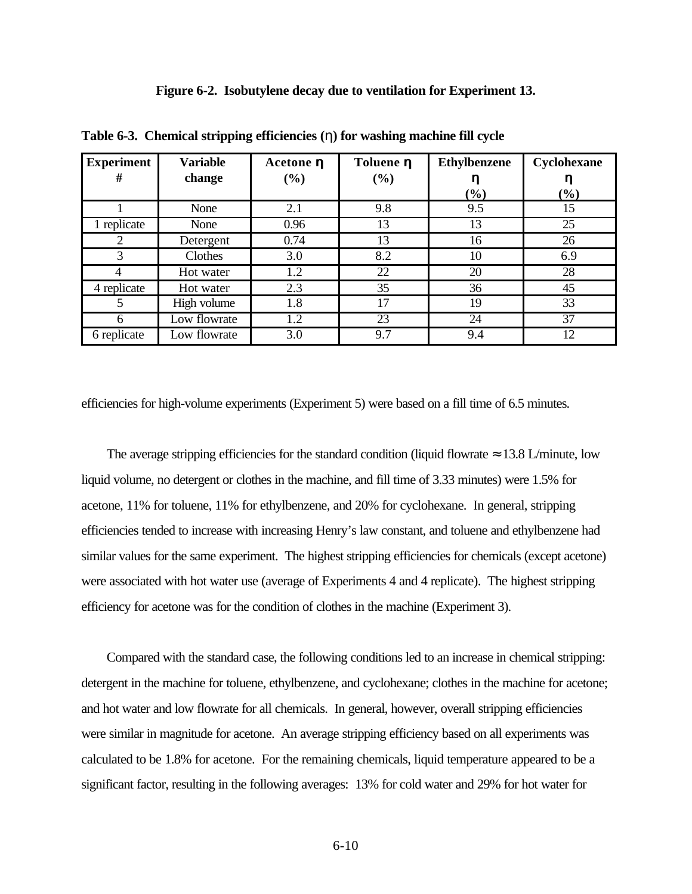**Figure 6-2. Isobutylene decay due to ventilation for Experiment 13.**

**Table 6-3. Chemical stripping efficiencies (η) for washing machine fill cycle**

| Experiment # | Variable change | Acetone η (%) | Toluene η (%) | Ethylbenzene η (%) | Cyclohexane η (%) |
|---|---|---|---|---|---|
| 1 | None | 2.1 | 9.8 | 9.5 | 15 |
| 1 replicate | None | 0.96 | 13 | 13 | 25 |
| 2 | Detergent | 0.74 | 13 | 16 | 26 |
| 3 | Clothes | 3.0 | 8.2 | 10 | 6.9 |
| 4 | Hot water | 1.2 | 22 | 20 | 28 |
| 4 replicate | Hot water | 2.3 | 35 | 36 | 45 |
| 5 | High volume | 1.8 | 17 | 19 | 33 |
| 6 | Low flowrate | 1.2 | 23 | 24 | 37 |
| 6 replicate | Low flowrate | 3.0 | 9.7 | 9.4 | 12 |

efficiencies for high-volume experiments (Experiment 5) were based on a fill time of 6.5 minutes.

The average stripping efficiencies for the standard condition (liquid flowrate ≈ 13.8 L/minute, low liquid volume, no detergent or clothes in the machine, and fill time of 3.33 minutes) were 1.5% for acetone, 11% for toluene, 11% for ethylbenzene, and 20% for cyclohexane. In general, stripping efficiencies tended to increase with increasing Henry's law constant, and toluene and ethylbenzene had similar values for the same experiment. The highest stripping efficiencies for chemicals (except acetone) were associated with hot water use (average of Experiments 4 and 4 replicate). The highest stripping efficiency for acetone was for the condition of clothes in the machine (Experiment 3).

Compared with the standard case, the following conditions led to an increase in chemical stripping: detergent in the machine for toluene, ethylbenzene, and cyclohexane; clothes in the machine for acetone; and hot water and low flowrate for all chemicals. In general, however, overall stripping efficiencies were similar in magnitude for acetone. An average stripping efficiency based on all experiments was calculated to be 1.8% for acetone. For the remaining chemicals, liquid temperature appeared to be a significant factor, resulting in the following averages: 13% for cold water and 29% for hot water for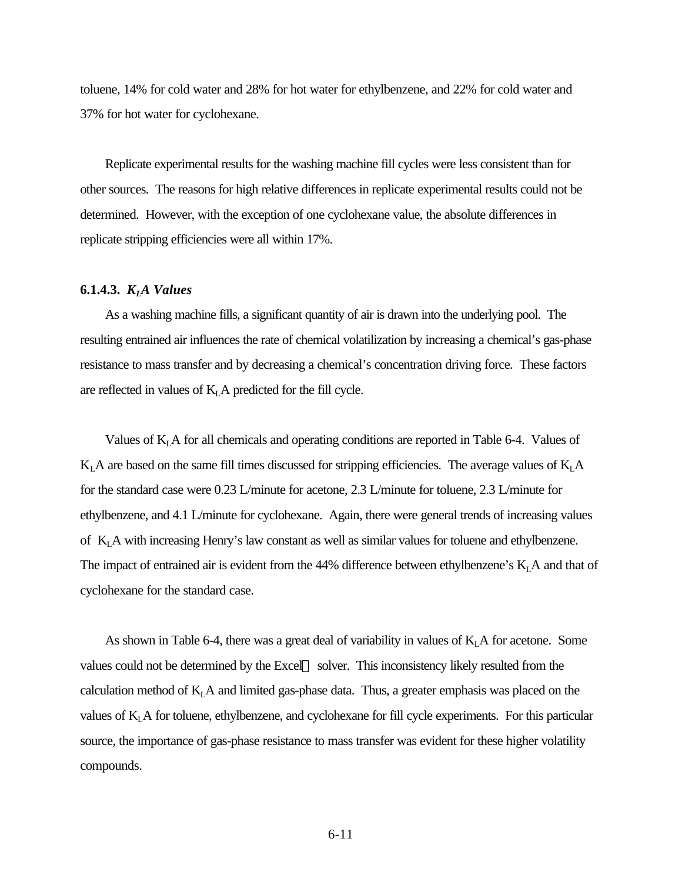toluene, 14% for cold water and 28% for hot water for ethylbenzene, and 22% for cold water and 37% for hot water for cyclohexane.

Replicate experimental results for the washing machine fill cycles were less consistent than for other sources. The reasons for high relative differences in replicate experimental results could not be determined. However, with the exception of one cyclohexane value, the absolute differences in replicate stripping efficiencies were all within 17%.

### 6.1.4.3. *$K_LA$ Values*

As a washing machine fills, a significant quantity of air is drawn into the underlying pool. The resulting entrained air influences the rate of chemical volatilization by increasing a chemical's gas-phase resistance to mass transfer and by decreasing a chemical's concentration driving force. These factors are reflected in values of $K_LA$ predicted for the fill cycle.

Values of $K_LA$ for all chemicals and operating conditions are reported in Table 6-4. Values of $K_LA$ are based on the same fill times discussed for stripping efficiencies. The average values of $K_LA$ for the standard case were 0.23 L/minute for acetone, 2.3 L/minute for toluene, 2.3 L/minute for ethylbenzene, and 4.1 L/minute for cyclohexane. Again, there were general trends of increasing values of $K_LA$ with increasing Henry's law constant as well as similar values for toluene and ethylbenzene. The impact of entrained air is evident from the 44% difference between ethylbenzene's $K_LA$ and that of cyclohexane for the standard case.

As shown in Table 6-4, there was a great deal of variability in values of $K_LA$ for acetone. Some values could not be determined by the Excel® solver. This inconsistency likely resulted from the calculation method of $K_LA$ and limited gas-phase data. Thus, a greater emphasis was placed on the values of $K_LA$ for toluene, ethylbenzene, and cyclohexane for fill cycle experiments. For this particular source, the importance of gas-phase resistance to mass transfer was evident for these higher volatility compounds.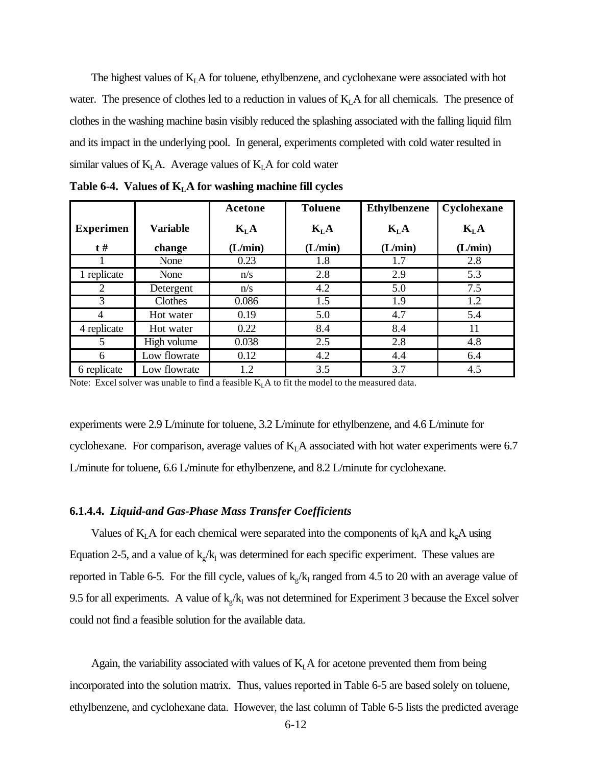The highest values of $K_LA$ for toluene, ethylbenzene, and cyclohexane were associated with hot water. The presence of clothes led to a reduction in values of $K_LA$ for all chemicals. The presence of clothes in the washing machine basin visibly reduced the splashing associated with the falling liquid film and its impact in the underlying pool. In general, experiments completed with cold water resulted in similar values of $K_LA$. Average values of $K_LA$ for cold water

**Table 6-4. Values of $K_LA$ for washing machine fill cycles**

| Experiment # | Variable change | Acetone $K_LA$ (L/min) | Toluene $K_LA$ (L/min) | Ethylbenzene $K_LA$ (L/min) | Cyclohexane $K_LA$ (L/min) |
|---|---|---|---|---|---|
| 1 | None | 0.23 | 1.8 | 1.7 | 2.8 |
| 1 replicate | None | n/s | 2.8 | 2.9 | 5.3 |
| 2 | Detergent | n/s | 4.2 | 5.0 | 7.5 |
| 3 | Clothes | 0.086 | 1.5 | 1.9 | 1.2 |
| 4 | Hot water | 0.19 | 5.0 | 4.7 | 5.4 |
| 4 replicate | Hot water | 0.22 | 8.4 | 8.4 | 11 |
| 5 | High volume | 0.038 | 2.5 | 2.8 | 4.8 |
| 6 | Low flowrate | 0.12 | 4.2 | 4.4 | 6.4 |
| 6 replicate | Low flowrate | 1.2 | 3.5 | 3.7 | 4.5 |

Note: Excel solver was unable to find a feasible $K_LA$ to fit the model to the measured data.

experiments were 2.9 L/minute for toluene, 3.2 L/minute for ethylbenzene, and 4.6 L/minute for cyclohexane. For comparison, average values of $K_LA$ associated with hot water experiments were 6.7 L/minute for toluene, 6.6 L/minute for ethylbenzene, and 8.2 L/minute for cyclohexane.

#### 6.1.4.4. *Liquid-and Gas-Phase Mass Transfer Coefficients*

Values of $K_LA$ for each chemical were separated into the components of $k_lA$ and $k_gA$ using Equation 2-5, and a value of $k_g/k_l$ was determined for each specific experiment. These values are reported in Table 6-5. For the fill cycle, values of $k_g/k_l$ ranged from 4.5 to 20 with an average value of 9.5 for all experiments. A value of $k_g/k_l$ was not determined for Experiment 3 because the Excel solver could not find a feasible solution for the available data.

Again, the variability associated with values of $K_LA$ for acetone prevented them from being incorporated into the solution matrix. Thus, values reported in Table 6-5 are based solely on toluene, ethylbenzene, and cyclohexane data. However, the last column of Table 6-5 lists the predicted average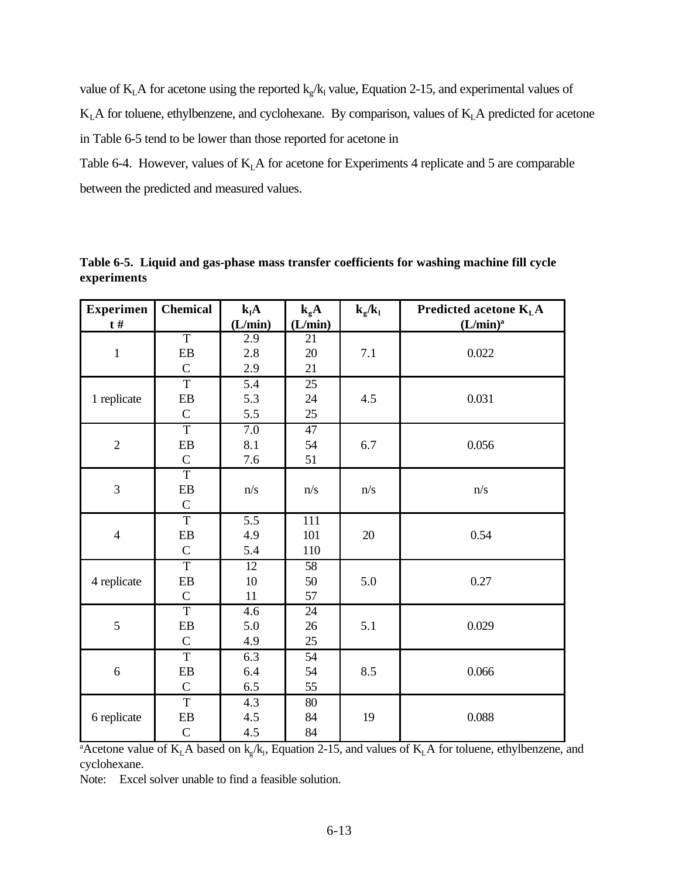value of $K_LA$ for acetone using the reported $k_g/k_l$ value, Equation 2-15, and experimental values of $K_LA$ for toluene, ethylbenzene, and cyclohexane. By comparison, values of $K_LA$ predicted for acetone in Table 6-5 tend to be lower than those reported for acetone in Table 6-4. However, values of $K_LA$ for acetone for Experiments 4 replicate and 5 are comparable between the predicted and measured values.

**Table 6-5. Liquid and gas-phase mass transfer coefficients for washing machine fill cycle experiments**

| Experiment # | Chemical | $k_lA$ (L/min) | $k_gA$ (L/min) | $k_g/k_l$ | Predicted acetone $K_LA$ (L/min)[a] |
|---|---|---|---|---|---|
| 1 | T | 2.9 | 21 | 7.1 | 0.022 |
| | EB | 2.8 | 20 | | |
| | C | 2.9 | 21 | | |
| 1 replicate | T | 5.4 | 25 | 4.5 | 0.031 |
| | EB | 5.3 | 24 | | |
| | C | 5.5 | 25 | | |
| 2 | T | 7.0 | 47 | 6.7 | 0.056 |
| | EB | 8.1 | 54 | | |
| | C | 7.6 | 51 | | |
| 3 | T | n/s | n/s | n/s | n/s |
| | EB | | | | |
| | C | | | | |
| 4 | T | 5.5 | 111 | 20 | 0.54 |
| | EB | 4.9 | 101 | | |
| | C | 5.4 | 110 | | |
| 4 replicate | T | 12 | 58 | 5.0 | 0.27 |
| | EB | 10 | 50 | | |
| | C | 11 | 57 | | |
| 5 | T | 4.6 | 24 | 5.1 | 0.029 |
| | EB | 5.0 | 26 | | |
| | C | 4.9 | 25 | | |
| 6 | T | 6.3 | 54 | 8.5 | 0.066 |
| | EB | 6.4 | 54 | | |
| | C | 6.5 | 55 | | |
| 6 replicate | T | 4.3 | 80 | 19 | 0.088 |
| | EB | 4.5 | 84 | | |
| | C | 4.5 | 84 | | |

[a]Acetone value of $K_LA$ based on $k_g/k_l$, Equation 2-15, and values of $K_LA$ for toluene, ethylbenzene, and cyclohexane.

Note: Excel solver unable to find a feasible solution.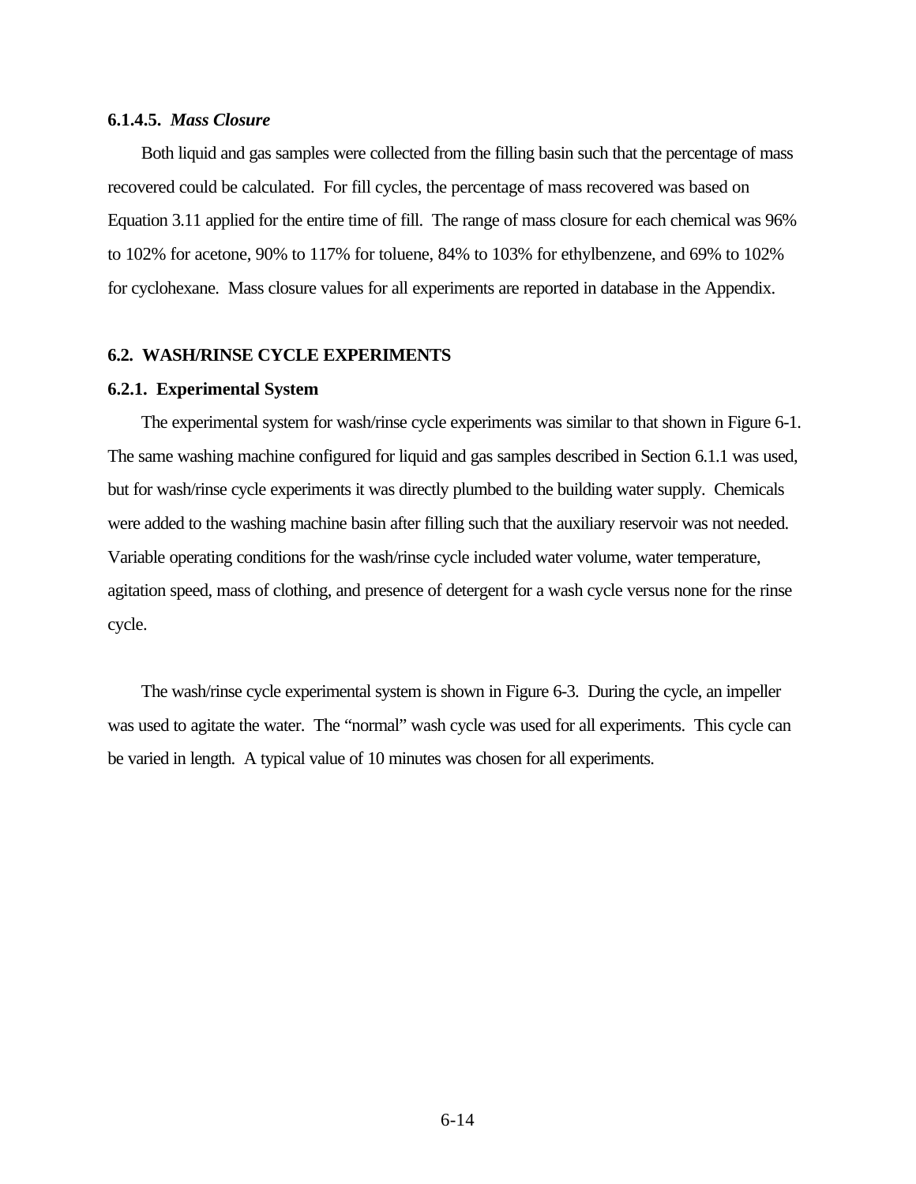#### 6.1.4.5. *Mass Closure*

Both liquid and gas samples were collected from the filling basin such that the percentage of mass recovered could be calculated. For fill cycles, the percentage of mass recovered was based on Equation 3.11 applied for the entire time of fill. The range of mass closure for each chemical was 96% to 102% for acetone, 90% to 117% for toluene, 84% to 103% for ethylbenzene, and 69% to 102% for cyclohexane. Mass closure values for all experiments are reported in database in the Appendix.

## 6.2. WASH/RINSE CYCLE EXPERIMENTS

### 6.2.1. Experimental System

The experimental system for wash/rinse cycle experiments was similar to that shown in Figure 6-1. The same washing machine configured for liquid and gas samples described in Section 6.1.1 was used, but for wash/rinse cycle experiments it was directly plumbed to the building water supply. Chemicals were added to the washing machine basin after filling such that the auxiliary reservoir was not needed. Variable operating conditions for the wash/rinse cycle included water volume, water temperature, agitation speed, mass of clothing, and presence of detergent for a wash cycle versus none for the rinse cycle.

The wash/rinse cycle experimental system is shown in Figure 6-3. During the cycle, an impeller was used to agitate the water. The "normal" wash cycle was used for all experiments. This cycle can be varied in length. A typical value of 10 minutes was chosen for all experiments.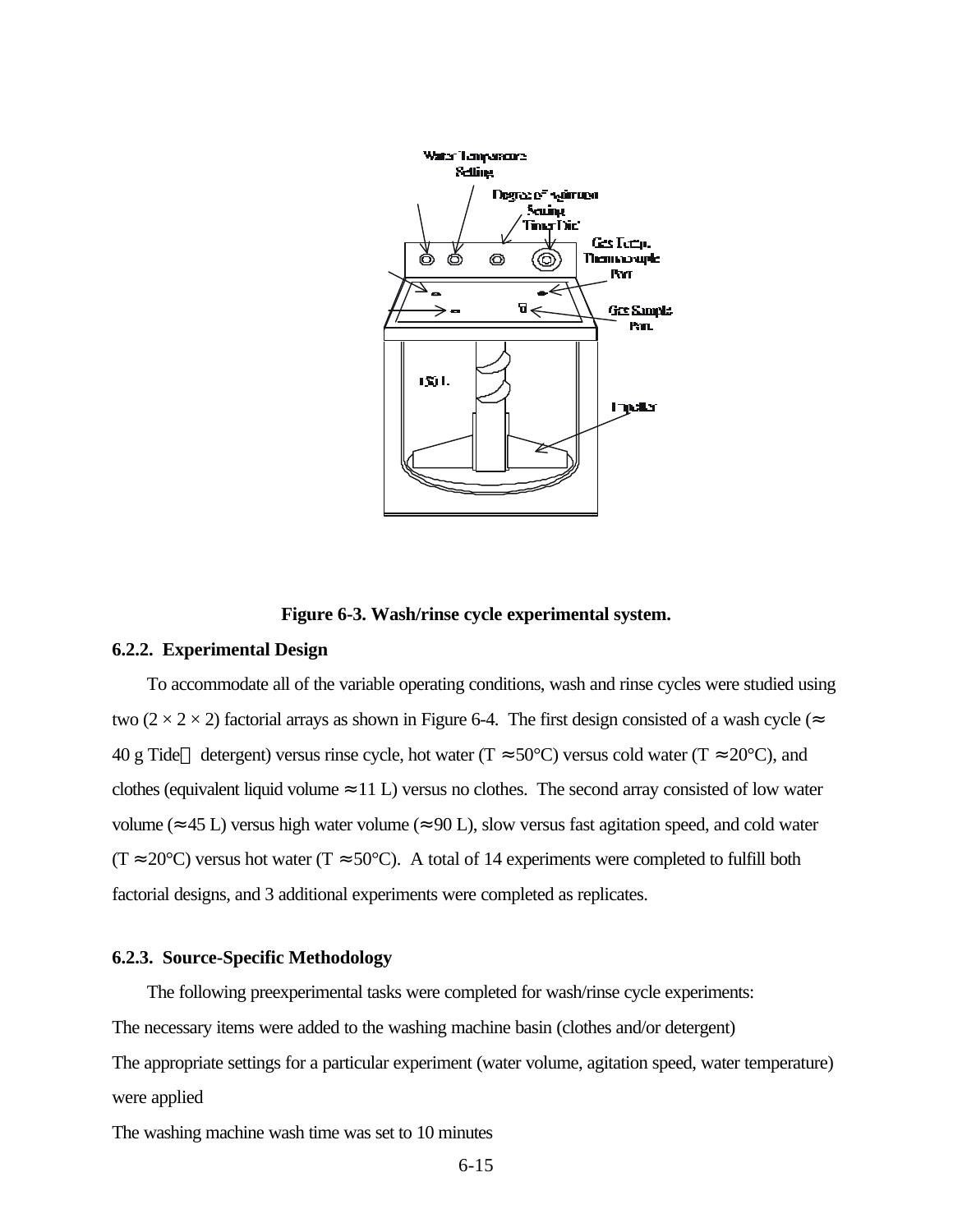**Figure 6-3. Wash/rinse cycle experimental system.**

### 6.2.2. Experimental Design

To accommodate all of the variable operating conditions, wash and rinse cycles were studied using two (2 × 2 × 2) factorial arrays as shown in Figure 6-4. The first design consisted of a wash cycle (≈ 40 g Tide® detergent) versus rinse cycle, hot water (T ≈ 50°C) versus cold water (T ≈ 20°C), and clothes (equivalent liquid volume ≈ 11 L) versus no clothes. The second array consisted of low water volume (≈ 45 L) versus high water volume (≈ 90 L), slow versus fast agitation speed, and cold water (T ≈ 20°C) versus hot water (T ≈ 50°C). A total of 14 experiments were completed to fulfill both factorial designs, and 3 additional experiments were completed as replicates.

### 6.2.3. Source-Specific Methodology

The following preexperimental tasks were completed for wash/rinse cycle experiments:

The necessary items were added to the washing machine basin (clothes and/or detergent)

The appropriate settings for a particular experiment (water volume, agitation speed, water temperature) were applied

The washing machine wash time was set to 10 minutes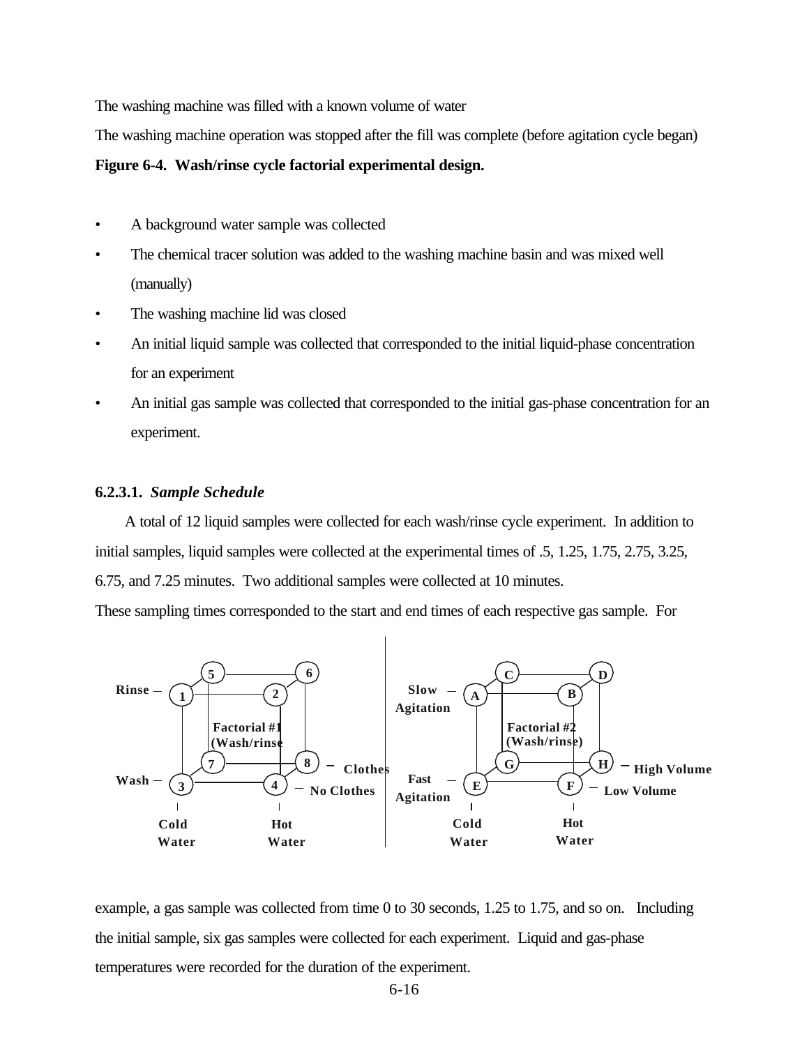The washing machine was filled with a known volume of water

The washing machine operation was stopped after the fill was complete (before agitation cycle began)

**Figure 6-4. Wash/rinse cycle factorial experimental design.**

- A background water sample was collected
- The chemical tracer solution was added to the washing machine basin and was mixed well (manually)
- The washing machine lid was closed
- An initial liquid sample was collected that corresponded to the initial liquid-phase concentration for an experiment
- An initial gas sample was collected that corresponded to the initial gas-phase concentration for an experiment.

### 6.2.3.1. *Sample Schedule*

A total of 12 liquid samples were collected for each wash/rinse cycle experiment. In addition to initial samples, liquid samples were collected at the experimental times of .5, 1.25, 1.75, 2.75, 3.25, 6.75, and 7.25 minutes. Two additional samples were collected at 10 minutes.

These sampling times corresponded to the start and end times of each respective gas sample. For example, a gas sample was collected from time 0 to 30 seconds, 1.25 to 1.75, and so on. Including the initial sample, six gas samples were collected for each experiment. Liquid and gas-phase temperatures were recorded for the duration of the experiment.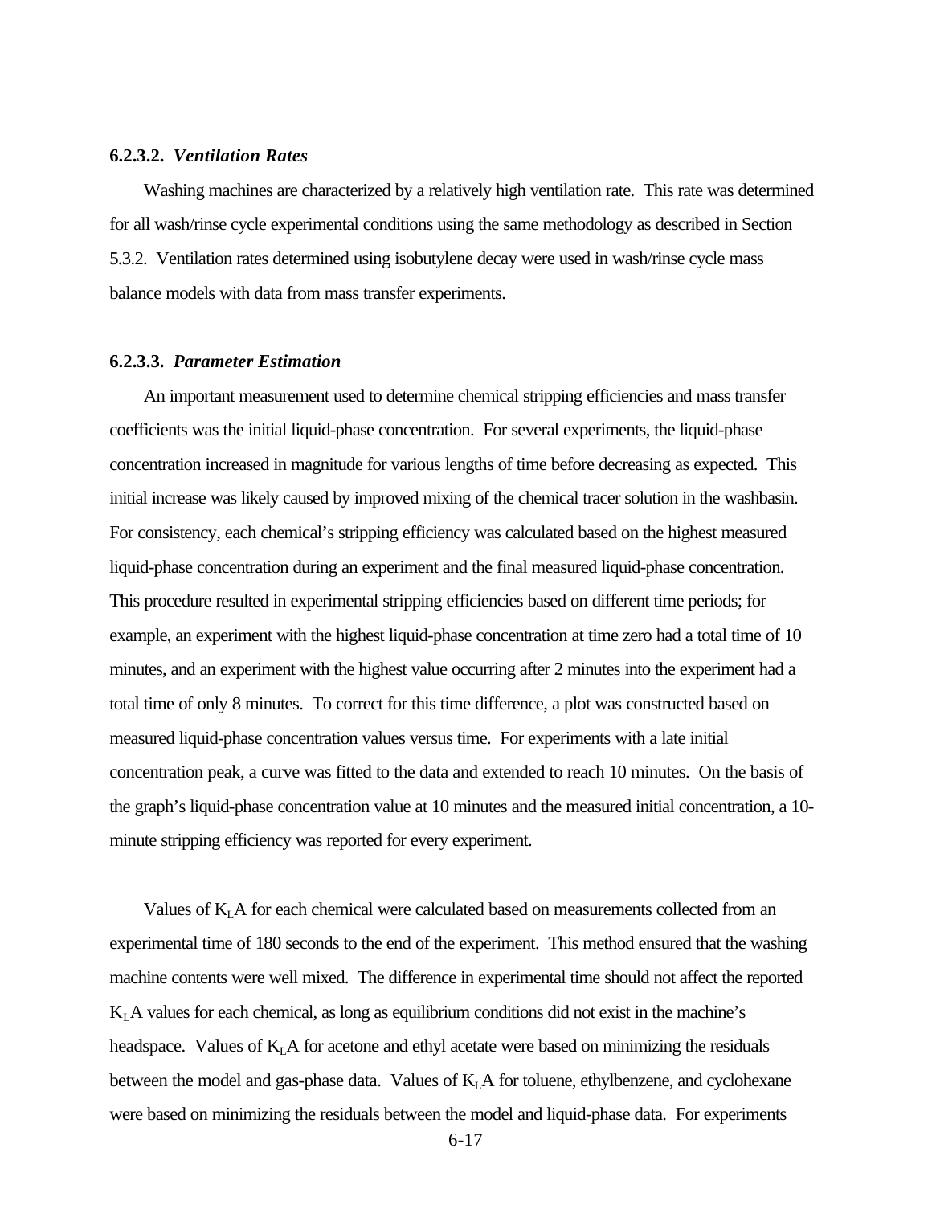#### 6.2.3.2. *Ventilation Rates*

Washing machines are characterized by a relatively high ventilation rate. This rate was determined for all wash/rinse cycle experimental conditions using the same methodology as described in Section 5.3.2. Ventilation rates determined using isobutylene decay were used in wash/rinse cycle mass balance models with data from mass transfer experiments.

#### 6.2.3.3. *Parameter Estimation*

An important measurement used to determine chemical stripping efficiencies and mass transfer coefficients was the initial liquid-phase concentration. For several experiments, the liquid-phase concentration increased in magnitude for various lengths of time before decreasing as expected. This initial increase was likely caused by improved mixing of the chemical tracer solution in the washbasin. For consistency, each chemical's stripping efficiency was calculated based on the highest measured liquid-phase concentration during an experiment and the final measured liquid-phase concentration. This procedure resulted in experimental stripping efficiencies based on different time periods; for example, an experiment with the highest liquid-phase concentration at time zero had a total time of 10 minutes, and an experiment with the highest value occurring after 2 minutes into the experiment had a total time of only 8 minutes. To correct for this time difference, a plot was constructed based on measured liquid-phase concentration values versus time. For experiments with a late initial concentration peak, a curve was fitted to the data and extended to reach 10 minutes. On the basis of the graph's liquid-phase concentration value at 10 minutes and the measured initial concentration, a 10-minute stripping efficiency was reported for every experiment.

Values of $K_LA$ for each chemical were calculated based on measurements collected from an experimental time of 180 seconds to the end of the experiment. This method ensured that the washing machine contents were well mixed. The difference in experimental time should not affect the reported $K_LA$ values for each chemical, as long as equilibrium conditions did not exist in the machine's headspace. Values of $K_LA$ for acetone and ethyl acetate were based on minimizing the residuals between the model and gas-phase data. Values of $K_LA$ for toluene, ethylbenzene, and cyclohexane were based on minimizing the residuals between the model and liquid-phase data. For experiments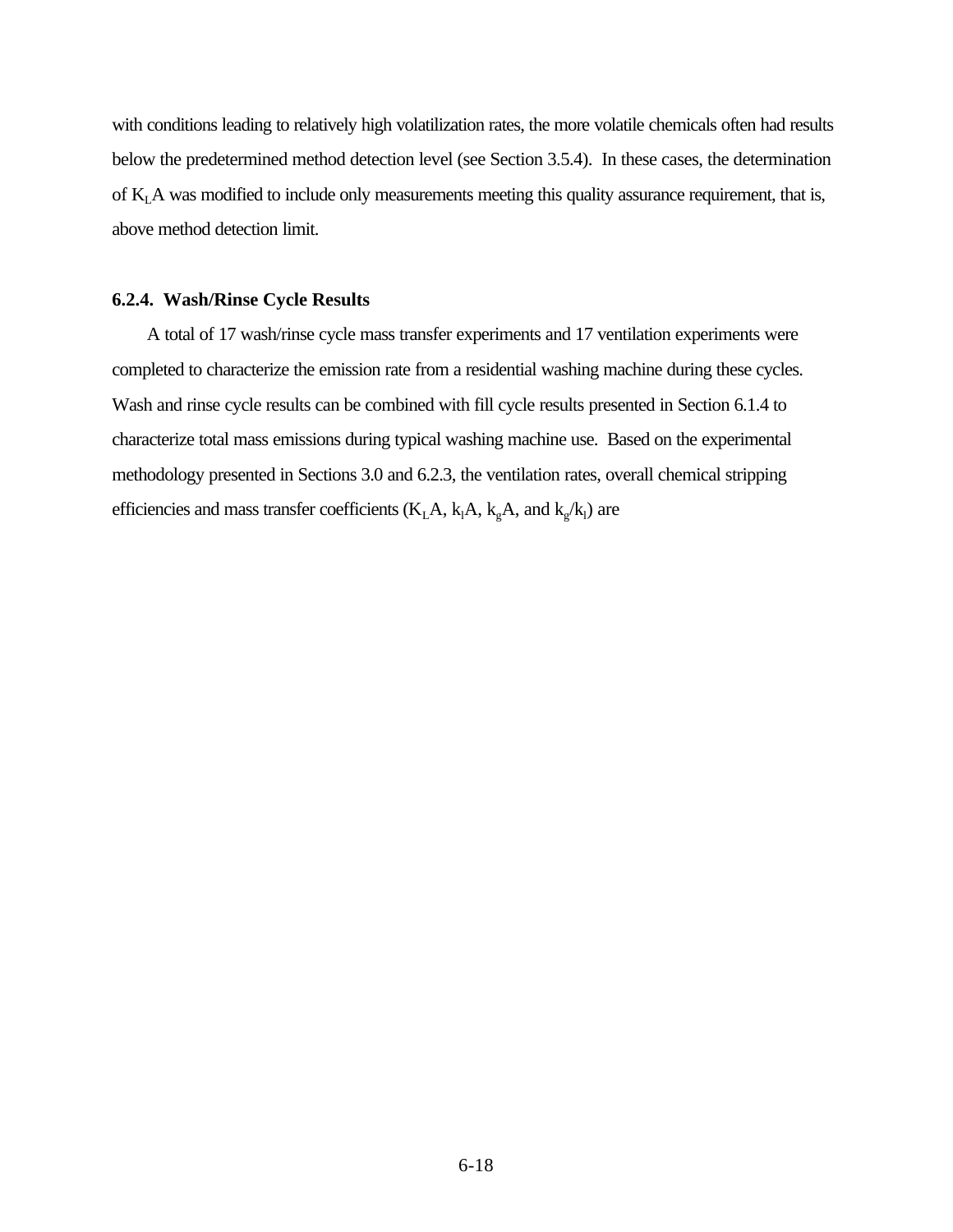with conditions leading to relatively high volatilization rates, the more volatile chemicals often had results below the predetermined method detection level (see Section 3.5.4). In these cases, the determination of $K_LA$ was modified to include only measurements meeting this quality assurance requirement, that is, above method detection limit.

### 6.2.4. Wash/Rinse Cycle Results

A total of 17 wash/rinse cycle mass transfer experiments and 17 ventilation experiments were completed to characterize the emission rate from a residential washing machine during these cycles. Wash and rinse cycle results can be combined with fill cycle results presented in Section 6.1.4 to characterize total mass emissions during typical washing machine use. Based on the experimental methodology presented in Sections 3.0 and 6.2.3, the ventilation rates, overall chemical stripping efficiencies and mass transfer coefficients ($K_LA$, $k_lA$, $k_gA$, and $k_g/k_l$) are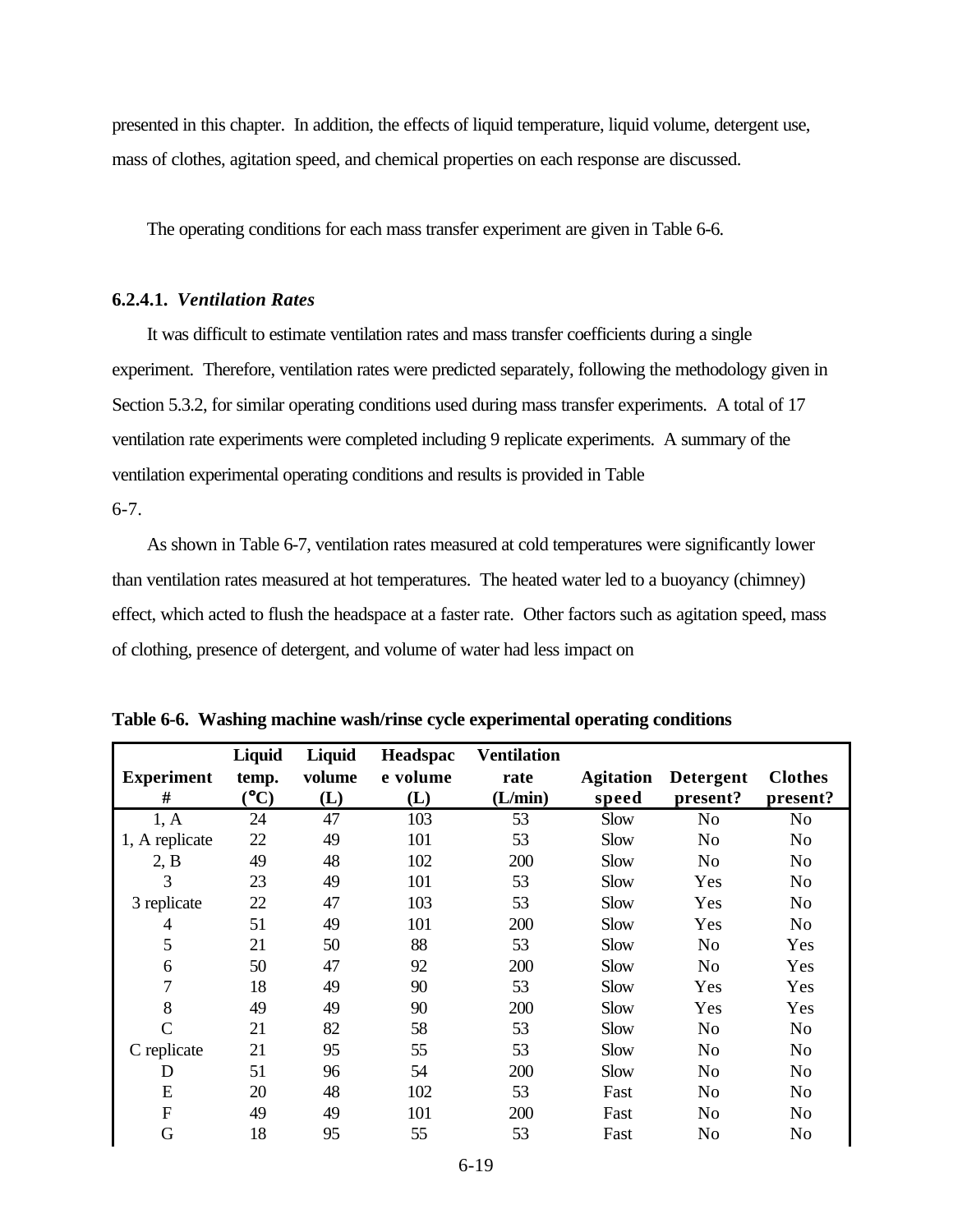presented in this chapter. In addition, the effects of liquid temperature, liquid volume, detergent use, mass of clothes, agitation speed, and chemical properties on each response are discussed.

The operating conditions for each mass transfer experiment are given in Table 6-6.

#### 6.2.4.1. *Ventilation Rates*

It was difficult to estimate ventilation rates and mass transfer coefficients during a single experiment. Therefore, ventilation rates were predicted separately, following the methodology given in Section 5.3.2, for similar operating conditions used during mass transfer experiments. A total of 17 ventilation rate experiments were completed including 9 replicate experiments. A summary of the ventilation experimental operating conditions and results is provided in Table 6-7.

As shown in Table 6-7, ventilation rates measured at cold temperatures were significantly lower than ventilation rates measured at hot temperatures. The heated water led to a buoyancy (chimney) effect, which acted to flush the headspace at a faster rate. Other factors such as agitation speed, mass of clothing, presence of detergent, and volume of water had less impact on

**Table 6-6. Washing machine wash/rinse cycle experimental operating conditions**

| Experiment # | Liquid temp. (°C) | Liquid volume (L) | Headspace volume (L) | Ventilation rate (L/min) | Agitation speed | Detergent present? | Clothes present? |
|---|---|---|---|---|---|---|---|
| 1, A | 24 | 47 | 103 | 53 | Slow | No | No |
| 1, A replicate | 22 | 49 | 101 | 53 | Slow | No | No |
| 2, B | 49 | 48 | 102 | 200 | Slow | No | No |
| 3 | 23 | 49 | 101 | 53 | Slow | Yes | No |
| 3 replicate | 22 | 47 | 103 | 53 | Slow | Yes | No |
| 4 | 51 | 49 | 101 | 200 | Slow | Yes | No |
| 5 | 21 | 50 | 88 | 53 | Slow | No | Yes |
| 6 | 50 | 47 | 92 | 200 | Slow | No | Yes |
| 7 | 18 | 49 | 90 | 53 | Slow | Yes | Yes |
| 8 | 49 | 49 | 90 | 200 | Slow | Yes | Yes |
| C | 21 | 82 | 58 | 53 | Slow | No | No |
| C replicate | 21 | 95 | 55 | 53 | Slow | No | No |
| D | 51 | 96 | 54 | 200 | Slow | No | No |
| E | 20 | 48 | 102 | 53 | Fast | No | No |
| F | 49 | 49 | 101 | 200 | Fast | No | No |
| G | 18 | 95 | 55 | 53 | Fast | No | No |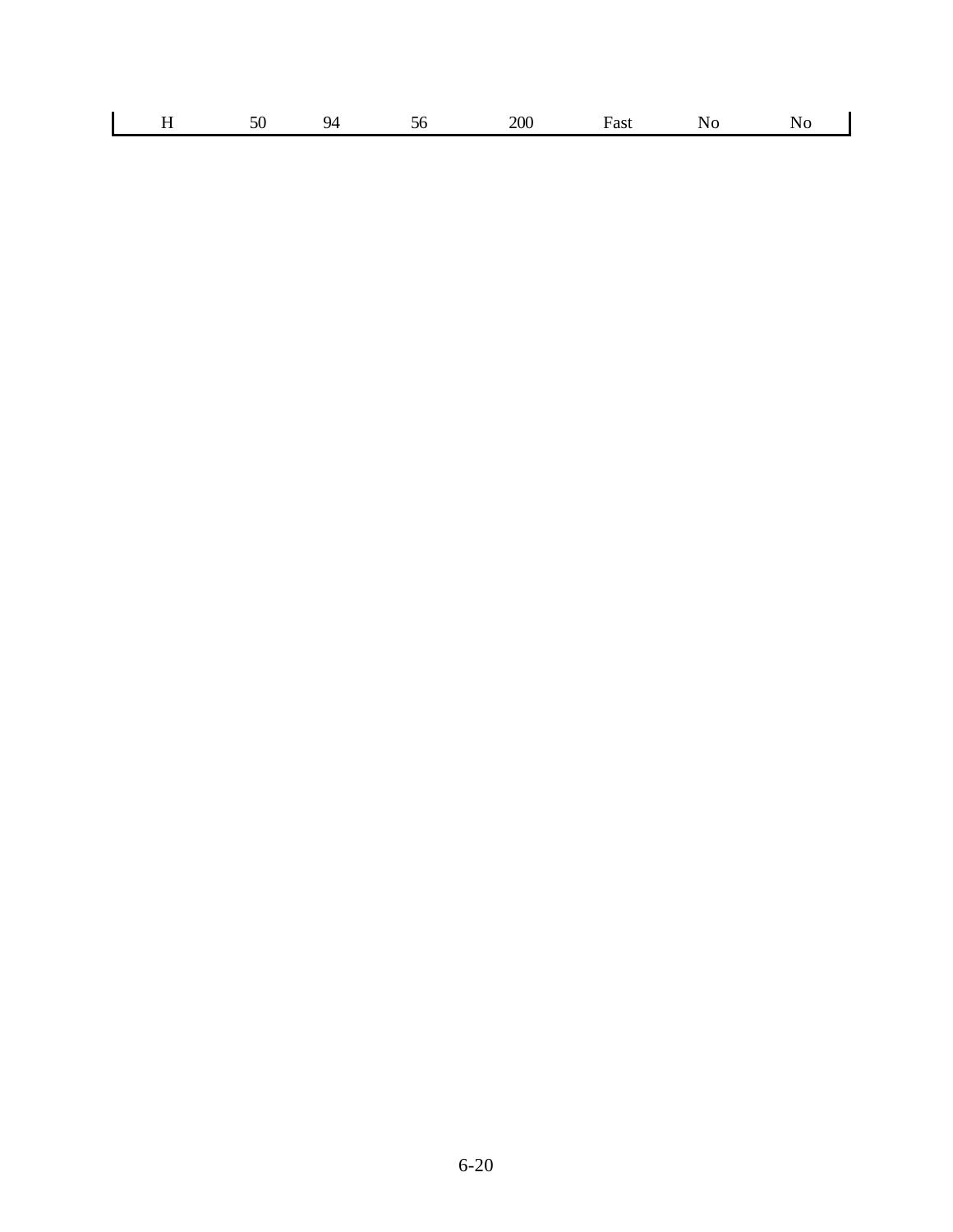| | | | | | | | |
|---|---|---|---|---|---|---|---|
| H | 50 | 94 | 56 | 200 | Fast | No | No |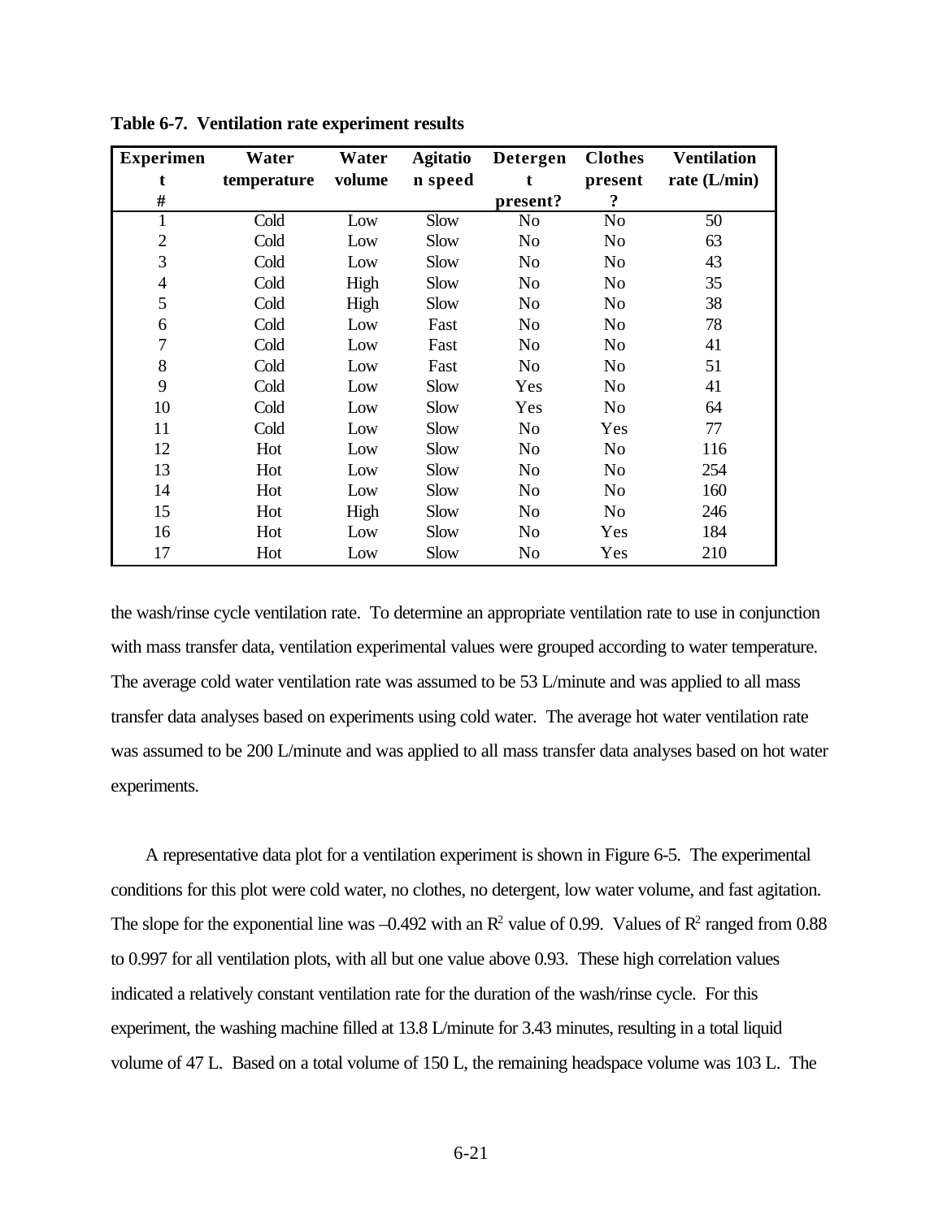**Table 6-7. Ventilation rate experiment results**

| Experiment # | Water temperature | Water volume | Agitation speed | Detergent present? | Clothes present? | Ventilation rate (L/min) |
|---|---|---|---|---|---|---|
| 1 | Cold | Low | Slow | No | No | 50 |
| 2 | Cold | Low | Slow | No | No | 63 |
| 3 | Cold | Low | Slow | No | No | 43 |
| 4 | Cold | High | Slow | No | No | 35 |
| 5 | Cold | High | Slow | No | No | 38 |
| 6 | Cold | Low | Fast | No | No | 78 |
| 7 | Cold | Low | Fast | No | No | 41 |
| 8 | Cold | Low | Fast | No | No | 51 |
| 9 | Cold | Low | Slow | Yes | No | 41 |
| 10 | Cold | Low | Slow | Yes | No | 64 |
| 11 | Cold | Low | Slow | No | Yes | 77 |
| 12 | Hot | Low | Slow | No | No | 116 |
| 13 | Hot | Low | Slow | No | No | 254 |
| 14 | Hot | Low | Slow | No | No | 160 |
| 15 | Hot | High | Slow | No | No | 246 |
| 16 | Hot | Low | Slow | No | Yes | 184 |
| 17 | Hot | Low | Slow | No | Yes | 210 |

the wash/rinse cycle ventilation rate. To determine an appropriate ventilation rate to use in conjunction with mass transfer data, ventilation experimental values were grouped according to water temperature. The average cold water ventilation rate was assumed to be 53 L/minute and was applied to all mass transfer data analyses based on experiments using cold water. The average hot water ventilation rate was assumed to be 200 L/minute and was applied to all mass transfer data analyses based on hot water experiments.

A representative data plot for a ventilation experiment is shown in Figure 6-5. The experimental conditions for this plot were cold water, no clothes, no detergent, low water volume, and fast agitation. The slope for the exponential line was –0.492 with an $R^2$ value of 0.99. Values of $R^2$ ranged from 0.88 to 0.997 for all ventilation plots, with all but one value above 0.93. These high correlation values indicated a relatively constant ventilation rate for the duration of the wash/rinse cycle. For this experiment, the washing machine filled at 13.8 L/minute for 3.43 minutes, resulting in a total liquid volume of 47 L. Based on a total volume of 150 L, the remaining headspace volume was 103 L. The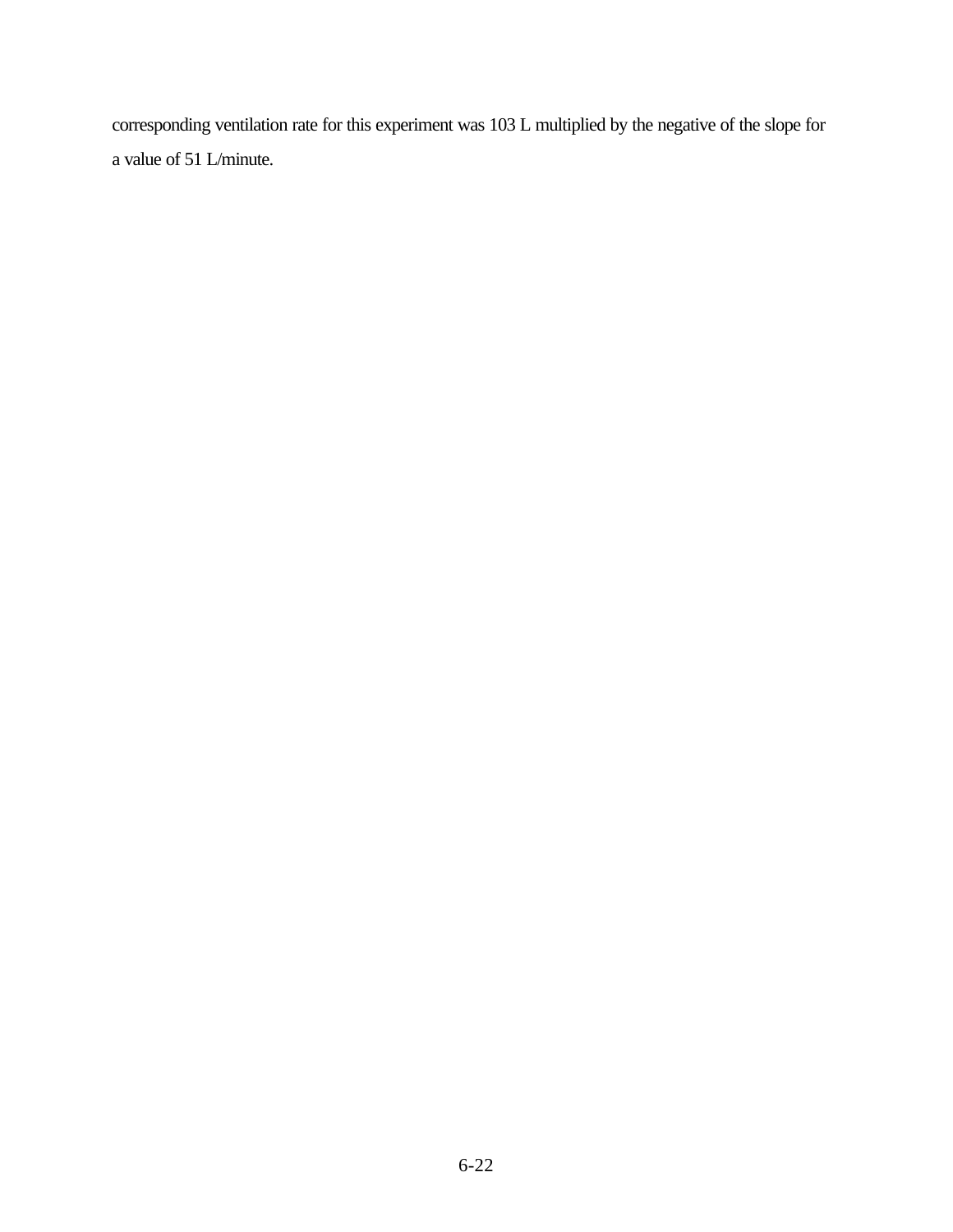corresponding ventilation rate for this experiment was 103 L multiplied by the negative of the slope for a value of 51 L/minute.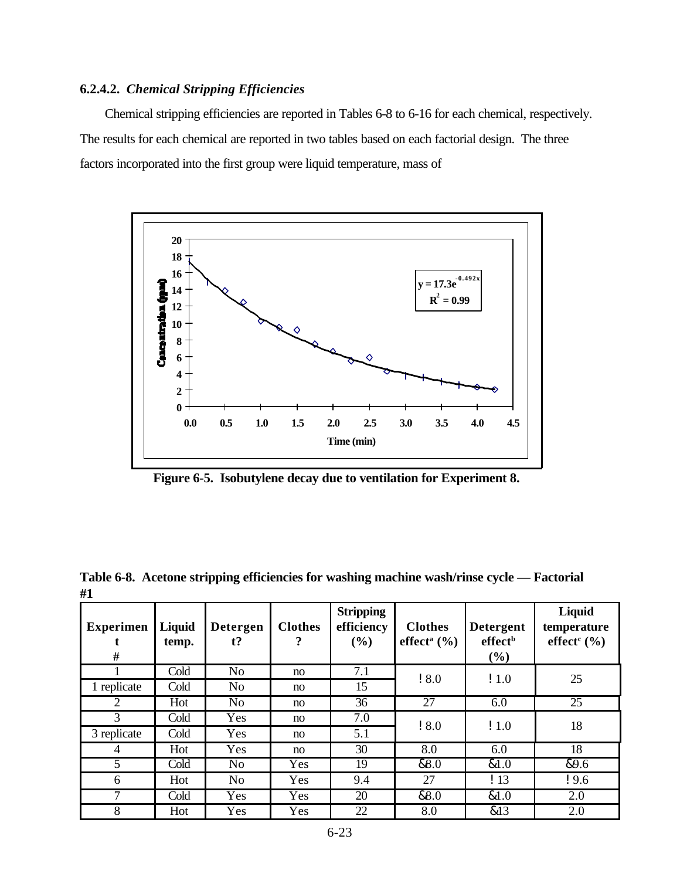#### 6.2.4.2. *Chemical Stripping Efficiencies*

Chemical stripping efficiencies are reported in Tables 6-8 to 6-16 for each chemical, respectively. The results for each chemical are reported in two tables based on each factorial design. The three factors incorporated into the first group were liquid temperature, mass of

**Figure 6-5. Isobutylene decay due to ventilation for Experiment 8.**

**Table 6-8. Acetone stripping efficiencies for washing machine wash/rinse cycle — Factorial #1**

| Experiment # | Liquid temp. | Detergent? | Clothes? | Stripping efficiency (%) | Clothes effect[a] (%) | Detergent effect[b] (%) | Liquid temperature effect[c] (%) |
|---|---|---|---|---|---|---|---|
| 1 | Cold | No | no | 7.1 | !8.0 | !1.0 | 25 |
| 1 replicate | Cold | No | no | 15 | | | |
| 2 | Hot | No | no | 36 | 27 | 6.0 | 25 |
| 3 | Cold | Yes | no | 7.0 | !8.0 | !1.0 | 18 |
| 3 replicate | Cold | Yes | no | 5.1 | | | |
| 4 | Hot | Yes | no | 30 | 8.0 | 6.0 | 18 |
| 5 | Cold | No | Yes | 19 | &8.0 | &1.0 | &9.6 |
| 6 | Hot | No | Yes | 9.4 | 27 | !13 | !9.6 |
| 7 | Cold | Yes | Yes | 20 | &8.0 | &1.0 | 2.0 |
| 8 | Hot | Yes | Yes | 22 | 8.0 | &13 | 2.0 |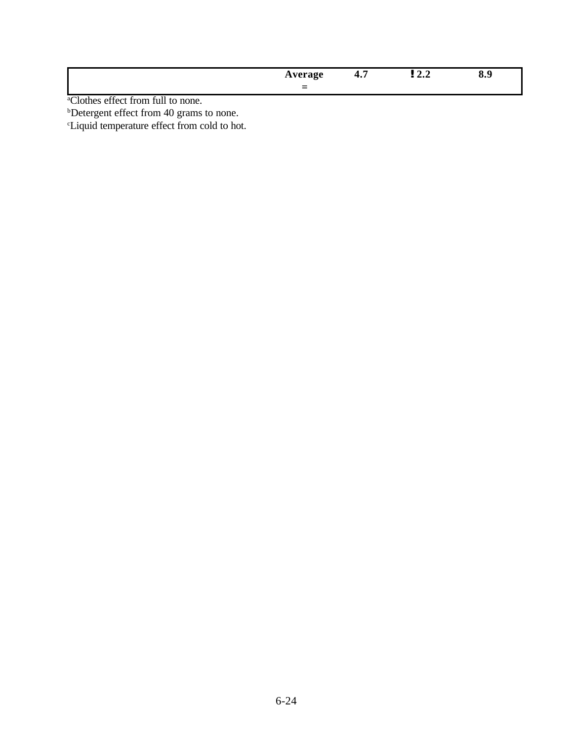| | Average = | 4.7 | !2.2 | 8.9 |
|---|---|---|---|---|

[a]Clothes effect from full to none.
[b]Detergent effect from 40 grams to none.
[c]Liquid temperature effect from cold to hot.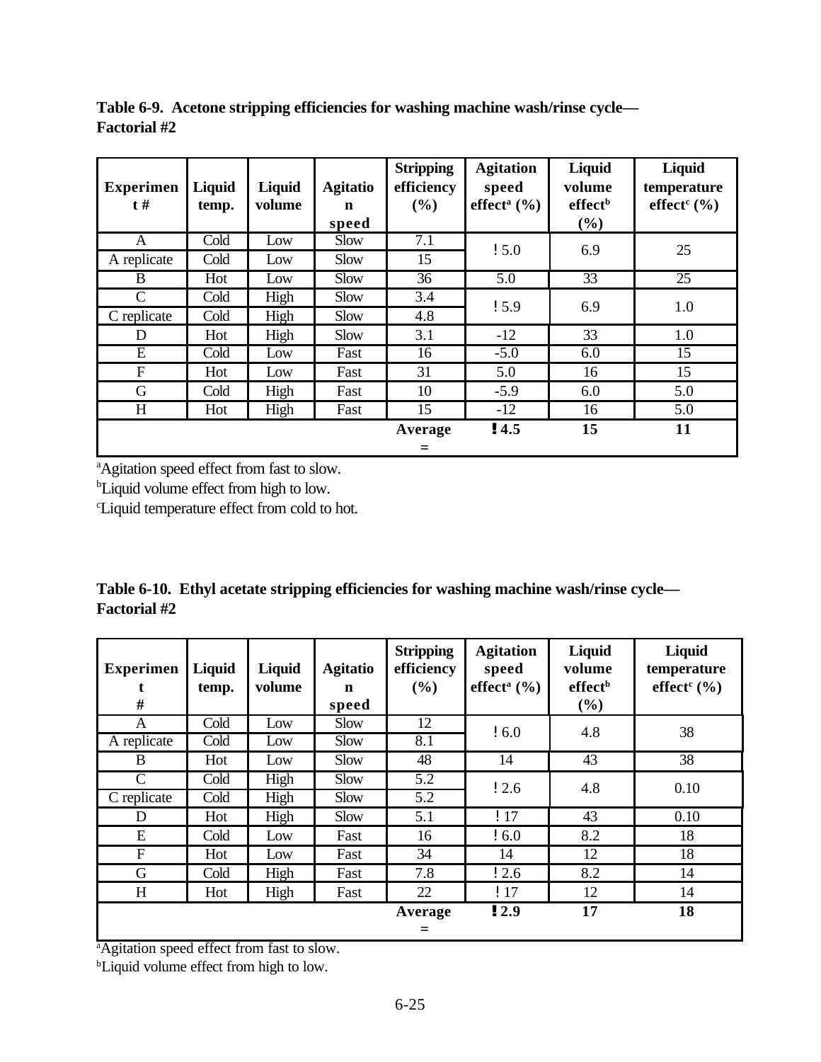**Table 6-9. Acetone stripping efficiencies for washing machine wash/rinse cycle—Factorial #2**

| Experiment # | Liquid temp. | Liquid volume | Agitation speed | Stripping efficiency (%) | Agitation speed effect[a] (%) | Liquid volume effect[b] (%) | Liquid temperature effect[c] (%) |
|---|---|---|---|---|---|---|---|
| A | Cold | Low | Slow | 7.1 | -5.0 | 6.9 | 25 |
| A replicate | Cold | Low | Slow | 15 | | | |
| B | Hot | Low | Slow | 36 | 5.0 | 33 | 25 |
| C | Cold | High | Slow | 3.4 | -5.9 | 6.9 | 1.0 |
| C replicate | Cold | High | Slow | 4.8 | | | |
| D | Hot | High | Slow | 3.1 | -12 | 33 | 1.0 |
| E | Cold | Low | Fast | 16 | -5.0 | 6.0 | 15 |
| F | Hot | Low | Fast | 31 | 5.0 | 16 | 15 |
| G | Cold | High | Fast | 10 | -5.9 | 6.0 | 5.0 |
| H | Hot | High | Fast | 15 | -12 | 16 | 5.0 |
| | | | | **Average =** | **-4.5** | **15** | **11** |

[a]Agitation speed effect from fast to slow.
[b]Liquid volume effect from high to low.
[c]Liquid temperature effect from cold to hot.

**Table 6-10. Ethyl acetate stripping efficiencies for washing machine wash/rinse cycle—Factorial #2**

| Experiment # | Liquid temp. | Liquid volume | Agitation speed | Stripping efficiency (%) | Agitation speed effect[a] (%) | Liquid volume effect[b] (%) | Liquid temperature effect[c] (%) |
|---|---|---|---|---|---|---|---|
| A | Cold | Low | Slow | 12 | -6.0 | 4.8 | 38 |
| A replicate | Cold | Low | Slow | 8.1 | | | |
| B | Hot | Low | Slow | 48 | 14 | 43 | 38 |
| C | Cold | High | Slow | 5.2 | -2.6 | 4.8 | 0.10 |
| C replicate | Cold | High | Slow | 5.2 | | | |
| D | Hot | High | Slow | 5.1 | -17 | 43 | 0.10 |
| E | Cold | Low | Fast | 16 | -6.0 | 8.2 | 18 |
| F | Hot | Low | Fast | 34 | 14 | 12 | 18 |
| G | Cold | High | Fast | 7.8 | -2.6 | 8.2 | 14 |
| H | Hot | High | Fast | 22 | -17 | 12 | 14 |
| | | | | **Average =** | **-2.9** | **17** | **18** |

[a]Agitation speed effect from fast to slow.
[b]Liquid volume effect from high to low.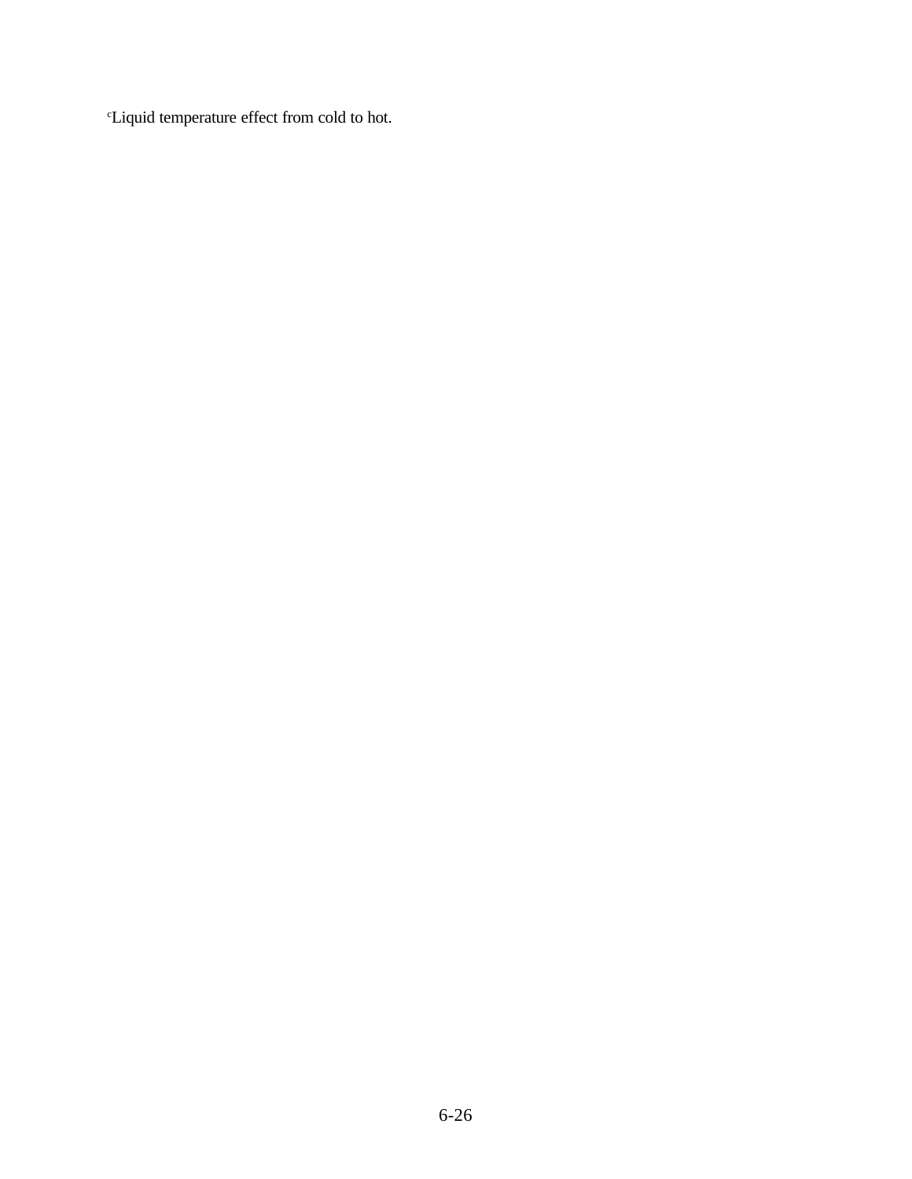[c]Liquid temperature effect from cold to hot.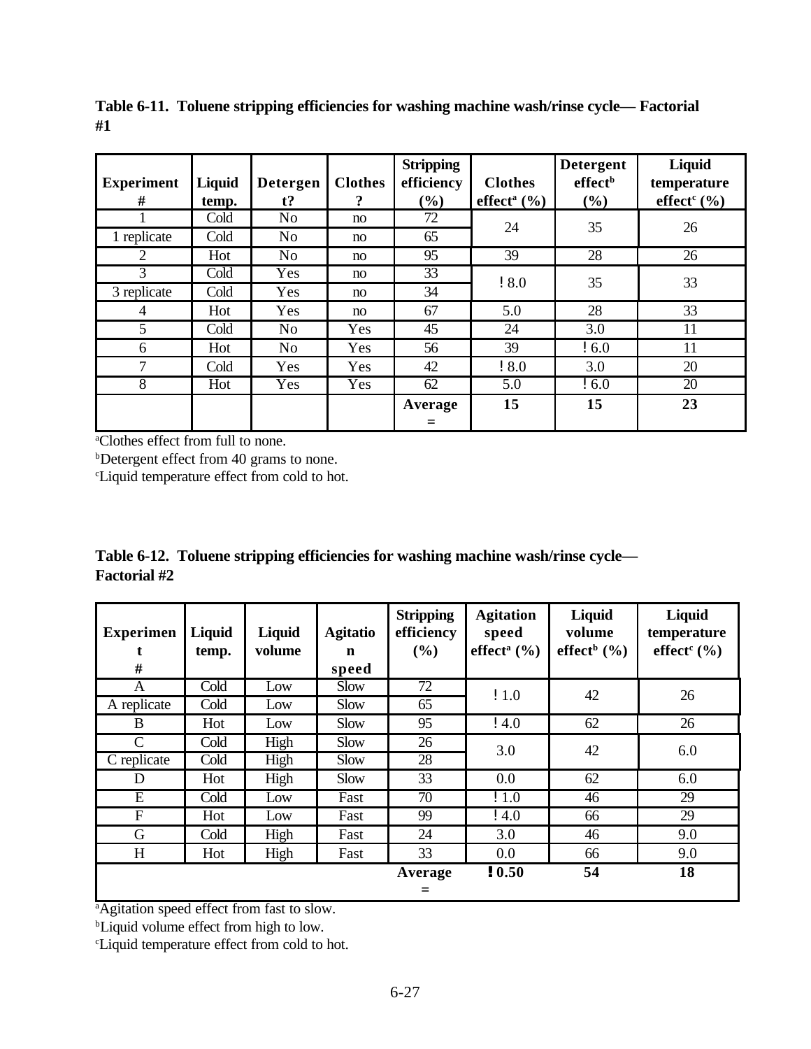**Table 6-11. Toluene stripping efficiencies for washing machine wash/rinse cycle— Factorial #1**

| Experiment # | Liquid temp. | Detergent? | Clothes? | Stripping efficiency (%) | Clothes effect[a] (%) | Detergent effect[b] (%) | Liquid temperature effect[c] (%) |
|---|---|---|---|---|---|---|---|
| 1 | Cold | No | no | 72 | 24 | 35 | 26 |
| 1 replicate | Cold | No | no | 65 | | | |
| 2 | Hot | No | no | 95 | 39 | 28 | 26 |
| 3 | Cold | Yes | no | 33 | ! 8.0 | 35 | 33 |
| 3 replicate | Cold | Yes | no | 34 | | | |
| 4 | Hot | Yes | no | 67 | 5.0 | 28 | 33 |
| 5 | Cold | No | Yes | 45 | 24 | 3.0 | 11 |
| 6 | Hot | No | Yes | 56 | 39 | ! 6.0 | 11 |
| 7 | Cold | Yes | Yes | 42 | ! 8.0 | 3.0 | 20 |
| 8 | Hot | Yes | Yes | 62 | 5.0 | ! 6.0 | 20 |
| | | | | **Average =** | **15** | **15** | **23** |

[a]Clothes effect from full to none.
[b]Detergent effect from 40 grams to none.
[c]Liquid temperature effect from cold to hot.

**Table 6-12. Toluene stripping efficiencies for washing machine wash/rinse cycle— Factorial #2**

| Experiment # | Liquid temp. | Liquid volume | Agitation speed | Stripping efficiency (%) | Agitation speed effect[a] (%) | Liquid volume effect[b] (%) | Liquid temperature effect[c] (%) |
|---|---|---|---|---|---|---|---|
| A | Cold | Low | Slow | 72 | ! 1.0 | 42 | 26 |
| A replicate | Cold | Low | Slow | 65 | | | |
| B | Hot | Low | Slow | 95 | ! 4.0 | 62 | 26 |
| C | Cold | High | Slow | 26 | 3.0 | 42 | 6.0 |
| C replicate | Cold | High | Slow | 28 | | | |
| D | Hot | High | Slow | 33 | 0.0 | 62 | 6.0 |
| E | Cold | Low | Fast | 70 | ! 1.0 | 46 | 29 |
| F | Hot | Low | Fast | 99 | ! 4.0 | 66 | 29 |
| G | Cold | High | Fast | 24 | 3.0 | 46 | 9.0 |
| H | Hot | High | Fast | 33 | 0.0 | 66 | 9.0 |
| | | | | **Average =** | **! 0.50** | **54** | **18** |

[a]Agitation speed effect from fast to slow.
[b]Liquid volume effect from high to low.
[c]Liquid temperature effect from cold to hot.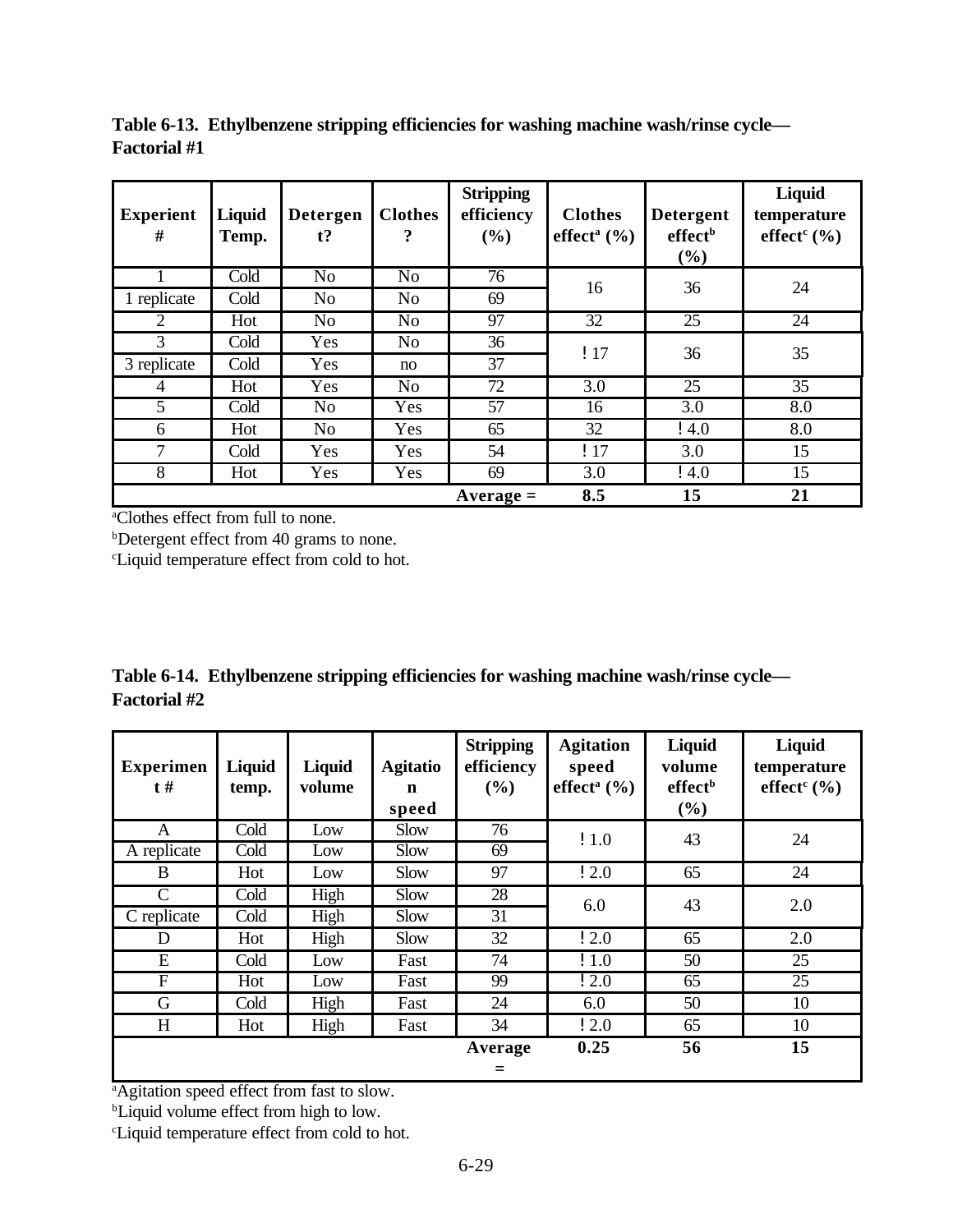**Table 6-13. Ethylbenzene stripping efficiencies for washing machine wash/rinse cycle—Factorial #1**

| Experient # | Liquid Temp. | Detergent? | Clothes? | Stripping efficiency (%) | Clothes effect[a] (%) | Detergent effect[b] (%) | Liquid temperature effect[c] (%) |
|---|---|---|---|---|---|---|---|
| 1 | Cold | No | No | 76 | 16 | 36 | 24 |
| 1 replicate | Cold | No | No | 69 | | | |
| 2 | Hot | No | No | 97 | 32 | 25 | 24 |
| 3 | Cold | Yes | No | 36 | ! 17 | 36 | 35 |
| 3 replicate | Cold | Yes | no | 37 | | | |
| 4 | Hot | Yes | No | 72 | 3.0 | 25 | 35 |
| 5 | Cold | No | Yes | 57 | 16 | 3.0 | 8.0 |
| 6 | Hot | No | Yes | 65 | 32 | ! 4.0 | 8.0 |
| 7 | Cold | Yes | Yes | 54 | ! 17 | 3.0 | 15 |
| 8 | Hot | Yes | Yes | 69 | 3.0 | ! 4.0 | 15 |
| | | | | **Average =** | **8.5** | **15** | **21** |

[a]Clothes effect from full to none.
[b]Detergent effect from 40 grams to none.
[c]Liquid temperature effect from cold to hot.

**Table 6-14. Ethylbenzene stripping efficiencies for washing machine wash/rinse cycle—Factorial #2**

| Experiment # | Liquid temp. | Liquid volume | Agitation speed | Stripping efficiency (%) | Agitation speed effect[a] (%) | Liquid volume effect[b] (%) | Liquid temperature effect[c] (%) |
|---|---|---|---|---|---|---|---|
| A | Cold | Low | Slow | 76 | ! 1.0 | 43 | 24 |
| A replicate | Cold | Low | Slow | 69 | | | |
| B | Hot | Low | Slow | 97 | ! 2.0 | 65 | 24 |
| C | Cold | High | Slow | 28 | 6.0 | 43 | 2.0 |
| C replicate | Cold | High | Slow | 31 | | | |
| D | Hot | High | Slow | 32 | ! 2.0 | 65 | 2.0 |
| E | Cold | Low | Fast | 74 | ! 1.0 | 50 | 25 |
| F | Hot | Low | Fast | 99 | ! 2.0 | 65 | 25 |
| G | Cold | High | Fast | 24 | 6.0 | 50 | 10 |
| H | Hot | High | Fast | 34 | ! 2.0 | 65 | 10 |
| | | | | **Average =** | **0.25** | **56** | **15** |

[a]Agitation speed effect from fast to slow.
[b]Liquid volume effect from high to low.
[c]Liquid temperature effect from cold to hot.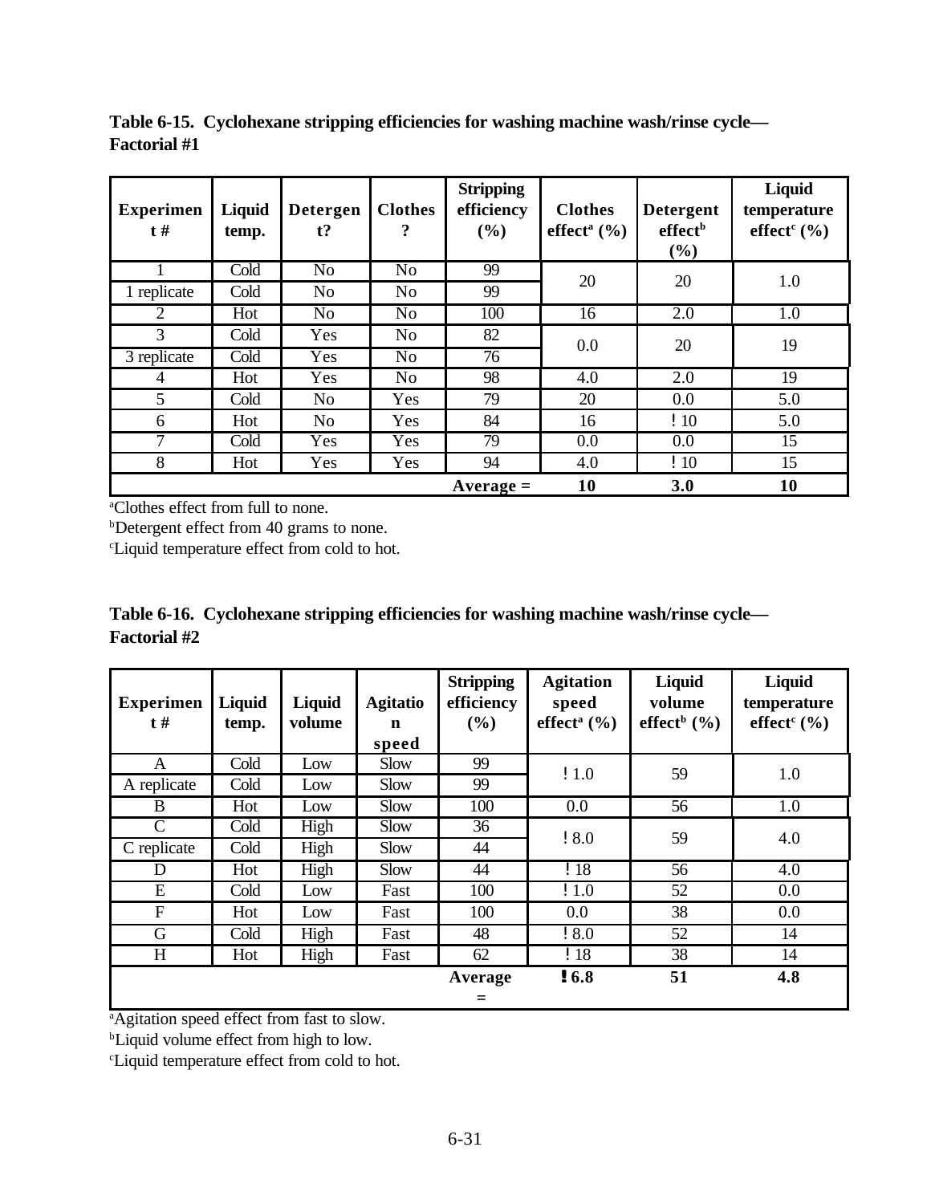**Table 6-15. Cyclohexane stripping efficiencies for washing machine wash/rinse cycle—Factorial #1**

| Experiment # | Liquid temp. | Detergent? | Clothes? | Stripping efficiency (%) | Clothes effect[a] (%) | Detergent effect[b] (%) | Liquid temperature effect[c] (%) |
|---|---|---|---|---|---|---|---|
| 1 | Cold | No | No | 99 | 20 | 20 | 1.0 |
| 1 replicate | Cold | No | No | 99 | | | |
| 2 | Hot | No | No | 100 | 16 | 2.0 | 1.0 |
| 3 | Cold | Yes | No | 82 | 0.0 | 20 | 19 |
| 3 replicate | Cold | Yes | No | 76 | | | |
| 4 | Hot | Yes | No | 98 | 4.0 | 2.0 | 19 |
| 5 | Cold | No | Yes | 79 | 20 | 0.0 | 5.0 |
| 6 | Hot | No | Yes | 84 | 16 | ! 10 | 5.0 |
| 7 | Cold | Yes | Yes | 79 | 0.0 | 0.0 | 15 |
| 8 | Hot | Yes | Yes | 94 | 4.0 | ! 10 | 15 |
| | | | | **Average =** | **10** | **3.0** | **10** |

[a]Clothes effect from full to none.
[b]Detergent effect from 40 grams to none.
[c]Liquid temperature effect from cold to hot.

**Table 6-16. Cyclohexane stripping efficiencies for washing machine wash/rinse cycle—Factorial #2**

| Experiment # | Liquid temp. | Liquid volume | Agitation speed | Stripping efficiency (%) | Agitation speed effect[a] (%) | Liquid volume effect[b] (%) | Liquid temperature effect[c] (%) |
|---|---|---|---|---|---|---|---|
| A | Cold | Low | Slow | 99 | ! 1.0 | 59 | 1.0 |
| A replicate | Cold | Low | Slow | 99 | | | |
| B | Hot | Low | Slow | 100 | 0.0 | 56 | 1.0 |
| C | Cold | High | Slow | 36 | ! 8.0 | 59 | 4.0 |
| C replicate | Cold | High | Slow | 44 | | | |
| D | Hot | High | Slow | 44 | ! 18 | 56 | 4.0 |
| E | Cold | Low | Fast | 100 | ! 1.0 | 52 | 0.0 |
| F | Hot | Low | Fast | 100 | 0.0 | 38 | 0.0 |
| G | Cold | High | Fast | 48 | ! 8.0 | 52 | 14 |
| H | Hot | High | Fast | 62 | ! 18 | 38 | 14 |
| | | | | **Average =** | **! 6.8** | **51** | **4.8** |

[a]Agitation speed effect from fast to slow.
[b]Liquid volume effect from high to low.
[c]Liquid temperature effect from cold to hot.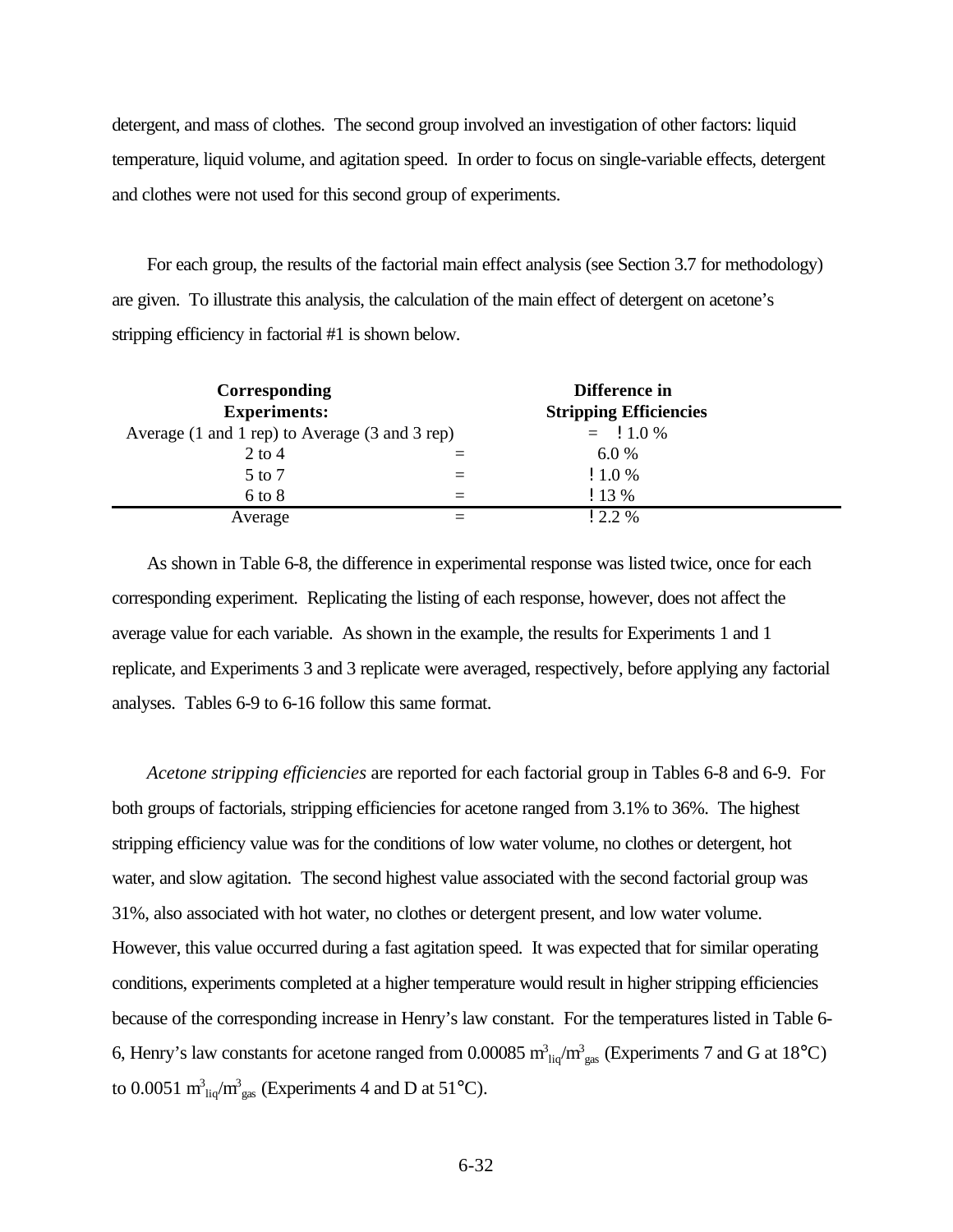detergent, and mass of clothes. The second group involved an investigation of other factors: liquid temperature, liquid volume, and agitation speed. In order to focus on single-variable effects, detergent and clothes were not used for this second group of experiments.

For each group, the results of the factorial main effect analysis (see Section 3.7 for methodology) are given. To illustrate this analysis, the calculation of the main effect of detergent on acetone's stripping efficiency in factorial #1 is shown below.

| **Corresponding Experiments:** | | **Difference in Stripping Efficiencies** |
|---|---|---|
| Average (1 and 1 rep) to Average (3 and 3 rep) | = | −1.0 % |
| 2 to 4 | = | 6.0 % |
| 5 to 7 | = | −1.0 % |
| 6 to 8 | = | −13 % |
| Average | = | −2.2 % |

As shown in Table 6-8, the difference in experimental response was listed twice, once for each corresponding experiment. Replicating the listing of each response, however, does not affect the average value for each variable. As shown in the example, the results for Experiments 1 and 1 replicate, and Experiments 3 and 3 replicate were averaged, respectively, before applying any factorial analyses. Tables 6-9 to 6-16 follow this same format.

*Acetone stripping efficiencies* are reported for each factorial group in Tables 6-8 and 6-9. For both groups of factorials, stripping efficiencies for acetone ranged from 3.1% to 36%. The highest stripping efficiency value was for the conditions of low water volume, no clothes or detergent, hot water, and slow agitation. The second highest value associated with the second factorial group was 31%, also associated with hot water, no clothes or detergent present, and low water volume. However, this value occurred during a fast agitation speed. It was expected that for similar operating conditions, experiments completed at a higher temperature would result in higher stripping efficiencies because of the corresponding increase in Henry's law constant. For the temperatures listed in Table 6-6, Henry's law constants for acetone ranged from 0.00085 $m^3_{liq}/m^3_{gas}$ (Experiments 7 and G at 18°C) to 0.0051 $m^3_{liq}/m^3_{gas}$ (Experiments 4 and D at 51°C).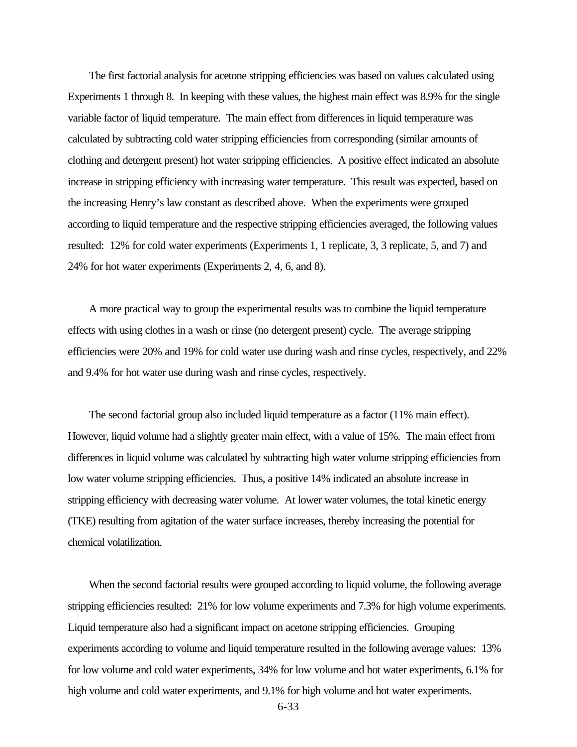The first factorial analysis for acetone stripping efficiencies was based on values calculated using Experiments 1 through 8. In keeping with these values, the highest main effect was 8.9% for the single variable factor of liquid temperature. The main effect from differences in liquid temperature was calculated by subtracting cold water stripping efficiencies from corresponding (similar amounts of clothing and detergent present) hot water stripping efficiencies. A positive effect indicated an absolute increase in stripping efficiency with increasing water temperature. This result was expected, based on the increasing Henry's law constant as described above. When the experiments were grouped according to liquid temperature and the respective stripping efficiencies averaged, the following values resulted: 12% for cold water experiments (Experiments 1, 1 replicate, 3, 3 replicate, 5, and 7) and 24% for hot water experiments (Experiments 2, 4, 6, and 8).

A more practical way to group the experimental results was to combine the liquid temperature effects with using clothes in a wash or rinse (no detergent present) cycle. The average stripping efficiencies were 20% and 19% for cold water use during wash and rinse cycles, respectively, and 22% and 9.4% for hot water use during wash and rinse cycles, respectively.

The second factorial group also included liquid temperature as a factor (11% main effect). However, liquid volume had a slightly greater main effect, with a value of 15%. The main effect from differences in liquid volume was calculated by subtracting high water volume stripping efficiencies from low water volume stripping efficiencies. Thus, a positive 14% indicated an absolute increase in stripping efficiency with decreasing water volume. At lower water volumes, the total kinetic energy (TKE) resulting from agitation of the water surface increases, thereby increasing the potential for chemical volatilization.

When the second factorial results were grouped according to liquid volume, the following average stripping efficiencies resulted: 21% for low volume experiments and 7.3% for high volume experiments. Liquid temperature also had a significant impact on acetone stripping efficiencies. Grouping experiments according to volume and liquid temperature resulted in the following average values: 13% for low volume and cold water experiments, 34% for low volume and hot water experiments, 6.1% for high volume and cold water experiments, and 9.1% for high volume and hot water experiments.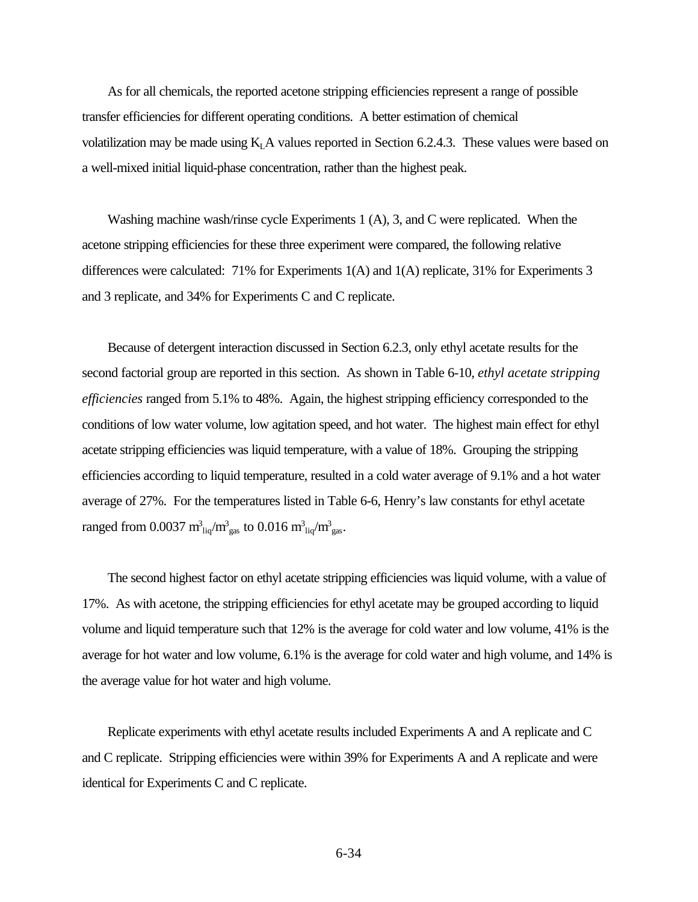As for all chemicals, the reported acetone stripping efficiencies represent a range of possible transfer efficiencies for different operating conditions. A better estimation of chemical volatilization may be made using $K_LA$ values reported in Section 6.2.4.3. These values were based on a well-mixed initial liquid-phase concentration, rather than the highest peak.

Washing machine wash/rinse cycle Experiments 1 (A), 3, and C were replicated. When the acetone stripping efficiencies for these three experiment were compared, the following relative differences were calculated: 71% for Experiments 1(A) and 1(A) replicate, 31% for Experiments 3 and 3 replicate, and 34% for Experiments C and C replicate.

Because of detergent interaction discussed in Section 6.2.3, only ethyl acetate results for the second factorial group are reported in this section. As shown in Table 6-10, *ethyl acetate stripping efficiencies* ranged from 5.1% to 48%. Again, the highest stripping efficiency corresponded to the conditions of low water volume, low agitation speed, and hot water. The highest main effect for ethyl acetate stripping efficiencies was liquid temperature, with a value of 18%. Grouping the stripping efficiencies according to liquid temperature, resulted in a cold water average of 9.1% and a hot water average of 27%. For the temperatures listed in Table 6-6, Henry's law constants for ethyl acetate ranged from 0.0037 $m^3_{liq}/m^3_{gas}$ to 0.016 $m^3_{liq}/m^3_{gas}$.

The second highest factor on ethyl acetate stripping efficiencies was liquid volume, with a value of 17%. As with acetone, the stripping efficiencies for ethyl acetate may be grouped according to liquid volume and liquid temperature such that 12% is the average for cold water and low volume, 41% is the average for hot water and low volume, 6.1% is the average for cold water and high volume, and 14% is the average value for hot water and high volume.

Replicate experiments with ethyl acetate results included Experiments A and A replicate and C and C replicate. Stripping efficiencies were within 39% for Experiments A and A replicate and were identical for Experiments C and C replicate.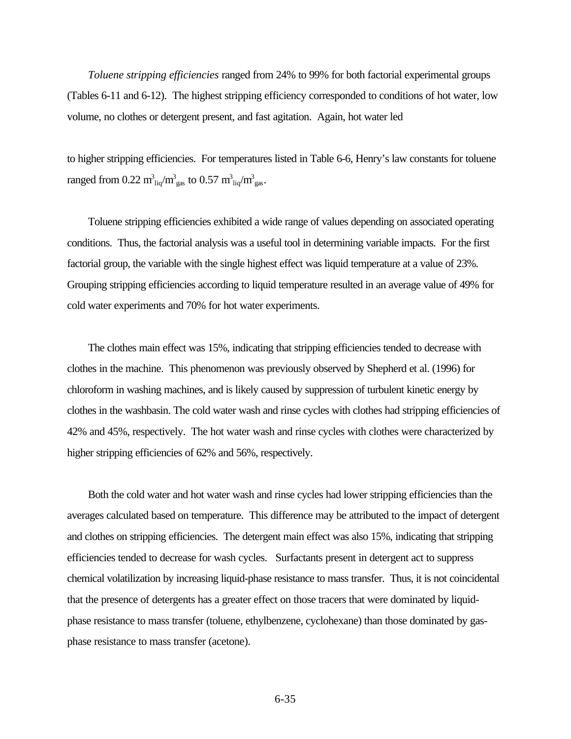*Toluene stripping efficiencies* ranged from 24% to 99% for both factorial experimental groups (Tables 6-11 and 6-12). The highest stripping efficiency corresponded to conditions of hot water, low volume, no clothes or detergent present, and fast agitation. Again, hot water led to higher stripping efficiencies. For temperatures listed in Table 6-6, Henry's law constants for toluene ranged from 0.22 $m^3_{liq}/m^3_{gas}$ to 0.57 $m^3_{liq}/m^3_{gas}$.

Toluene stripping efficiencies exhibited a wide range of values depending on associated operating conditions. Thus, the factorial analysis was a useful tool in determining variable impacts. For the first factorial group, the variable with the single highest effect was liquid temperature at a value of 23%. Grouping stripping efficiencies according to liquid temperature resulted in an average value of 49% for cold water experiments and 70% for hot water experiments.

The clothes main effect was 15%, indicating that stripping efficiencies tended to decrease with clothes in the machine. This phenomenon was previously observed by Shepherd et al. (1996) for chloroform in washing machines, and is likely caused by suppression of turbulent kinetic energy by clothes in the washbasin. The cold water wash and rinse cycles with clothes had stripping efficiencies of 42% and 45%, respectively. The hot water wash and rinse cycles with clothes were characterized by higher stripping efficiencies of 62% and 56%, respectively.

Both the cold water and hot water wash and rinse cycles had lower stripping efficiencies than the averages calculated based on temperature. This difference may be attributed to the impact of detergent and clothes on stripping efficiencies. The detergent main effect was also 15%, indicating that stripping efficiencies tended to decrease for wash cycles. Surfactants present in detergent act to suppress chemical volatilization by increasing liquid-phase resistance to mass transfer. Thus, it is not coincidental that the presence of detergents has a greater effect on those tracers that were dominated by liquid-phase resistance to mass transfer (toluene, ethylbenzene, cyclohexane) than those dominated by gas-phase resistance to mass transfer (acetone).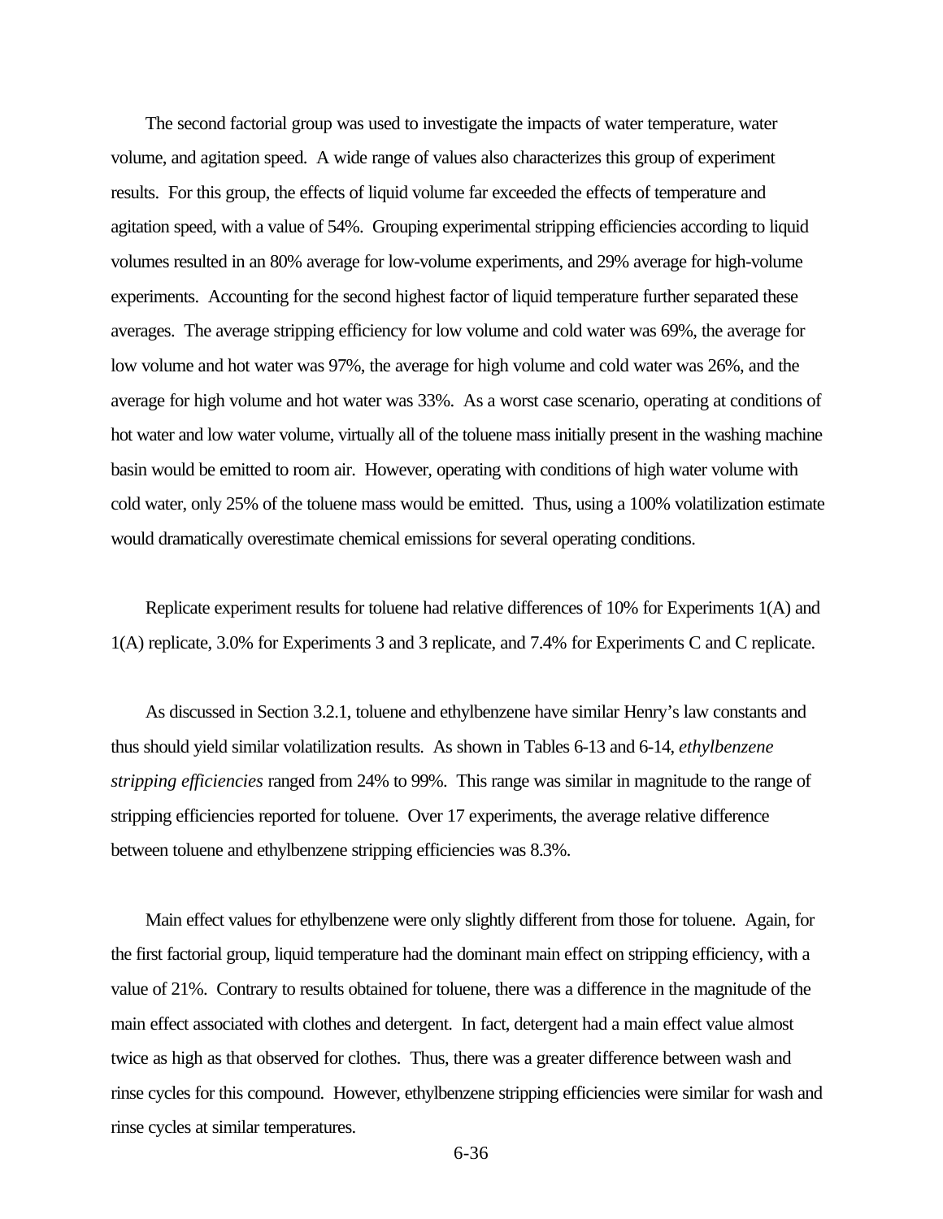The second factorial group was used to investigate the impacts of water temperature, water volume, and agitation speed. A wide range of values also characterizes this group of experiment results. For this group, the effects of liquid volume far exceeded the effects of temperature and agitation speed, with a value of 54%. Grouping experimental stripping efficiencies according to liquid volumes resulted in an 80% average for low-volume experiments, and 29% average for high-volume experiments. Accounting for the second highest factor of liquid temperature further separated these averages. The average stripping efficiency for low volume and cold water was 69%, the average for low volume and hot water was 97%, the average for high volume and cold water was 26%, and the average for high volume and hot water was 33%. As a worst case scenario, operating at conditions of hot water and low water volume, virtually all of the toluene mass initially present in the washing machine basin would be emitted to room air. However, operating with conditions of high water volume with cold water, only 25% of the toluene mass would be emitted. Thus, using a 100% volatilization estimate would dramatically overestimate chemical emissions for several operating conditions.

Replicate experiment results for toluene had relative differences of 10% for Experiments 1(A) and 1(A) replicate, 3.0% for Experiments 3 and 3 replicate, and 7.4% for Experiments C and C replicate.

As discussed in Section 3.2.1, toluene and ethylbenzene have similar Henry's law constants and thus should yield similar volatilization results. As shown in Tables 6-13 and 6-14, *ethylbenzene stripping efficiencies* ranged from 24% to 99%. This range was similar in magnitude to the range of stripping efficiencies reported for toluene. Over 17 experiments, the average relative difference between toluene and ethylbenzene stripping efficiencies was 8.3%.

Main effect values for ethylbenzene were only slightly different from those for toluene. Again, for the first factorial group, liquid temperature had the dominant main effect on stripping efficiency, with a value of 21%. Contrary to results obtained for toluene, there was a difference in the magnitude of the main effect associated with clothes and detergent. In fact, detergent had a main effect value almost twice as high as that observed for clothes. Thus, there was a greater difference between wash and rinse cycles for this compound. However, ethylbenzene stripping efficiencies were similar for wash and rinse cycles at similar temperatures.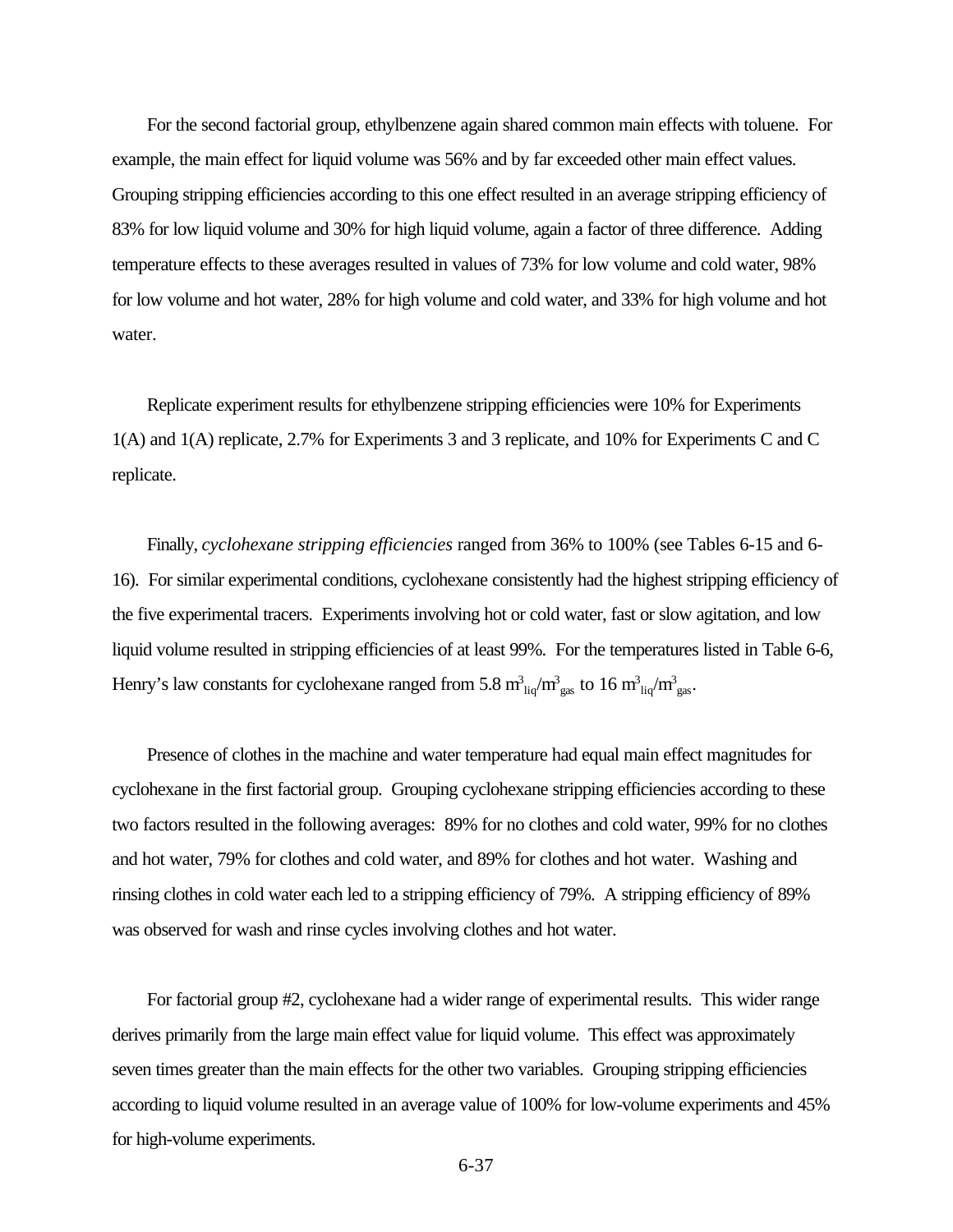For the second factorial group, ethylbenzene again shared common main effects with toluene. For example, the main effect for liquid volume was 56% and by far exceeded other main effect values. Grouping stripping efficiencies according to this one effect resulted in an average stripping efficiency of 83% for low liquid volume and 30% for high liquid volume, again a factor of three difference. Adding temperature effects to these averages resulted in values of 73% for low volume and cold water, 98% for low volume and hot water, 28% for high volume and cold water, and 33% for high volume and hot water.

Replicate experiment results for ethylbenzene stripping efficiencies were 10% for Experiments 1(A) and 1(A) replicate, 2.7% for Experiments 3 and 3 replicate, and 10% for Experiments C and C replicate.

Finally, *cyclohexane stripping efficiencies* ranged from 36% to 100% (see Tables 6-15 and 6-16). For similar experimental conditions, cyclohexane consistently had the highest stripping efficiency of the five experimental tracers. Experiments involving hot or cold water, fast or slow agitation, and low liquid volume resulted in stripping efficiencies of at least 99%. For the temperatures listed in Table 6-6, Henry's law constants for cyclohexane ranged from 5.8 $m^3_{liq}/m^3_{gas}$ to 16 $m^3_{liq}/m^3_{gas}$.

Presence of clothes in the machine and water temperature had equal main effect magnitudes for cyclohexane in the first factorial group. Grouping cyclohexane stripping efficiencies according to these two factors resulted in the following averages: 89% for no clothes and cold water, 99% for no clothes and hot water, 79% for clothes and cold water, and 89% for clothes and hot water. Washing and rinsing clothes in cold water each led to a stripping efficiency of 79%. A stripping efficiency of 89% was observed for wash and rinse cycles involving clothes and hot water.

For factorial group #2, cyclohexane had a wider range of experimental results. This wider range derives primarily from the large main effect value for liquid volume. This effect was approximately seven times greater than the main effects for the other two variables. Grouping stripping efficiencies according to liquid volume resulted in an average value of 100% for low-volume experiments and 45% for high-volume experiments.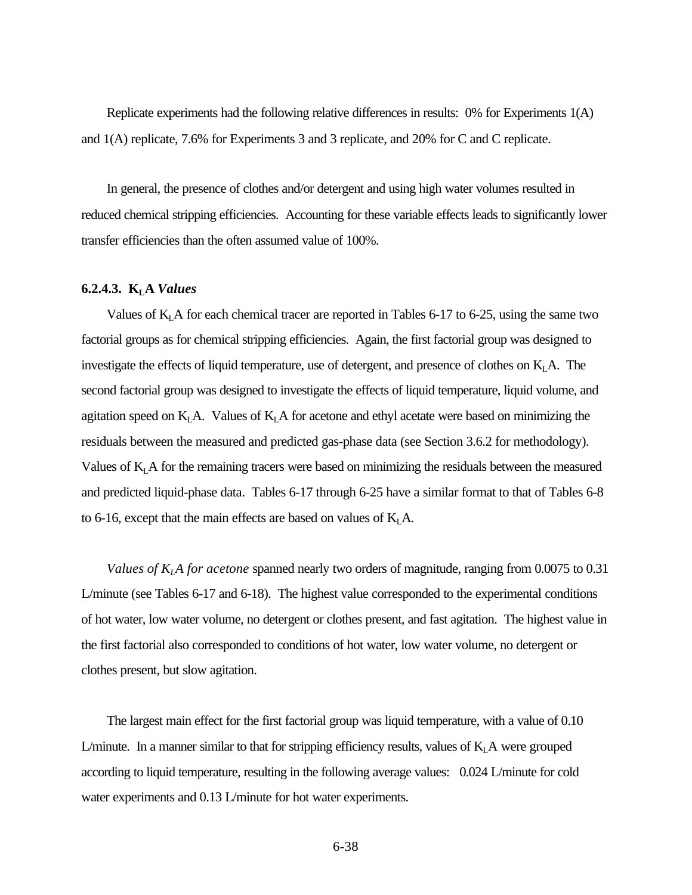Replicate experiments had the following relative differences in results: 0% for Experiments 1(A) and 1(A) replicate, 7.6% for Experiments 3 and 3 replicate, and 20% for C and C replicate.

In general, the presence of clothes and/or detergent and using high water volumes resulted in reduced chemical stripping efficiencies. Accounting for these variable effects leads to significantly lower transfer efficiencies than the often assumed value of 100%.

### 6.2.4.3. $K_LA$ *Values*

Values of $K_LA$ for each chemical tracer are reported in Tables 6-17 to 6-25, using the same two factorial groups as for chemical stripping efficiencies. Again, the first factorial group was designed to investigate the effects of liquid temperature, use of detergent, and presence of clothes on $K_LA$. The second factorial group was designed to investigate the effects of liquid temperature, liquid volume, and agitation speed on $K_LA$. Values of $K_LA$ for acetone and ethyl acetate were based on minimizing the residuals between the measured and predicted gas-phase data (see Section 3.6.2 for methodology). Values of $K_LA$ for the remaining tracers were based on minimizing the residuals between the measured and predicted liquid-phase data. Tables 6-17 through 6-25 have a similar format to that of Tables 6-8 to 6-16, except that the main effects are based on values of $K_LA$.

*Values of $K_LA$ for acetone* spanned nearly two orders of magnitude, ranging from 0.0075 to 0.31 L/minute (see Tables 6-17 and 6-18). The highest value corresponded to the experimental conditions of hot water, low water volume, no detergent or clothes present, and fast agitation. The highest value in the first factorial also corresponded to conditions of hot water, low water volume, no detergent or clothes present, but slow agitation.

The largest main effect for the first factorial group was liquid temperature, with a value of 0.10 L/minute. In a manner similar to that for stripping efficiency results, values of $K_LA$ were grouped according to liquid temperature, resulting in the following average values: 0.024 L/minute for cold water experiments and 0.13 L/minute for hot water experiments.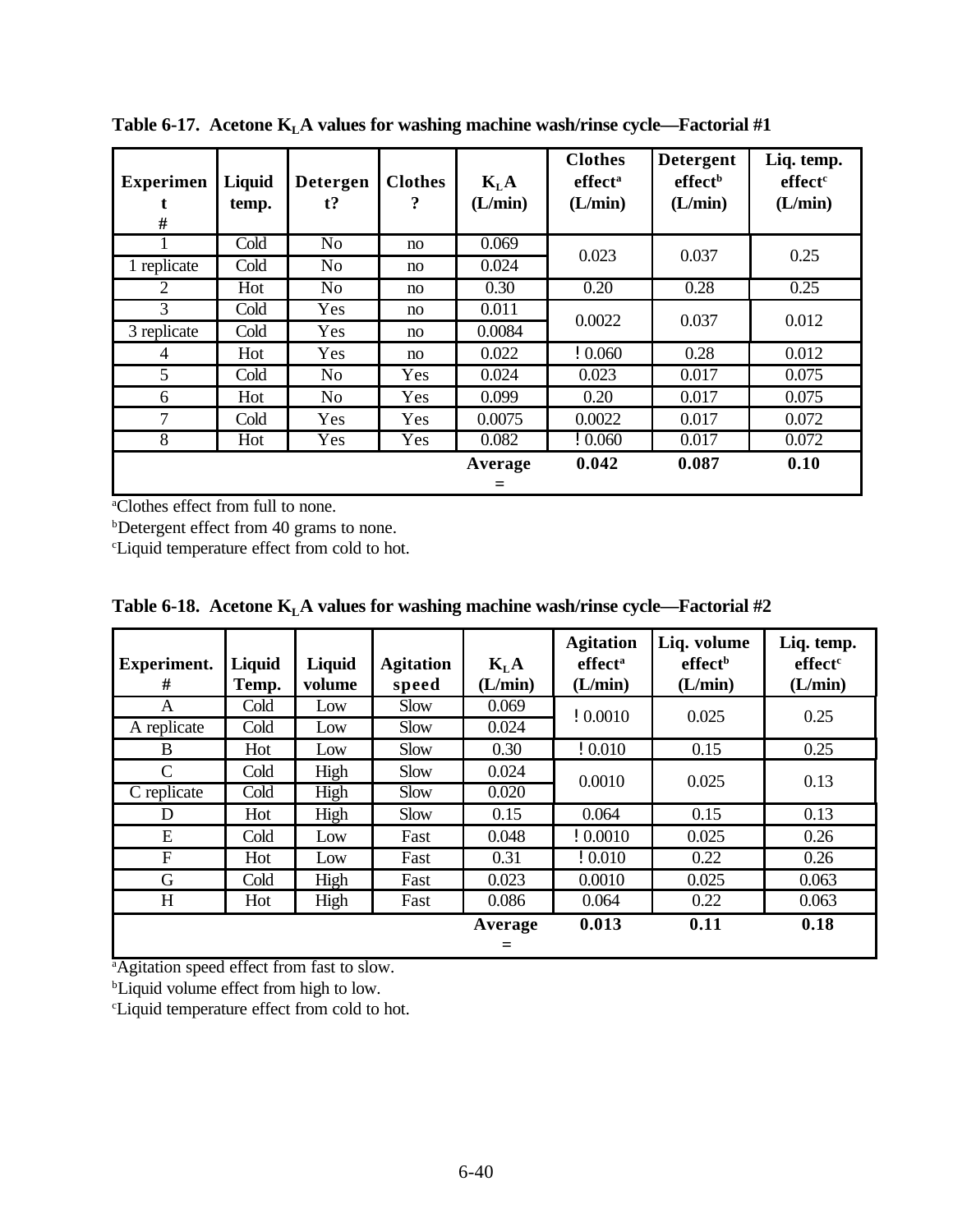**Table 6-17. Acetone $K_LA$ values for washing machine wash/rinse cycle—Factorial #1**

| Experiment # | Liquid temp. | Detergent? | Clothes? | $K_LA$ (L/min) | Clothes effect[a] (L/min) | Detergent effect[b] (L/min) | Liq. temp. effect[c] (L/min) |
|---|---|---|---|---|---|---|---|
| 1 | Cold | No | no | 0.069 | 0.023 | 0.037 | 0.25 |
| 1 replicate | Cold | No | no | 0.024 | | | |
| 2 | Hot | No | no | 0.30 | 0.20 | 0.28 | 0.25 |
| 3 | Cold | Yes | no | 0.011 | 0.0022 | 0.037 | 0.012 |
| 3 replicate | Cold | Yes | no | 0.0084 | | | |
| 4 | Hot | Yes | no | 0.022 | ! 0.060 | 0.28 | 0.012 |
| 5 | Cold | No | Yes | 0.024 | 0.023 | 0.017 | 0.075 |
| 6 | Hot | No | Yes | 0.099 | 0.20 | 0.017 | 0.075 |
| 7 | Cold | Yes | Yes | 0.0075 | 0.0022 | 0.017 | 0.072 |
| 8 | Hot | Yes | Yes | 0.082 | ! 0.060 | 0.017 | 0.072 |
| | | | | **Average =** | **0.042** | **0.087** | **0.10** |

[a]Clothes effect from full to none.
[b]Detergent effect from 40 grams to none.
[c]Liquid temperature effect from cold to hot.

**Table 6-18. Acetone $K_LA$ values for washing machine wash/rinse cycle—Factorial #2**

| Experiment. # | Liquid Temp. | Liquid volume | Agitation speed | $K_LA$ (L/min) | Agitation effect[a] (L/min) | Liq. volume effect[b] (L/min) | Liq. temp. effect[c] (L/min) |
|---|---|---|---|---|---|---|---|
| A | Cold | Low | Slow | 0.069 | ! 0.0010 | 0.025 | 0.25 |
| A replicate | Cold | Low | Slow | 0.024 | | | |
| B | Hot | Low | Slow | 0.30 | ! 0.010 | 0.15 | 0.25 |
| C | Cold | High | Slow | 0.024 | 0.0010 | 0.025 | 0.13 |
| C replicate | Cold | High | Slow | 0.020 | | | |
| D | Hot | High | Slow | 0.15 | 0.064 | 0.15 | 0.13 |
| E | Cold | Low | Fast | 0.048 | ! 0.0010 | 0.025 | 0.26 |
| F | Hot | Low | Fast | 0.31 | ! 0.010 | 0.22 | 0.26 |
| G | Cold | High | Fast | 0.023 | 0.0010 | 0.025 | 0.063 |
| H | Hot | High | Fast | 0.086 | 0.064 | 0.22 | 0.063 |
| | | | | **Average =** | **0.013** | **0.11** | **0.18** |

[a]Agitation speed effect from fast to slow.
[b]Liquid volume effect from high to low.
[c]Liquid temperature effect from cold to hot.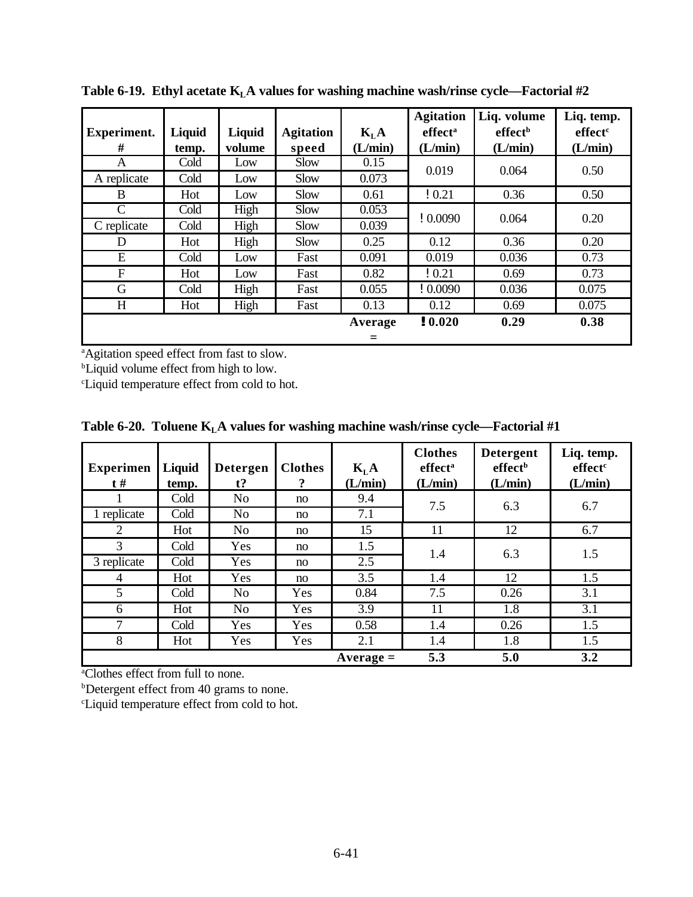**Table 6-19. Ethyl acetate $K_LA$ values for washing machine wash/rinse cycle—Factorial #2**

| Experiment. # | Liquid temp. | Liquid volume | Agitation speed | $K_LA$ (L/min) | Agitation effect[a] (L/min) | Liq. volume effect[b] (L/min) | Liq. temp. effect[c] (L/min) |
|---|---|---|---|---|---|---|---|
| A | Cold | Low | Slow | 0.15 | 0.019 | 0.064 | 0.50 |
| A replicate | Cold | Low | Slow | 0.073 | | | |
| B | Hot | Low | Slow | 0.61 | −0.21 | 0.36 | 0.50 |
| C | Cold | High | Slow | 0.053 | −0.0090 | 0.064 | 0.20 |
| C replicate | Cold | High | Slow | 0.039 | | | |
| D | Hot | High | Slow | 0.25 | 0.12 | 0.36 | 0.20 |
| E | Cold | Low | Fast | 0.091 | 0.019 | 0.036 | 0.73 |
| F | Hot | Low | Fast | 0.82 | −0.21 | 0.69 | 0.73 |
| G | Cold | High | Fast | 0.055 | −0.0090 | 0.036 | 0.075 |
| H | Hot | High | Fast | 0.13 | 0.12 | 0.69 | 0.075 |
| | | | | **Average =** | **−0.020** | **0.29** | **0.38** |

[a]Agitation speed effect from fast to slow.
[b]Liquid volume effect from high to low.
[c]Liquid temperature effect from cold to hot.

**Table 6-20. Toluene $K_LA$ values for washing machine wash/rinse cycle—Factorial #1**

| Experiment # | Liquid temp. | Detergent? | Clothes? | $K_LA$ (L/min) | Clothes effect[a] (L/min) | Detergent effect[b] (L/min) | Liq. temp. effect[c] (L/min) |
|---|---|---|---|---|---|---|---|
| 1 | Cold | No | no | 9.4 | 7.5 | 6.3 | 6.7 |
| 1 replicate | Cold | No | no | 7.1 | | | |
| 2 | Hot | No | no | 15 | 11 | 12 | 6.7 |
| 3 | Cold | Yes | no | 1.5 | 1.4 | 6.3 | 1.5 |
| 3 replicate | Cold | Yes | no | 2.5 | | | |
| 4 | Hot | Yes | no | 3.5 | 1.4 | 12 | 1.5 |
| 5 | Cold | No | Yes | 0.84 | 7.5 | 0.26 | 3.1 |
| 6 | Hot | No | Yes | 3.9 | 11 | 1.8 | 3.1 |
| 7 | Cold | Yes | Yes | 0.58 | 1.4 | 0.26 | 1.5 |
| 8 | Hot | Yes | Yes | 2.1 | 1.4 | 1.8 | 1.5 |
| | | | | **Average =** | **5.3** | **5.0** | **3.2** |

[a]Clothes effect from full to none.
[b]Detergent effect from 40 grams to none.
[c]Liquid temperature effect from cold to hot.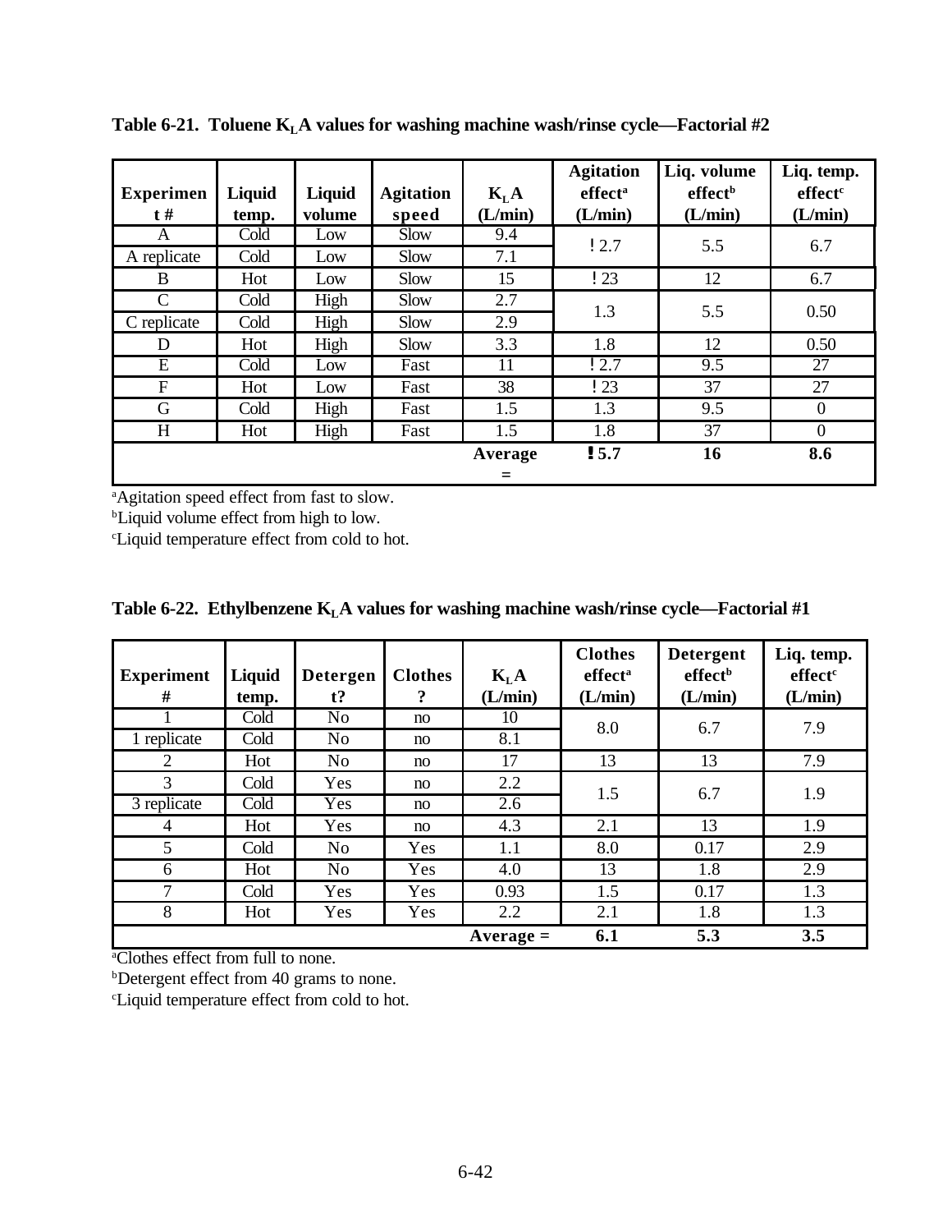**Table 6-21. Toluene $K_LA$ values for washing machine wash/rinse cycle—Factorial #2**

| Experiment # | Liquid temp. | Liquid volume | Agitation speed | $K_LA$ (L/min) | Agitation effect[a] (L/min) | Liq. volume effect[b] (L/min) | Liq. temp. effect[c] (L/min) |
|---|---|---|---|---|---|---|---|
| A | Cold | Low | Slow | 9.4 | !2.7 | 5.5 | 6.7 |
| A replicate | Cold | Low | Slow | 7.1 | | | |
| B | Hot | Low | Slow | 15 | !23 | 12 | 6.7 |
| C | Cold | High | Slow | 2.7 | 1.3 | 5.5 | 0.50 |
| C replicate | Cold | High | Slow | 2.9 | | | |
| D | Hot | High | Slow | 3.3 | 1.8 | 12 | 0.50 |
| E | Cold | Low | Fast | 11 | !2.7 | 9.5 | 27 |
| F | Hot | Low | Fast | 38 | !23 | 37 | 27 |
| G | Cold | High | Fast | 1.5 | 1.3 | 9.5 | 0 |
| H | Hot | High | Fast | 1.5 | 1.8 | 37 | 0 |
| | | | | **Average =** | **!5.7** | **16** | **8.6** |

[a]Agitation speed effect from fast to slow.
[b]Liquid volume effect from high to low.
[c]Liquid temperature effect from cold to hot.

**Table 6-22. Ethylbenzene $K_LA$ values for washing machine wash/rinse cycle—Factorial #1**

| Experiment # | Liquid temp. | Detergent? | Clothes? | $K_LA$ (L/min) | Clothes effect[a] (L/min) | Detergent effect[b] (L/min) | Liq. temp. effect[c] (L/min) |
|---|---|---|---|---|---|---|---|
| 1 | Cold | No | no | 10 | 8.0 | 6.7 | 7.9 |
| 1 replicate | Cold | No | no | 8.1 | | | |
| 2 | Hot | No | no | 17 | 13 | 13 | 7.9 |
| 3 | Cold | Yes | no | 2.2 | 1.5 | 6.7 | 1.9 |
| 3 replicate | Cold | Yes | no | 2.6 | | | |
| 4 | Hot | Yes | no | 4.3 | 2.1 | 13 | 1.9 |
| 5 | Cold | No | Yes | 1.1 | 8.0 | 0.17 | 2.9 |
| 6 | Hot | No | Yes | 4.0 | 13 | 1.8 | 2.9 |
| 7 | Cold | Yes | Yes | 0.93 | 1.5 | 0.17 | 1.3 |
| 8 | Hot | Yes | Yes | 2.2 | 2.1 | 1.8 | 1.3 |
| | | | | **Average =** | **6.1** | **5.3** | **3.5** |

[a]Clothes effect from full to none.
[b]Detergent effect from 40 grams to none.
[c]Liquid temperature effect from cold to hot.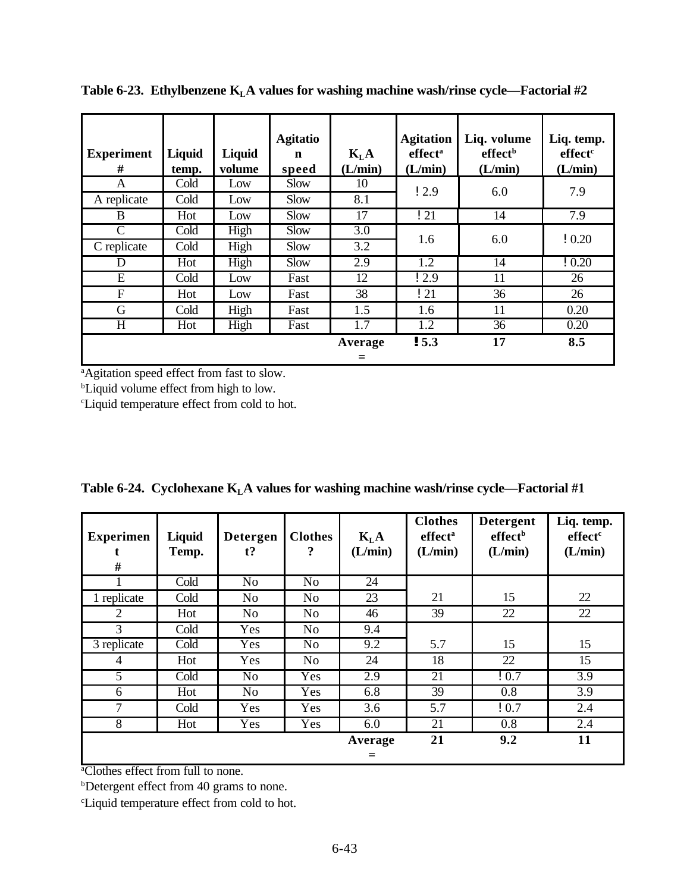**Table 6-23. Ethylbenzene $K_LA$ values for washing machine wash/rinse cycle—Factorial #2**

| Experiment # | Liquid temp. | Liquid volume | Agitation speed | $K_LA$ (L/min) | Agitation effect[a] (L/min) | Liq. volume effect[b] (L/min) | Liq. temp. effect[c] (L/min) |
|---|---|---|---|---|---|---|---|
| A | Cold | Low | Slow | 10 | ! 2.9 | 6.0 | 7.9 |
| A replicate | Cold | Low | Slow | 8.1 | | | |
| B | Hot | Low | Slow | 17 | ! 21 | 14 | 7.9 |
| C | Cold | High | Slow | 3.0 | 1.6 | 6.0 | ! 0.20 |
| C replicate | Cold | High | Slow | 3.2 | | | |
| D | Hot | High | Slow | 2.9 | 1.2 | 14 | ! 0.20 |
| E | Cold | Low | Fast | 12 | ! 2.9 | 11 | 26 |
| F | Hot | Low | Fast | 38 | ! 21 | 36 | 26 |
| G | Cold | High | Fast | 1.5 | 1.6 | 11 | 0.20 |
| H | Hot | High | Fast | 1.7 | 1.2 | 36 | 0.20 |
| | | | | **Average =** | **! 5.3** | **17** | **8.5** |

[a]Agitation speed effect from fast to slow.
[b]Liquid volume effect from high to low.
[c]Liquid temperature effect from cold to hot.

**Table 6-24. Cyclohexane $K_LA$ values for washing machine wash/rinse cycle—Factorial #1**

| Experiment # | Liquid Temp. | Detergent? | Clothes? | $K_LA$ (L/min) | Clothes effect[a] (L/min) | Detergent effect[b] (L/min) | Liq. temp. effect[c] (L/min) |
|---|---|---|---|---|---|---|---|
| 1 | Cold | No | No | 24 | | | |
| 1 replicate | Cold | No | No | 23 | 21 | 15 | 22 |
| 2 | Hot | No | No | 46 | 39 | 22 | 22 |
| 3 | Cold | Yes | No | 9.4 | | | |
| 3 replicate | Cold | Yes | No | 9.2 | 5.7 | 15 | 15 |
| 4 | Hot | Yes | No | 24 | 18 | 22 | 15 |
| 5 | Cold | No | Yes | 2.9 | 21 | ! 0.7 | 3.9 |
| 6 | Hot | No | Yes | 6.8 | 39 | 0.8 | 3.9 |
| 7 | Cold | Yes | Yes | 3.6 | 5.7 | ! 0.7 | 2.4 |
| 8 | Hot | Yes | Yes | 6.0 | 21 | 0.8 | 2.4 |
| | | | | **Average =** | **21** | **9.2** | **11** |

[a]Clothes effect from full to none.
[b]Detergent effect from 40 grams to none.
[c]Liquid temperature effect from cold to hot.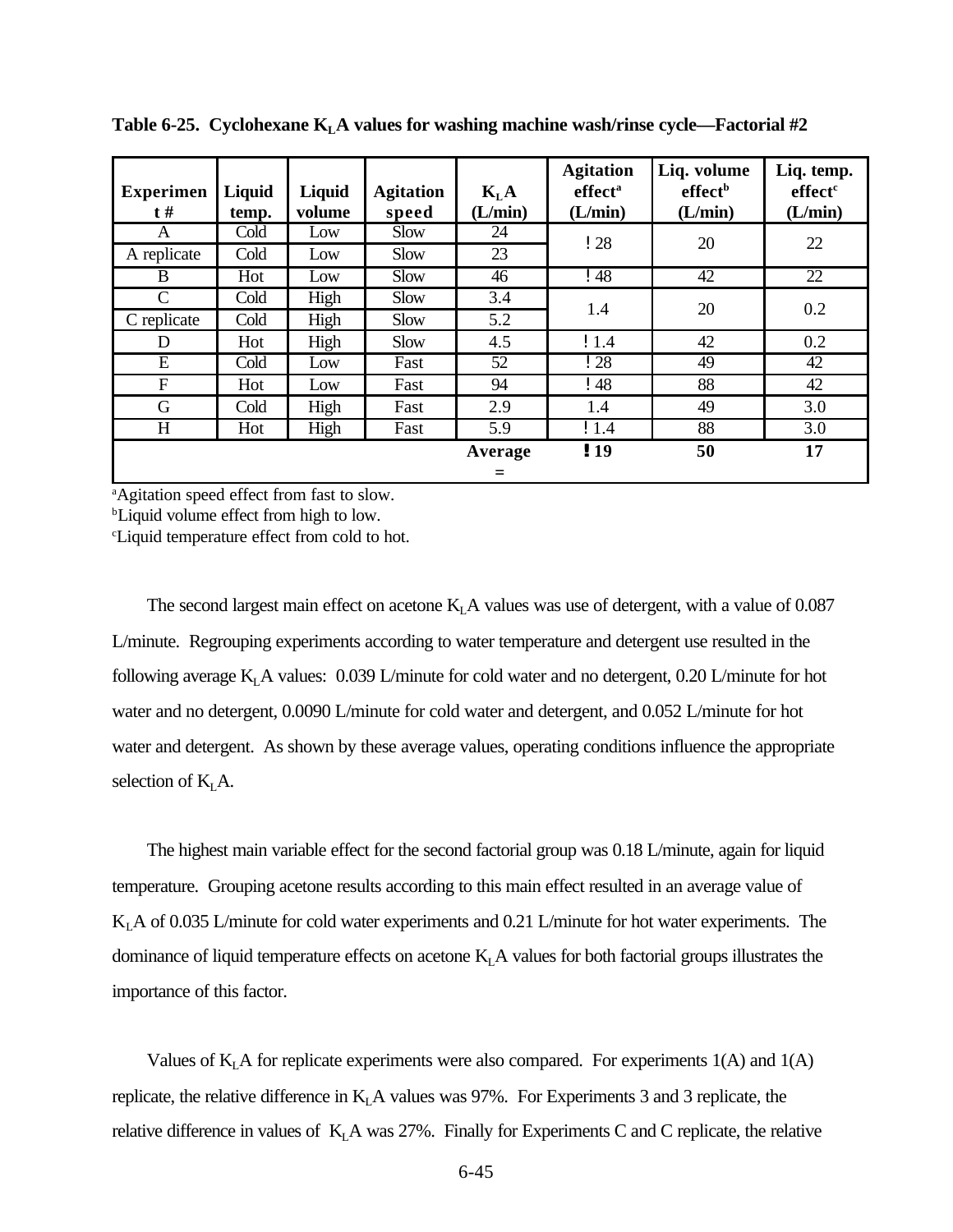**Table 6-25. Cyclohexane $K_LA$ values for washing machine wash/rinse cycle—Factorial #2**

| Experiment # | Liquid temp. | Liquid volume | Agitation speed | $K_LA$ (L/min) | Agitation effect[a] (L/min) | Liq. volume effect[b] (L/min) | Liq. temp. effect[c] (L/min) |
|---|---|---|---|---|---|---|---|
| A | Cold | Low | Slow | 24 | !28 | 20 | 22 |
| A replicate | Cold | Low | Slow | 23 | | | |
| B | Hot | Low | Slow | 46 | !48 | 42 | 22 |
| C | Cold | High | Slow | 3.4 | 1.4 | 20 | 0.2 |
| C replicate | Cold | High | Slow | 5.2 | | | |
| D | Hot | High | Slow | 4.5 | !1.4 | 42 | 0.2 |
| E | Cold | Low | Fast | 52 | !28 | 49 | 42 |
| F | Hot | Low | Fast | 94 | !48 | 88 | 42 |
| G | Cold | High | Fast | 2.9 | 1.4 | 49 | 3.0 |
| H | Hot | High | Fast | 5.9 | !1.4 | 88 | 3.0 |
| | | | | **Average =** | **!19** | **50** | **17** |

[a]Agitation speed effect from fast to slow.
[b]Liquid volume effect from high to low.
[c]Liquid temperature effect from cold to hot.

The second largest main effect on acetone $K_LA$ values was use of detergent, with a value of 0.087 L/minute. Regrouping experiments according to water temperature and detergent use resulted in the following average $K_LA$ values: 0.039 L/minute for cold water and no detergent, 0.20 L/minute for hot water and no detergent, 0.0090 L/minute for cold water and detergent, and 0.052 L/minute for hot water and detergent. As shown by these average values, operating conditions influence the appropriate selection of $K_LA$.

The highest main variable effect for the second factorial group was 0.18 L/minute, again for liquid temperature. Grouping acetone results according to this main effect resulted in an average value of $K_LA$ of 0.035 L/minute for cold water experiments and 0.21 L/minute for hot water experiments. The dominance of liquid temperature effects on acetone $K_LA$ values for both factorial groups illustrates the importance of this factor.

Values of $K_LA$ for replicate experiments were also compared. For experiments 1(A) and 1(A) replicate, the relative difference in $K_LA$ values was 97%. For Experiments 3 and 3 replicate, the relative difference in values of $K_LA$ was 27%. Finally for Experiments C and C replicate, the relative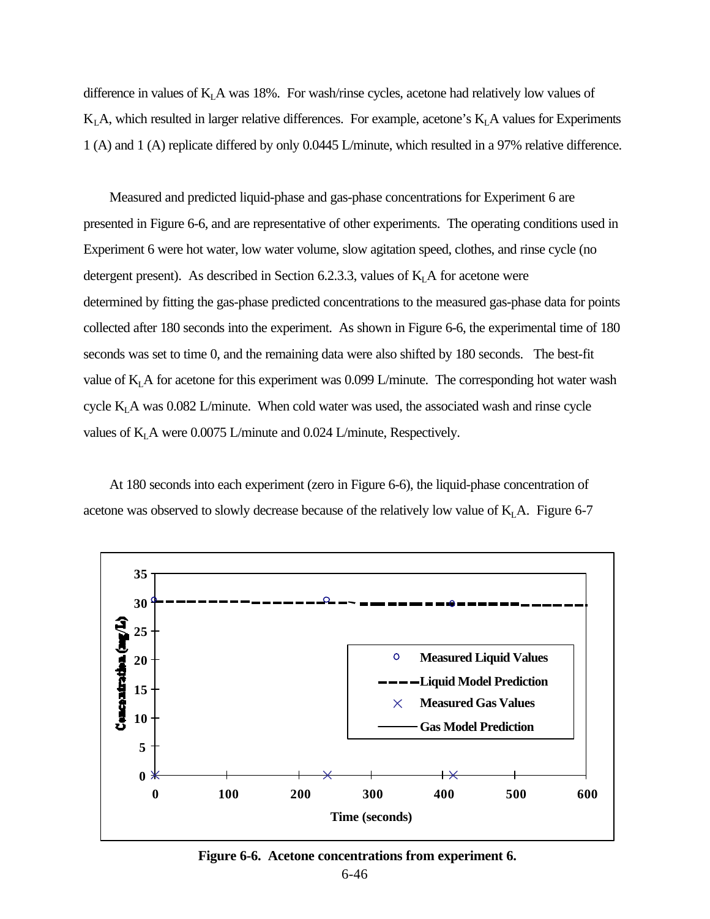difference in values of $K_LA$ was 18%. For wash/rinse cycles, acetone had relatively low values of $K_LA$, which resulted in larger relative differences. For example, acetone's $K_LA$ values for Experiments 1 (A) and 1 (A) replicate differed by only 0.0445 L/minute, which resulted in a 97% relative difference.

Measured and predicted liquid-phase and gas-phase concentrations for Experiment 6 are presented in Figure 6-6, and are representative of other experiments. The operating conditions used in Experiment 6 were hot water, low water volume, slow agitation speed, clothes, and rinse cycle (no detergent present). As described in Section 6.2.3.3, values of $K_LA$ for acetone were determined by fitting the gas-phase predicted concentrations to the measured gas-phase data for points collected after 180 seconds into the experiment. As shown in Figure 6-6, the experimental time of 180 seconds was set to time 0, and the remaining data were also shifted by 180 seconds. The best-fit value of $K_LA$ for acetone for this experiment was 0.099 L/minute. The corresponding hot water wash cycle $K_LA$ was 0.082 L/minute. When cold water was used, the associated wash and rinse cycle values of $K_LA$ were 0.0075 L/minute and 0.024 L/minute, Respectively.

At 180 seconds into each experiment (zero in Figure 6-6), the liquid-phase concentration of acetone was observed to slowly decrease because of the relatively low value of $K_LA$. Figure 6-7

**Figure 6-6. Acetone concentrations from experiment 6.**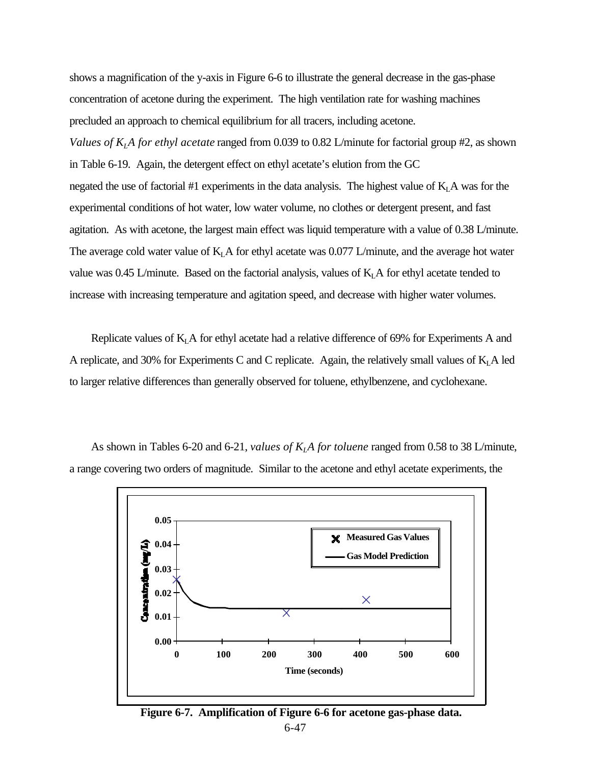shows a magnification of the y-axis in Figure 6-6 to illustrate the general decrease in the gas-phase concentration of acetone during the experiment. The high ventilation rate for washing machines precluded an approach to chemical equilibrium for all tracers, including acetone.

*Values of $K_LA$ for ethyl acetate* ranged from 0.039 to 0.82 L/minute for factorial group #2, as shown in Table 6-19. Again, the detergent effect on ethyl acetate's elution from the GC negated the use of factorial #1 experiments in the data analysis. The highest value of $K_LA$ was for the experimental conditions of hot water, low water volume, no clothes or detergent present, and fast agitation. As with acetone, the largest main effect was liquid temperature with a value of 0.38 L/minute. The average cold water value of $K_LA$ for ethyl acetate was 0.077 L/minute, and the average hot water value was 0.45 L/minute. Based on the factorial analysis, values of $K_LA$ for ethyl acetate tended to increase with increasing temperature and agitation speed, and decrease with higher water volumes.

Replicate values of $K_LA$ for ethyl acetate had a relative difference of 69% for Experiments A and A replicate, and 30% for Experiments C and C replicate. Again, the relatively small values of $K_LA$ led to larger relative differences than generally observed for toluene, ethylbenzene, and cyclohexane.

As shown in Tables 6-20 and 6-21, *values of $K_LA$ for toluene* ranged from 0.58 to 38 L/minute, a range covering two orders of magnitude. Similar to the acetone and ethyl acetate experiments, the

**Figure 6-7. Amplification of Figure 6-6 for acetone gas-phase data.**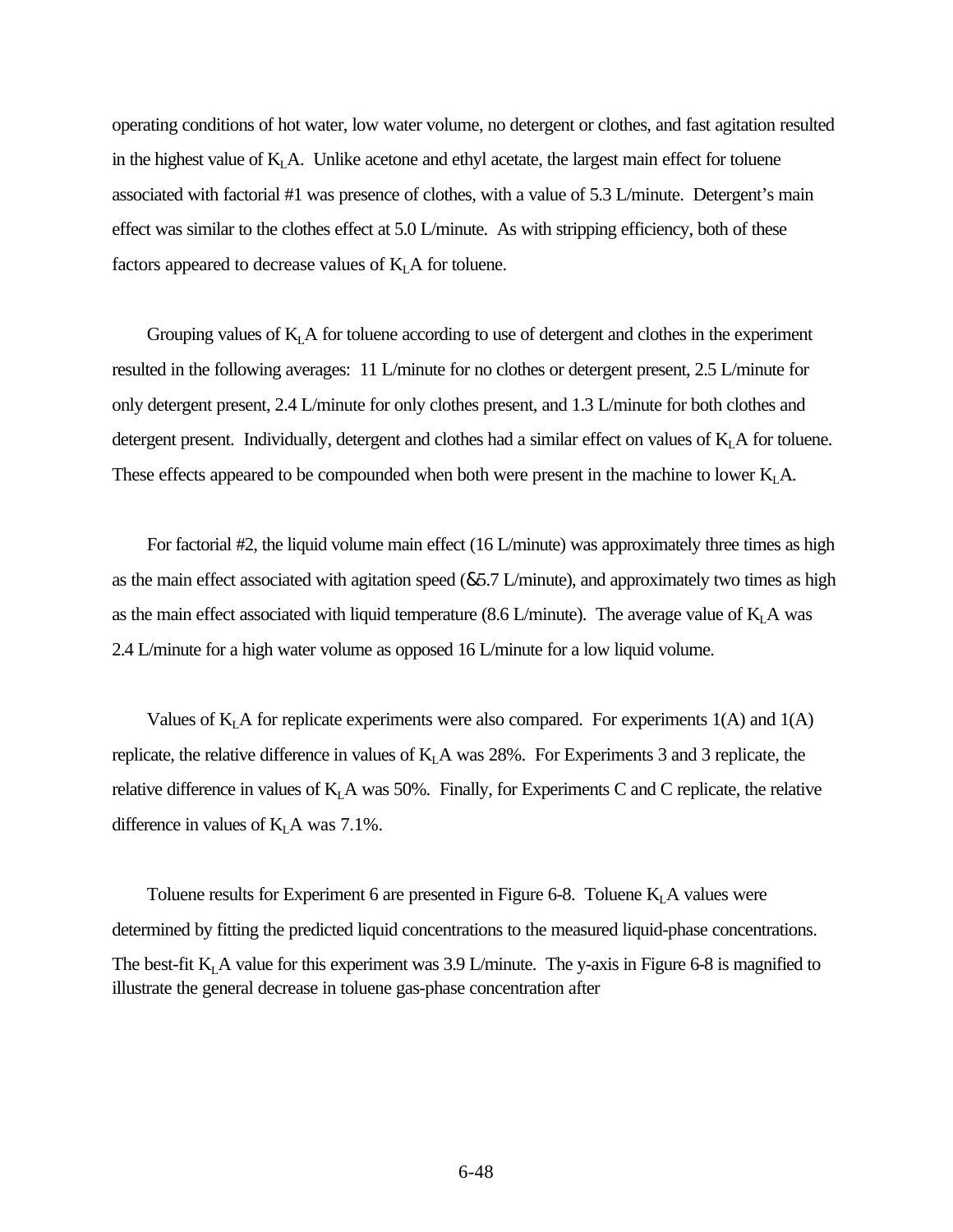operating conditions of hot water, low water volume, no detergent or clothes, and fast agitation resulted in the highest value of $K_LA$. Unlike acetone and ethyl acetate, the largest main effect for toluene associated with factorial #1 was presence of clothes, with a value of 5.3 L/minute. Detergent's main effect was similar to the clothes effect at 5.0 L/minute. As with stripping efficiency, both of these factors appeared to decrease values of $K_LA$ for toluene.

Grouping values of $K_LA$ for toluene according to use of detergent and clothes in the experiment resulted in the following averages: 11 L/minute for no clothes or detergent present, 2.5 L/minute for only detergent present, 2.4 L/minute for only clothes present, and 1.3 L/minute for both clothes and detergent present. Individually, detergent and clothes had a similar effect on values of $K_LA$ for toluene. These effects appeared to be compounded when both were present in the machine to lower $K_LA$.

For factorial #2, the liquid volume main effect (16 L/minute) was approximately three times as high as the main effect associated with agitation speed (&5.7 L/minute), and approximately two times as high as the main effect associated with liquid temperature (8.6 L/minute). The average value of $K_LA$ was 2.4 L/minute for a high water volume as opposed 16 L/minute for a low liquid volume.

Values of $K_LA$ for replicate experiments were also compared. For experiments 1(A) and 1(A) replicate, the relative difference in values of $K_LA$ was 28%. For Experiments 3 and 3 replicate, the relative difference in values of $K_LA$ was 50%. Finally, for Experiments C and C replicate, the relative difference in values of $K_LA$ was 7.1%.

Toluene results for Experiment 6 are presented in Figure 6-8. Toluene $K_LA$ values were determined by fitting the predicted liquid concentrations to the measured liquid-phase concentrations. The best-fit $K_LA$ value for this experiment was 3.9 L/minute. The y-axis in Figure 6-8 is magnified to illustrate the general decrease in toluene gas-phase concentration after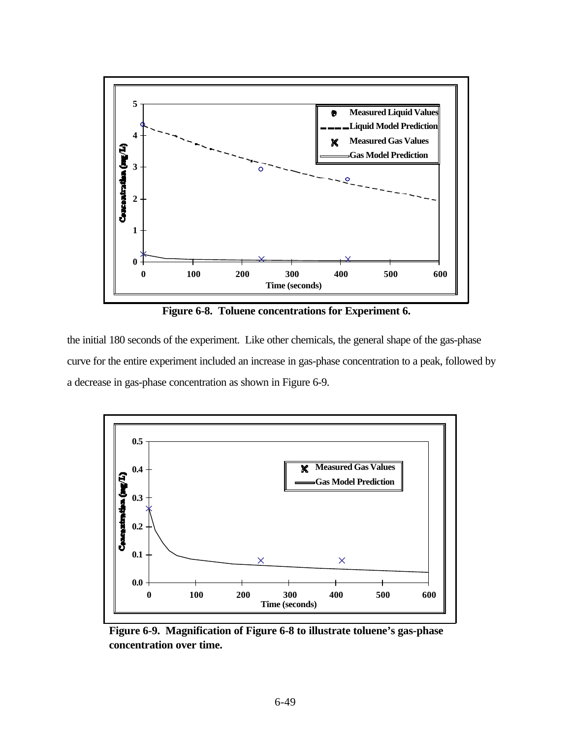**Figure 6-8. Toluene concentrations for Experiment 6.**

the initial 180 seconds of the experiment. Like other chemicals, the general shape of the gas-phase curve for the entire experiment included an increase in gas-phase concentration to a peak, followed by a decrease in gas-phase concentration as shown in Figure 6-9.

**Figure 6-9. Magnification of Figure 6-8 to illustrate toluene's gas-phase concentration over time.**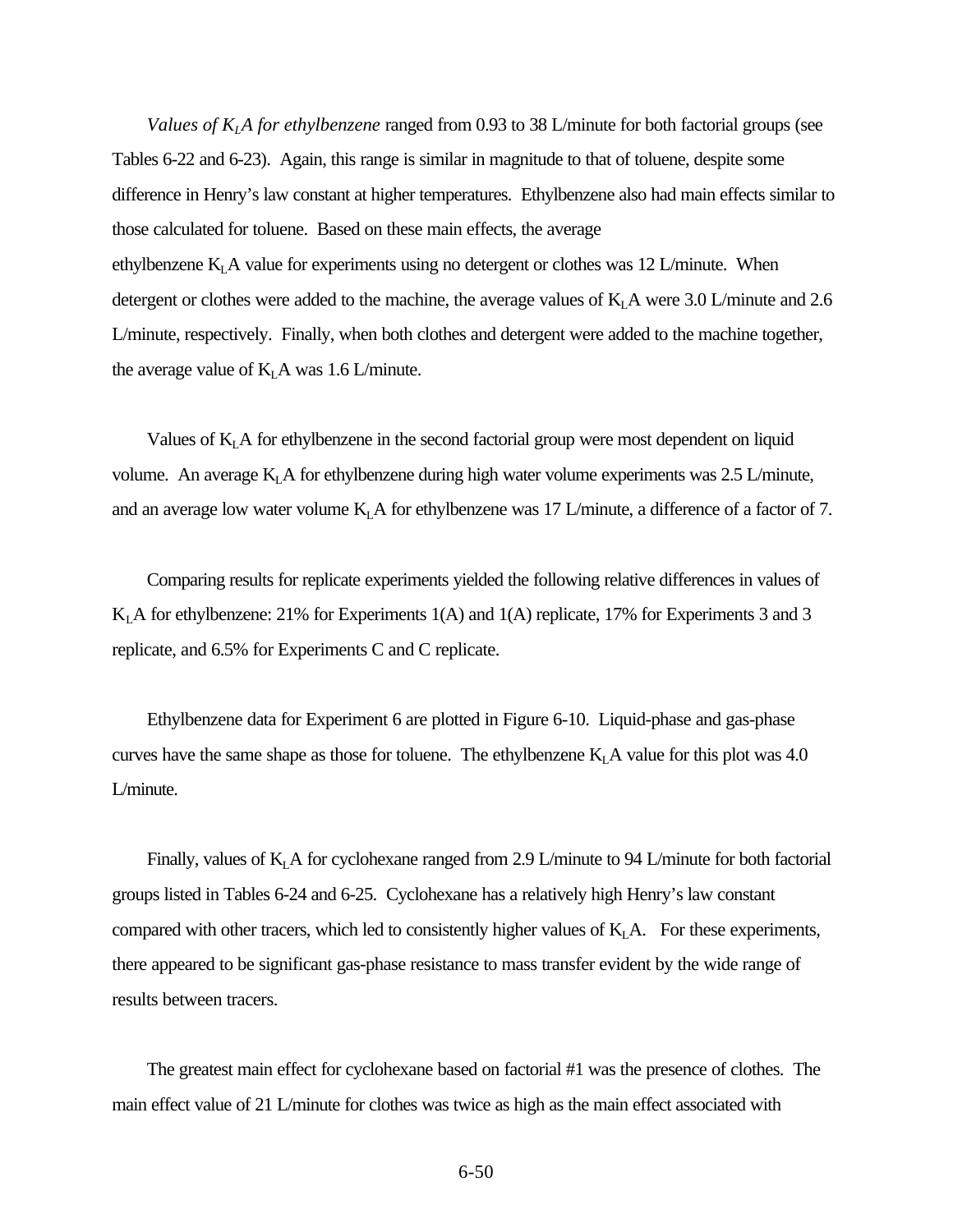*Values of $K_LA$ for ethylbenzene* ranged from 0.93 to 38 L/minute for both factorial groups (see Tables 6-22 and 6-23). Again, this range is similar in magnitude to that of toluene, despite some difference in Henry's law constant at higher temperatures. Ethylbenzene also had main effects similar to those calculated for toluene. Based on these main effects, the average ethylbenzene $K_LA$ value for experiments using no detergent or clothes was 12 L/minute. When detergent or clothes were added to the machine, the average values of $K_LA$ were 3.0 L/minute and 2.6 L/minute, respectively. Finally, when both clothes and detergent were added to the machine together, the average value of $K_LA$ was 1.6 L/minute.

Values of $K_LA$ for ethylbenzene in the second factorial group were most dependent on liquid volume. An average $K_LA$ for ethylbenzene during high water volume experiments was 2.5 L/minute, and an average low water volume $K_LA$ for ethylbenzene was 17 L/minute, a difference of a factor of 7.

Comparing results for replicate experiments yielded the following relative differences in values of $K_LA$ for ethylbenzene: 21% for Experiments 1(A) and 1(A) replicate, 17% for Experiments 3 and 3 replicate, and 6.5% for Experiments C and C replicate.

Ethylbenzene data for Experiment 6 are plotted in Figure 6-10. Liquid-phase and gas-phase curves have the same shape as those for toluene. The ethylbenzene $K_LA$ value for this plot was 4.0 L/minute.

Finally, values of $K_LA$ for cyclohexane ranged from 2.9 L/minute to 94 L/minute for both factorial groups listed in Tables 6-24 and 6-25. Cyclohexane has a relatively high Henry's law constant compared with other tracers, which led to consistently higher values of $K_LA$. For these experiments, there appeared to be significant gas-phase resistance to mass transfer evident by the wide range of results between tracers.

The greatest main effect for cyclohexane based on factorial #1 was the presence of clothes. The main effect value of 21 L/minute for clothes was twice as high as the main effect associated with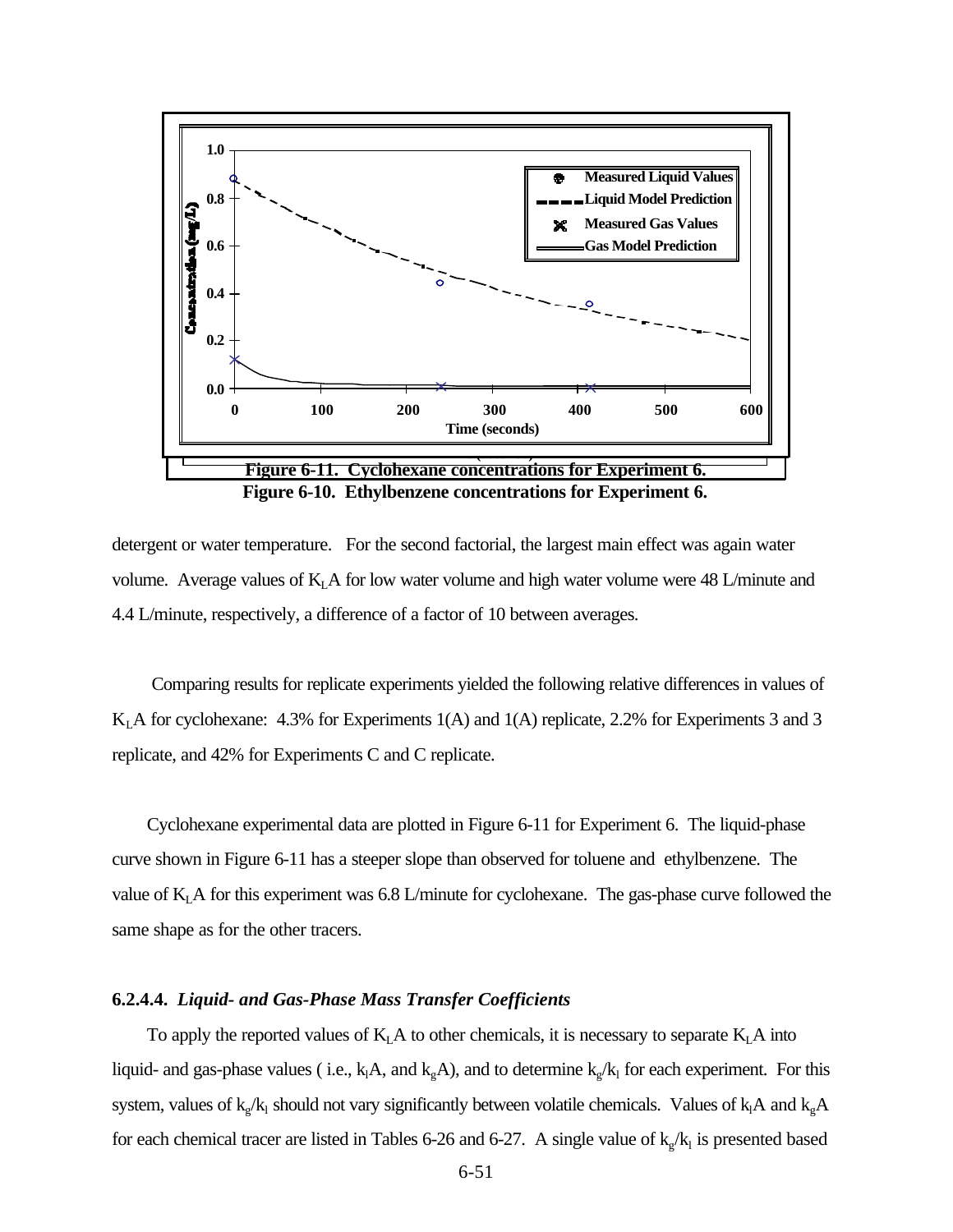Figure 6-11. Cyclohexane concentrations for Experiment 6.

Figure 6-10. Ethylbenzene concentrations for Experiment 6.

detergent or water temperature. For the second factorial, the largest main effect was again water volume. Average values of $K_LA$ for low water volume and high water volume were 48 L/minute and 4.4 L/minute, respectively, a difference of a factor of 10 between averages.

Comparing results for replicate experiments yielded the following relative differences in values of $K_LA$ for cyclohexane: 4.3% for Experiments 1(A) and 1(A) replicate, 2.2% for Experiments 3 and 3 replicate, and 42% for Experiments C and C replicate.

Cyclohexane experimental data are plotted in Figure 6-11 for Experiment 6. The liquid-phase curve shown in Figure 6-11 has a steeper slope than observed for toluene and ethylbenzene. The value of $K_LA$ for this experiment was 6.8 L/minute for cyclohexane. The gas-phase curve followed the same shape as for the other tracers.

#### 6.2.4.4. *Liquid- and Gas-Phase Mass Transfer Coefficients*

To apply the reported values of $K_LA$ to other chemicals, it is necessary to separate $K_LA$ into liquid- and gas-phase values ( i.e., $k_lA$, and $k_gA$), and to determine $k_g/k_l$ for each experiment. For this system, values of $k_g/k_l$ should not vary significantly between volatile chemicals. Values of $k_lA$ and $k_gA$ for each chemical tracer are listed in Tables 6-26 and 6-27. A single value of $k_g/k_l$ is presented based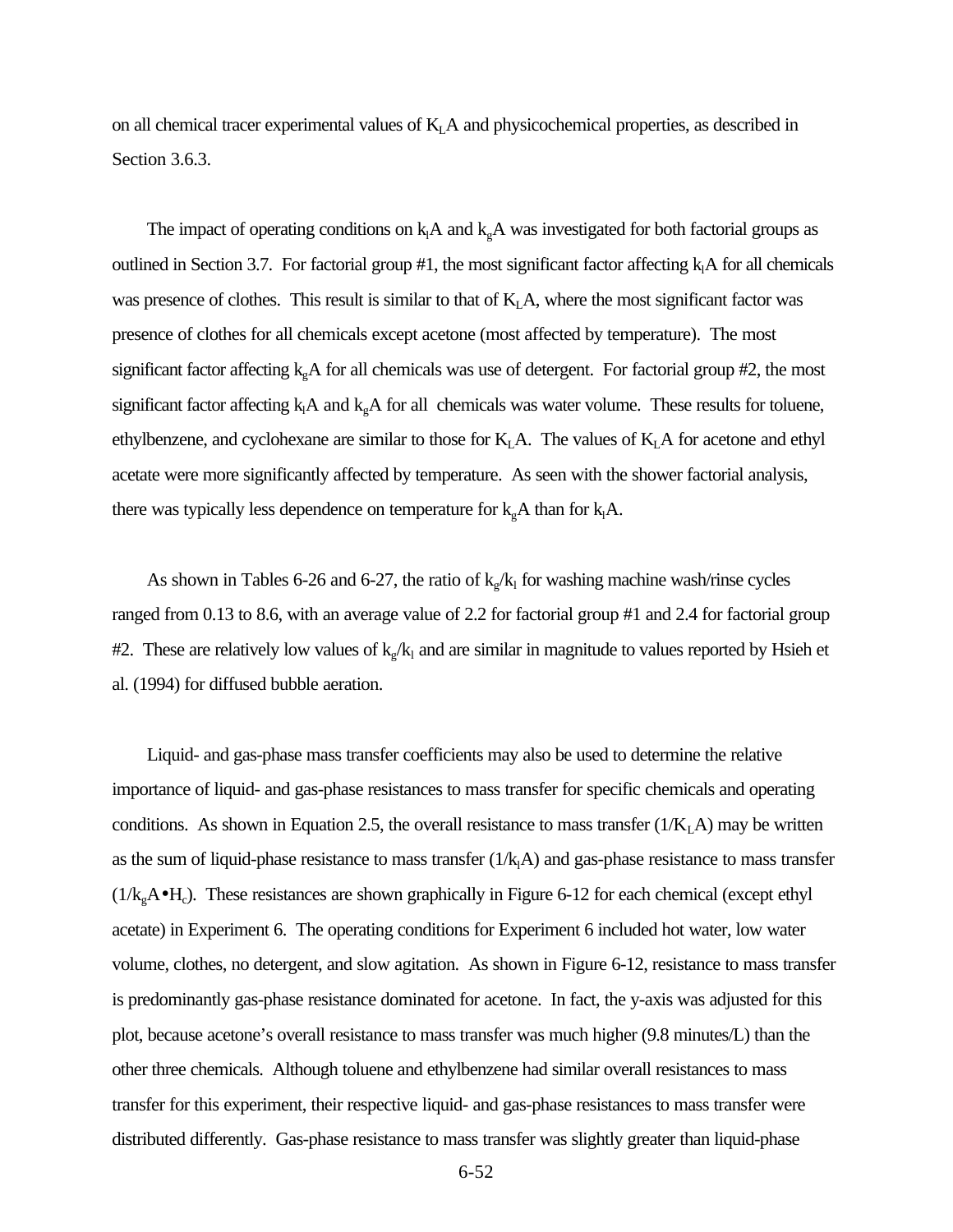on all chemical tracer experimental values of $K_LA$ and physicochemical properties, as described in Section 3.6.3.

The impact of operating conditions on $k_lA$ and $k_gA$ was investigated for both factorial groups as outlined in Section 3.7. For factorial group #1, the most significant factor affecting $k_lA$ for all chemicals was presence of clothes. This result is similar to that of $K_LA$, where the most significant factor was presence of clothes for all chemicals except acetone (most affected by temperature). The most significant factor affecting $k_gA$ for all chemicals was use of detergent. For factorial group #2, the most significant factor affecting $k_lA$ and $k_gA$ for all chemicals was water volume. These results for toluene, ethylbenzene, and cyclohexane are similar to those for $K_LA$. The values of $K_LA$ for acetone and ethyl acetate were more significantly affected by temperature. As seen with the shower factorial analysis, there was typically less dependence on temperature for $k_gA$ than for $k_lA$.

As shown in Tables 6-26 and 6-27, the ratio of $k_g/k_l$ for washing machine wash/rinse cycles ranged from 0.13 to 8.6, with an average value of 2.2 for factorial group #1 and 2.4 for factorial group #2. These are relatively low values of $k_g/k_l$ and are similar in magnitude to values reported by Hsieh et al. (1994) for diffused bubble aeration.

Liquid- and gas-phase mass transfer coefficients may also be used to determine the relative importance of liquid- and gas-phase resistances to mass transfer for specific chemicals and operating conditions. As shown in Equation 2.5, the overall resistance to mass transfer ($1/K_LA$) may be written as the sum of liquid-phase resistance to mass transfer ($1/k_lA$) and gas-phase resistance to mass transfer ($1/k_gA \bullet H_c$). These resistances are shown graphically in Figure 6-12 for each chemical (except ethyl acetate) in Experiment 6. The operating conditions for Experiment 6 included hot water, low water volume, clothes, no detergent, and slow agitation. As shown in Figure 6-12, resistance to mass transfer is predominantly gas-phase resistance dominated for acetone. In fact, the y-axis was adjusted for this plot, because acetone's overall resistance to mass transfer was much higher (9.8 minutes/L) than the other three chemicals. Although toluene and ethylbenzene had similar overall resistances to mass transfer for this experiment, their respective liquid- and gas-phase resistances to mass transfer were distributed differently. Gas-phase resistance to mass transfer was slightly greater than liquid-phase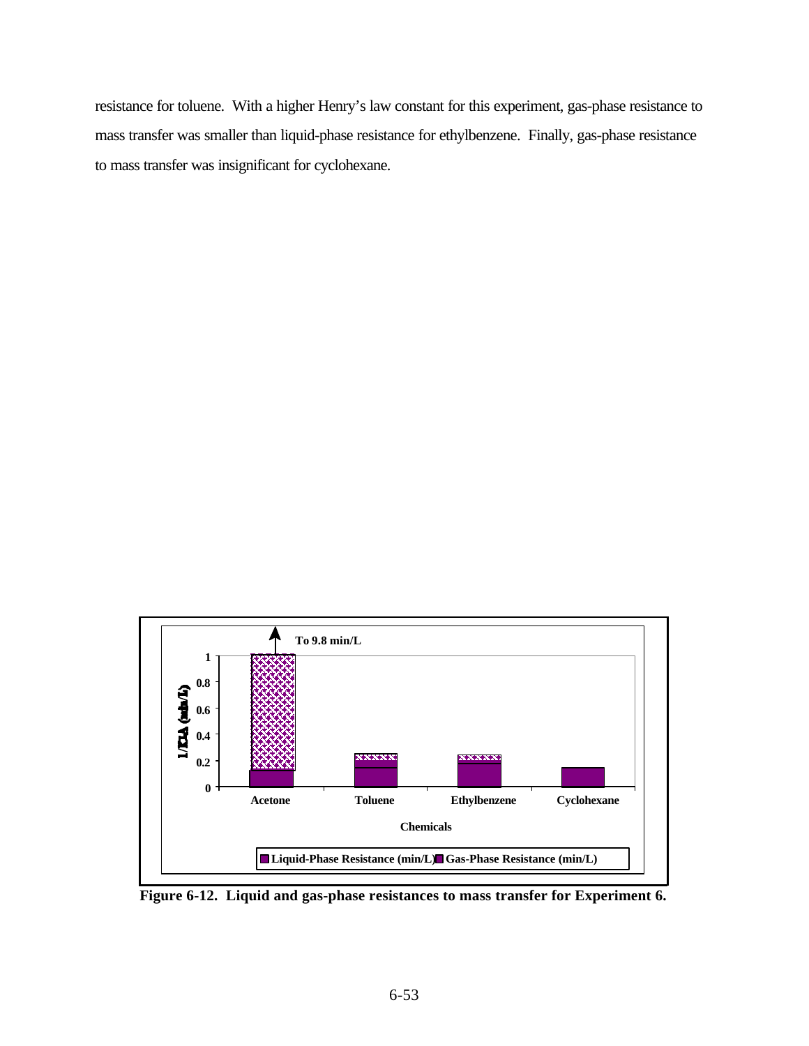resistance for toluene. With a higher Henry's law constant for this experiment, gas-phase resistance to mass transfer was smaller than liquid-phase resistance for ethylbenzene. Finally, gas-phase resistance to mass transfer was insignificant for cyclohexane.

**Figure 6-12. Liquid and gas-phase resistances to mass transfer for Experiment 6.**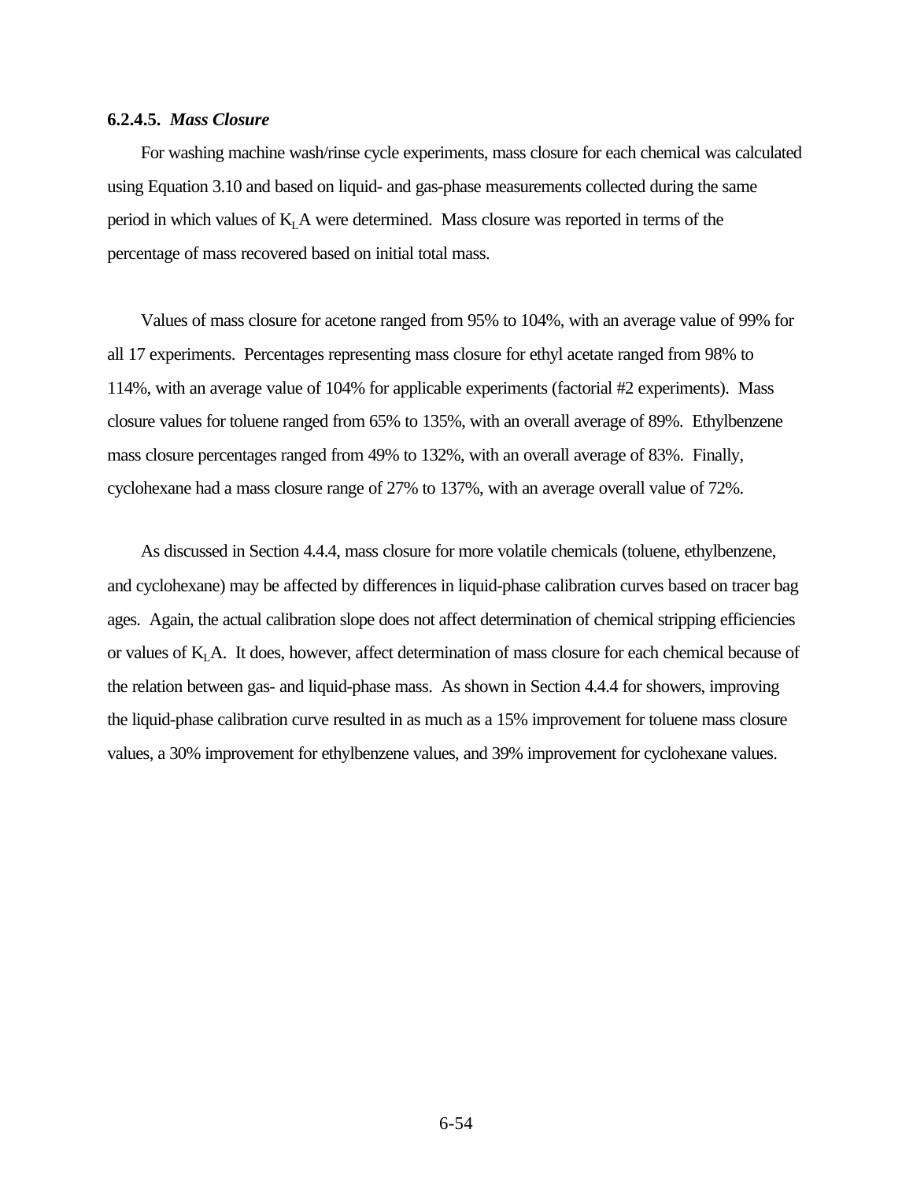#### 6.2.4.5. *Mass Closure*

For washing machine wash/rinse cycle experiments, mass closure for each chemical was calculated using Equation 3.10 and based on liquid- and gas-phase measurements collected during the same period in which values of $K_LA$ were determined. Mass closure was reported in terms of the percentage of mass recovered based on initial total mass.

Values of mass closure for acetone ranged from 95% to 104%, with an average value of 99% for all 17 experiments. Percentages representing mass closure for ethyl acetate ranged from 98% to 114%, with an average value of 104% for applicable experiments (factorial #2 experiments). Mass closure values for toluene ranged from 65% to 135%, with an overall average of 89%. Ethylbenzene mass closure percentages ranged from 49% to 132%, with an overall average of 83%. Finally, cyclohexane had a mass closure range of 27% to 137%, with an average overall value of 72%.

As discussed in Section 4.4.4, mass closure for more volatile chemicals (toluene, ethylbenzene, and cyclohexane) may be affected by differences in liquid-phase calibration curves based on tracer bag ages. Again, the actual calibration slope does not affect determination of chemical stripping efficiencies or values of $K_LA$. It does, however, affect determination of mass closure for each chemical because of the relation between gas- and liquid-phase mass. As shown in Section 4.4.4 for showers, improving the liquid-phase calibration curve resulted in as much as a 15% improvement for toluene mass closure values, a 30% improvement for ethylbenzene values, and 39% improvement for cyclohexane values.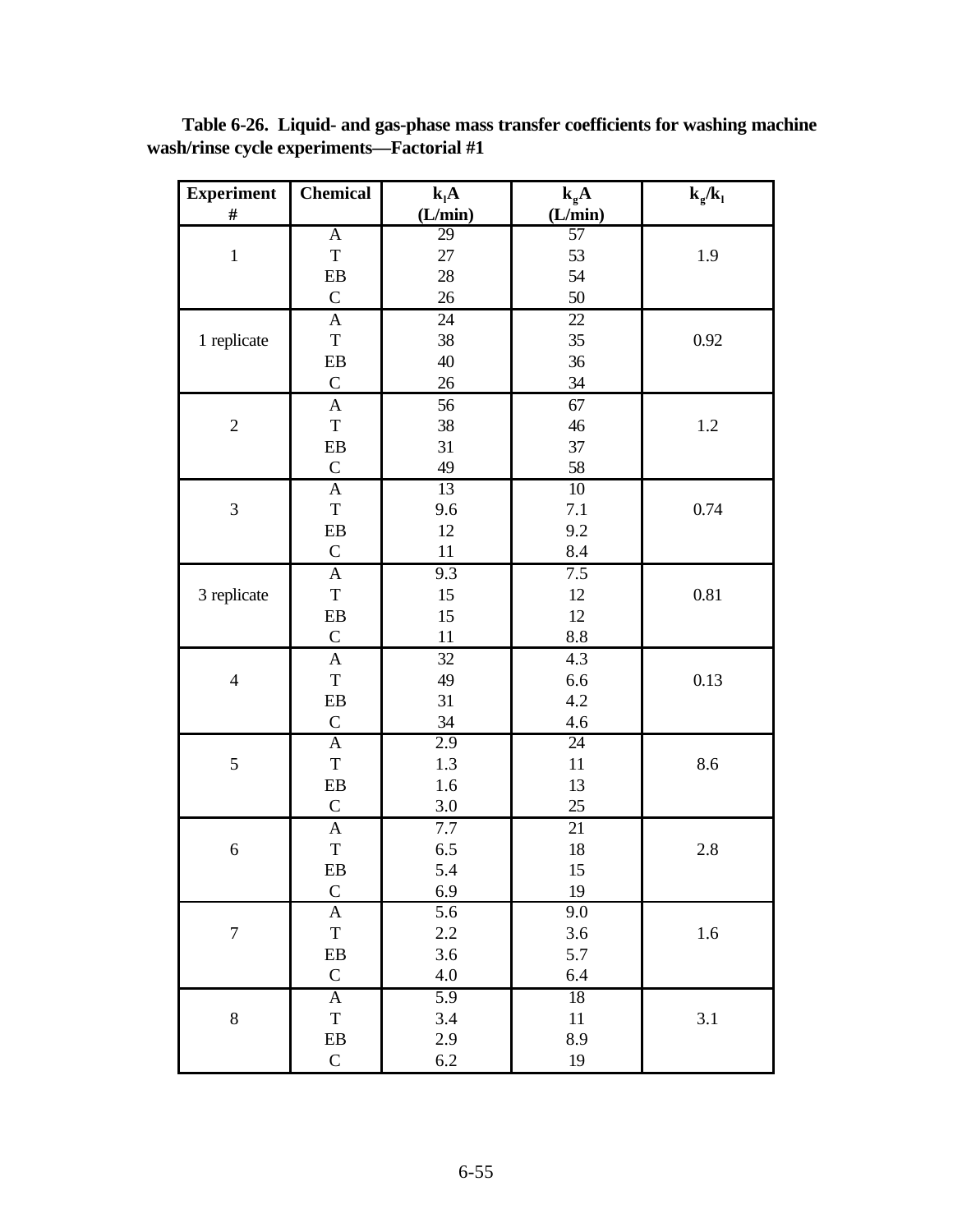**Table 6-26. Liquid- and gas-phase mass transfer coefficients for washing machine wash/rinse cycle experiments—Factorial #1**

| Experiment # | Chemical | $k_lA$ (L/min) | $k_gA$ (L/min) | $k_g/k_l$ |
|---|---|---|---|---|
| 1 | A | 29 | 57 | 1.9 |
| | T | 27 | 53 | |
| | EB | 28 | 54 | |
| | C | 26 | 50 | |
| 1 replicate | A | 24 | 22 | 0.92 |
| | T | 38 | 35 | |
| | EB | 40 | 36 | |
| | C | 26 | 34 | |
| 2 | A | 56 | 67 | 1.2 |
| | T | 38 | 46 | |
| | EB | 31 | 37 | |
| | C | 49 | 58 | |
| 3 | A | 13 | 10 | 0.74 |
| | T | 9.6 | 7.1 | |
| | EB | 12 | 9.2 | |
| | C | 11 | 8.4 | |
| 3 replicate | A | 9.3 | 7.5 | 0.81 |
| | T | 15 | 12 | |
| | EB | 15 | 12 | |
| | C | 11 | 8.8 | |
| 4 | A | 32 | 4.3 | 0.13 |
| | T | 49 | 6.6 | |
| | EB | 31 | 4.2 | |
| | C | 34 | 4.6 | |
| 5 | A | 2.9 | 24 | 8.6 |
| | T | 1.3 | 11 | |
| | EB | 1.6 | 13 | |
| | C | 3.0 | 25 | |
| 6 | A | 7.7 | 21 | 2.8 |
| | T | 6.5 | 18 | |
| | EB | 5.4 | 15 | |
| | C | 6.9 | 19 | |
| 7 | A | 5.6 | 9.0 | 1.6 |
| | T | 2.2 | 3.6 | |
| | EB | 3.6 | 5.7 | |
| | C | 4.0 | 6.4 | |
| 8 | A | 5.9 | 18 | 3.1 |
| | T | 3.4 | 11 | |
| | EB | 2.9 | 8.9 | |
| | C | 6.2 | 19 | |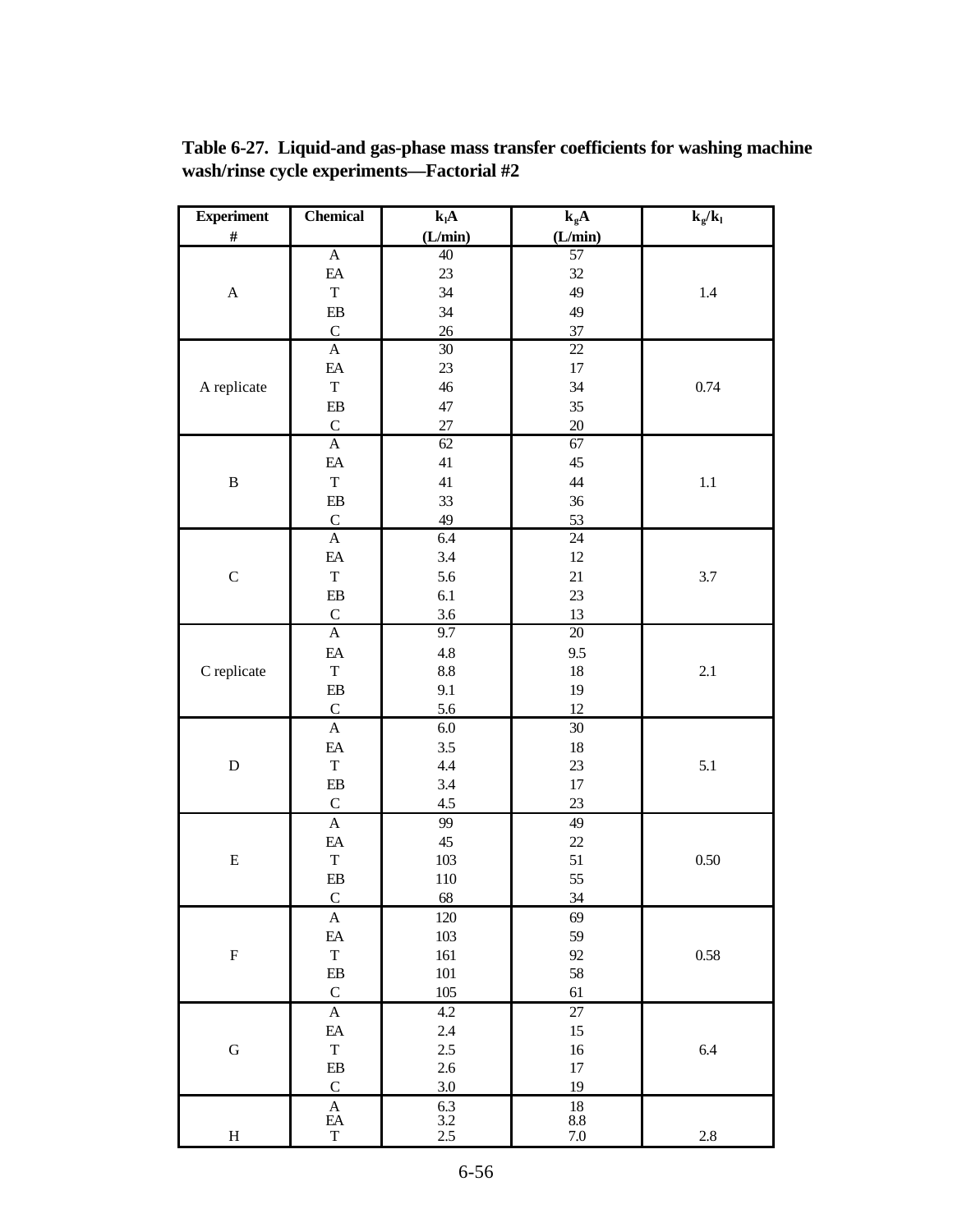**Table 6-27. Liquid-and gas-phase mass transfer coefficients for washing machine wash/rinse cycle experiments—Factorial #2**

| Experiment # | Chemical | $k_lA$ (L/min) | $k_gA$ (L/min) | $k_g/k_l$ |
|---|---|---|---|---|
| A | A | 40 | 57 | 1.4 |
| | EA | 23 | 32 | |
| | T | 34 | 49 | |
| | EB | 34 | 49 | |
| | C | 26 | 37 | |
| A replicate | A | 30 | 22 | 0.74 |
| | EA | 23 | 17 | |
| | T | 46 | 34 | |
| | EB | 47 | 35 | |
| | C | 27 | 20 | |
| B | A | 62 | 67 | 1.1 |
| | EA | 41 | 45 | |
| | T | 41 | 44 | |
| | EB | 33 | 36 | |
| | C | 49 | 53 | |
| C | A | 6.4 | 24 | 3.7 |
| | EA | 3.4 | 12 | |
| | T | 5.6 | 21 | |
| | EB | 6.1 | 23 | |
| | C | 3.6 | 13 | |
| C replicate | A | 9.7 | 20 | 2.1 |
| | EA | 4.8 | 9.5 | |
| | T | 8.8 | 18 | |
| | EB | 9.1 | 19 | |
| | C | 5.6 | 12 | |
| D | A | 6.0 | 30 | 5.1 |
| | EA | 3.5 | 18 | |
| | T | 4.4 | 23 | |
| | EB | 3.4 | 17 | |
| | C | 4.5 | 23 | |
| E | A | 99 | 49 | 0.50 |
| | EA | 45 | 22 | |
| | T | 103 | 51 | |
| | EB | 110 | 55 | |
| | C | 68 | 34 | |
| F | A | 120 | 69 | 0.58 |
| | EA | 103 | 59 | |
| | T | 161 | 92 | |
| | EB | 101 | 58 | |
| | C | 105 | 61 | |
| G | A | 4.2 | 27 | 6.4 |
| | EA | 2.4 | 15 | |
| | T | 2.5 | 16 | |
| | EB | 2.6 | 17 | |
| | C | 3.0 | 19 | |
| H | A | 6.3 | 18 | 2.8 |
| | EA | 3.2 | 8.8 | |
| | T | 2.5 | 7.0 | |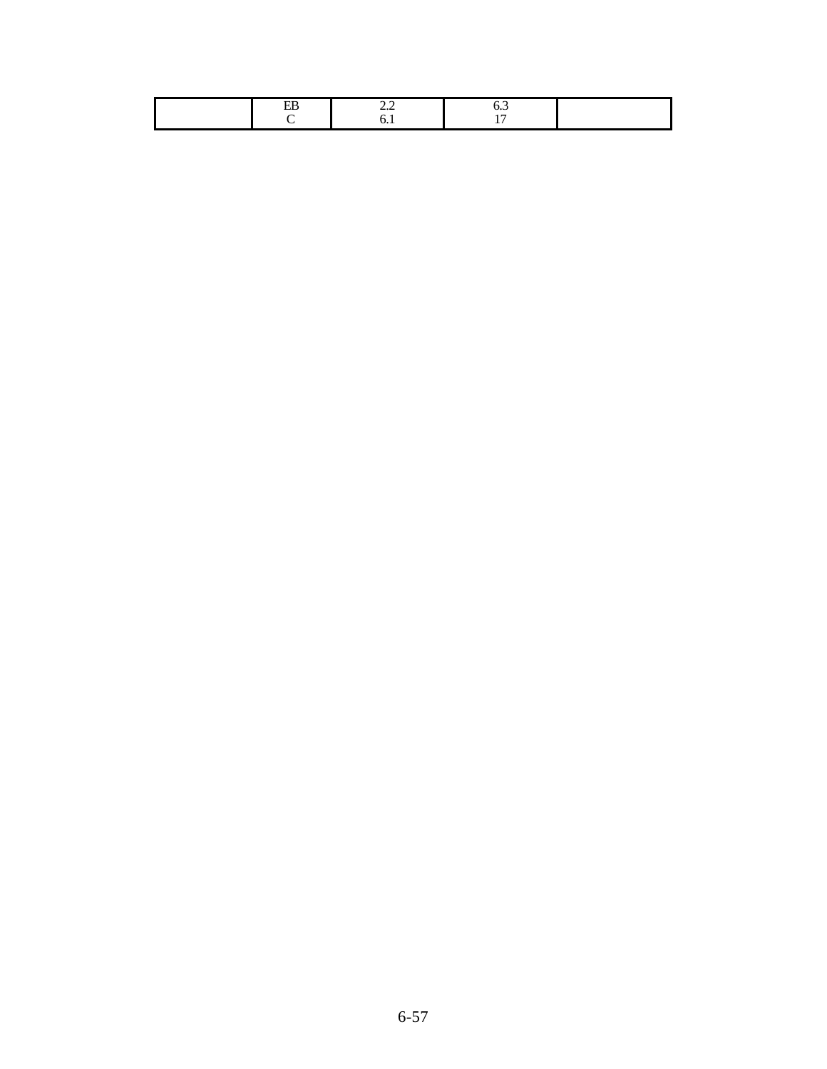| | | | | |
|---|---|---|---|---|
| | EB<br>C | 2.2<br>6.1 | 6.3<br>17 | |